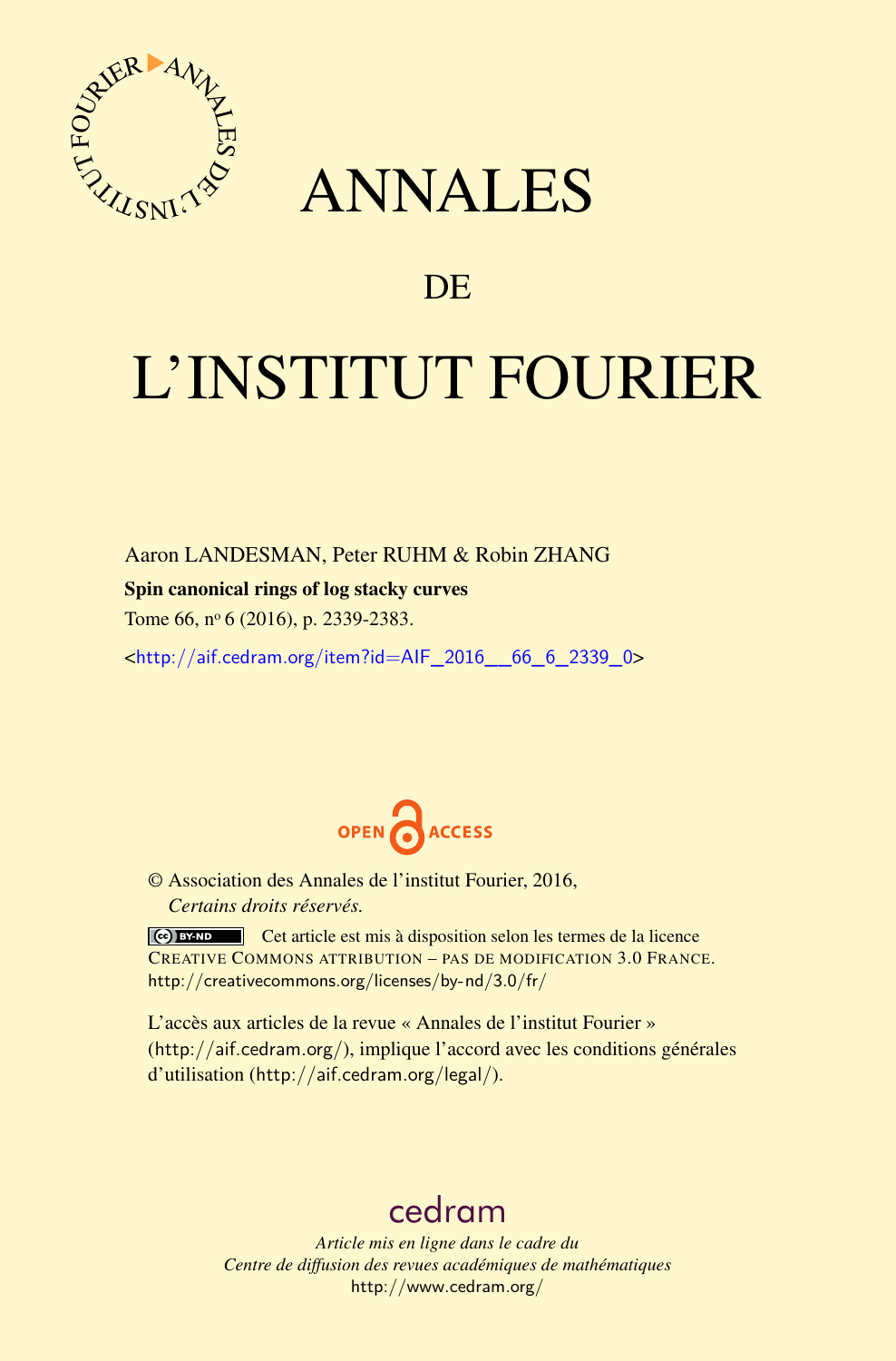# ANNALES

## DE

# L'INSTITUT FOURIER

Aaron LANDESMAN, Peter RUHM & Robin ZHANG

**Spin canonical rings of log stacky curves**

Tome 66, nº 6 (2016), p. 2339-2383.

<http://aif.cedram.org/item?id=AIF_2016__66_6_2339_0>

OPEN ACCESS

© Association des Annales de l'institut Fourier, 2016,
*Certains droits réservés.*

Cet article est mis à disposition selon les termes de la licence CREATIVE COMMONS ATTRIBUTION – PAS DE MODIFICATION 3.0 FRANCE.
http://creativecommons.org/licenses/by-nd/3.0/fr/

L'accès aux articles de la revue « Annales de l'institut Fourier » (http://aif.cedram.org/), implique l'accord avec les conditions générales d'utilisation (http://aif.cedram.org/legal/).

cedram

*Article mis en ligne dans le cadre du*
*Centre de diffusion des revues académiques de mathématiques*
http://www.cedram.org/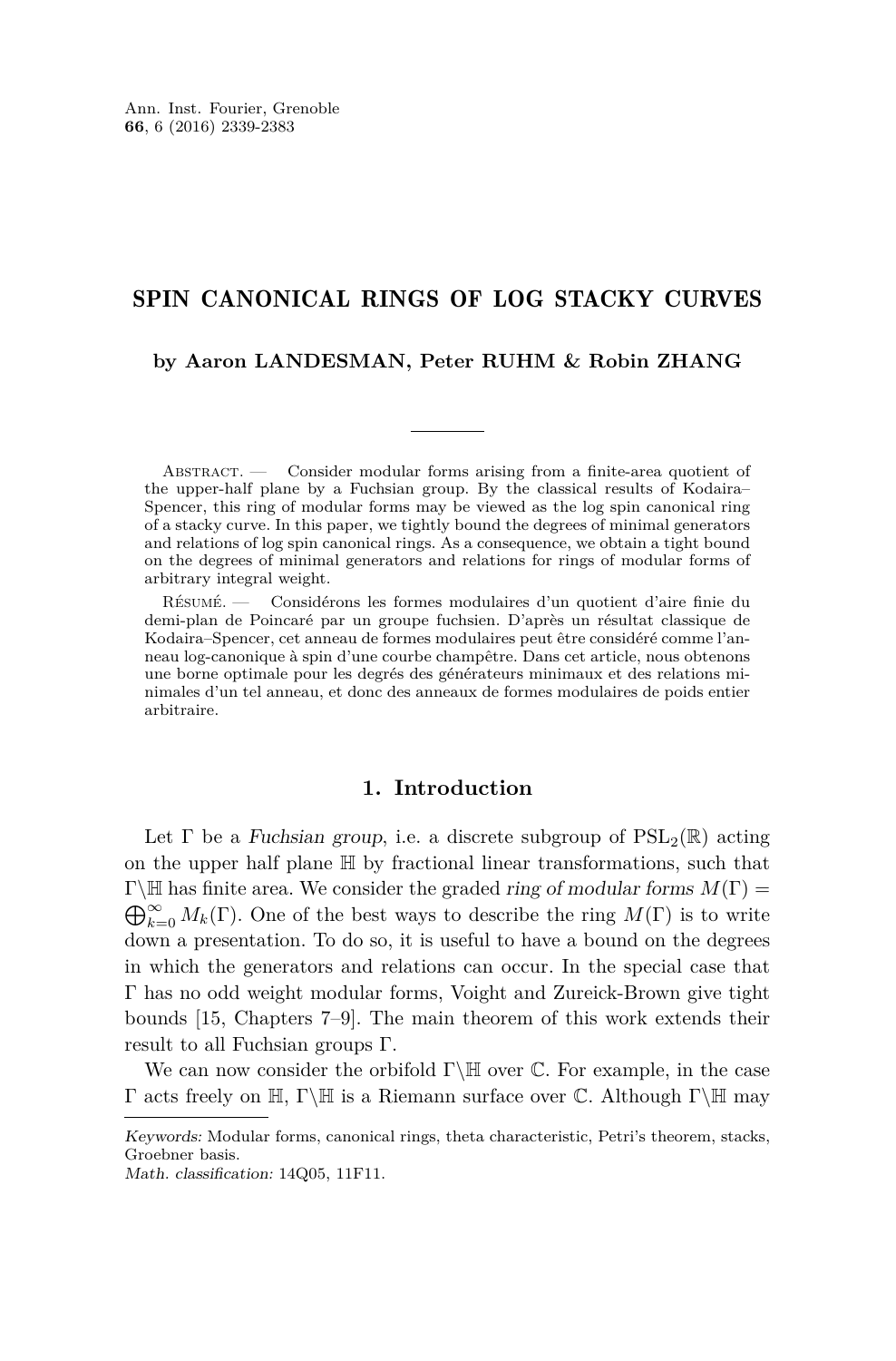# SPIN CANONICAL RINGS OF LOG STACKY CURVES

**by Aaron LANDESMAN, Peter RUHM & Robin ZHANG**

Abstract. — Consider modular forms arising from a finite-area quotient of the upper-half plane by a Fuchsian group. By the classical results of Kodaira–Spencer, this ring of modular forms may be viewed as the log spin canonical ring of a stacky curve. In this paper, we tightly bound the degrees of minimal generators and relations of log spin canonical rings. As a consequence, we obtain a tight bound on the degrees of minimal generators and relations for rings of modular forms of arbitrary integral weight.

Résumé. — Considérons les formes modulaires d'un quotient d'aire finie du demi-plan de Poincaré par un groupe fuchsien. D'après un résultat classique de Kodaira–Spencer, cet anneau de formes modulaires peut être considéré comme l'anneau log-canonique à spin d'une courbe champêtre. Dans cet article, nous obtenons une borne optimale pour les degrés des générateurs minimaux et des relations minimales d'un tel anneau, et donc des anneaux de formes modulaires de poids entier arbitraire.

## 1. Introduction

Let $\Gamma$ be a *Fuchsian group*, i.e. a discrete subgroup of $\mathrm{PSL}_2(\mathbb{R})$ acting on the upper half plane $\mathbb{H}$ by fractional linear transformations, such that $\Gamma\backslash\mathbb{H}$ has finite area. We consider the graded *ring of modular forms* $M(\Gamma) = \bigoplus_{k=0}^{\infty} M_k(\Gamma)$. One of the best ways to describe the ring $M(\Gamma)$ is to write down a presentation. To do so, it is useful to have a bound on the degrees in which the generators and relations can occur. In the special case that $\Gamma$ has no odd weight modular forms, Voight and Zureick-Brown give tight bounds [15, Chapters 7–9]. The main theorem of this work extends their result to all Fuchsian groups $\Gamma$.

We can now consider the orbifold $\Gamma\backslash\mathbb{H}$ over $\mathbb{C}$. For example, in the case $\Gamma$ acts freely on $\mathbb{H}$, $\Gamma\backslash\mathbb{H}$ is a Riemann surface over $\mathbb{C}$. Although $\Gamma\backslash\mathbb{H}$ may

*Keywords:* Modular forms, canonical rings, theta characteristic, Petri's theorem, stacks, Groebner basis.
*Math. classification:* 14Q05, 11F11.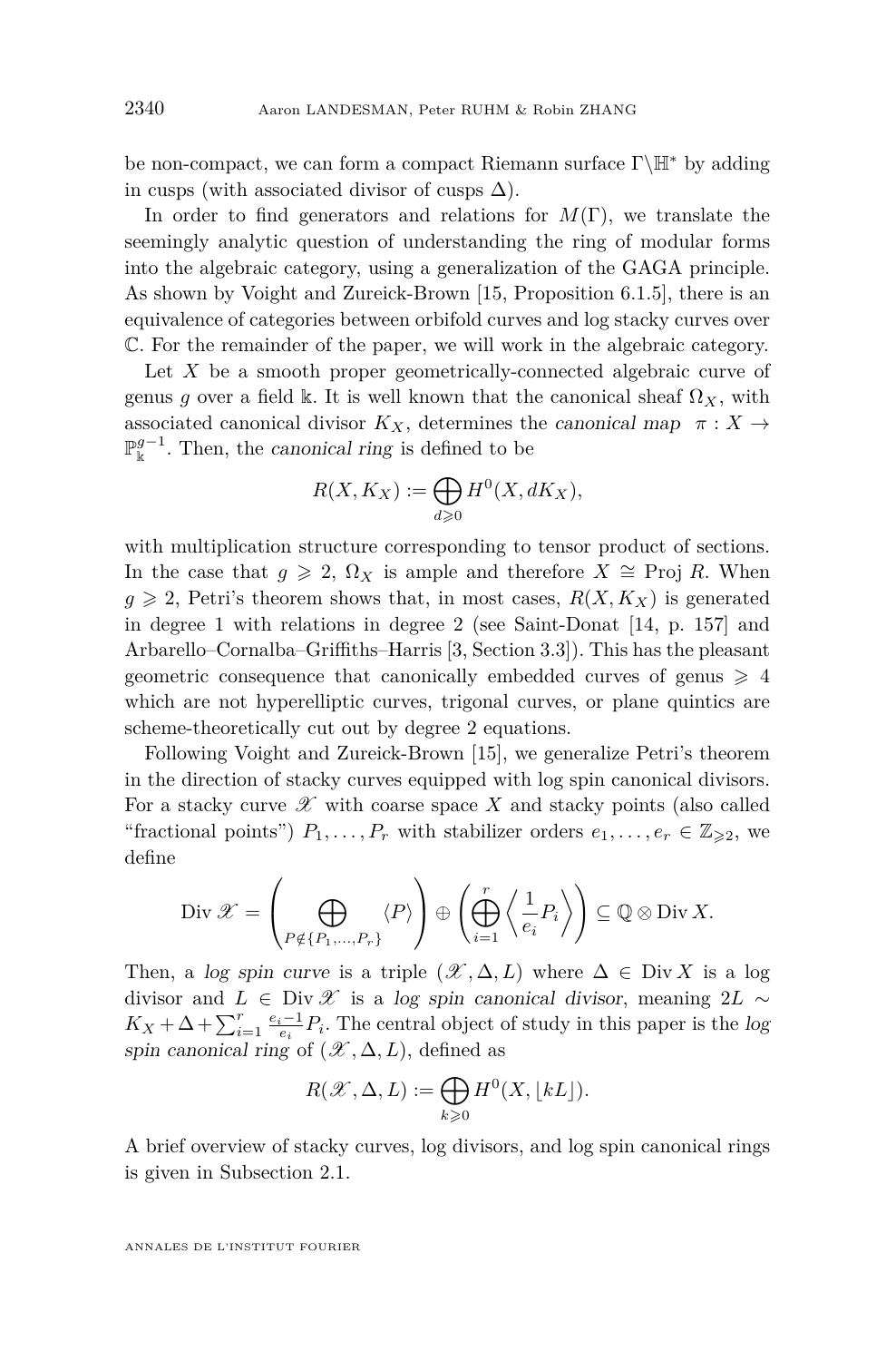be non-compact, we can form a compact Riemann surface $\Gamma\backslash\mathbb{H}^*$ by adding in cusps (with associated divisor of cusps $\Delta$).

In order to find generators and relations for $M(\Gamma)$, we translate the seemingly analytic question of understanding the ring of modular forms into the algebraic category, using a generalization of the GAGA principle. As shown by Voight and Zureick-Brown [15, Proposition 6.1.5], there is an equivalence of categories between orbifold curves and log stacky curves over $\mathbb{C}$. For the remainder of the paper, we will work in the algebraic category.

Let $X$ be a smooth proper geometrically-connected algebraic curve of genus $g$ over a field $\Bbbk$. It is well known that the canonical sheaf $\Omega_X$, with associated canonical divisor $K_X$, determines the *canonical map* $\pi : X \to \mathbb{P}^{g-1}_{\Bbbk}$. Then, the *canonical ring* is defined to be

$$R(X, K_X) := \bigoplus_{d \geqslant 0} H^0(X, dK_X),$$

with multiplication structure corresponding to tensor product of sections. In the case that $g \geqslant 2$, $\Omega_X$ is ample and therefore $X \cong \operatorname{Proj} R$. When $g \geqslant 2$, Petri's theorem shows that, in most cases, $R(X, K_X)$ is generated in degree 1 with relations in degree 2 (see Saint-Donat [14, p. 157] and Arbarello–Cornalba–Griffiths–Harris [3, Section 3.3]). This has the pleasant geometric consequence that canonically embedded curves of genus $\geqslant 4$ which are not hyperelliptic curves, trigonal curves, or plane quintics are scheme-theoretically cut out by degree 2 equations.

Following Voight and Zureick-Brown [15], we generalize Petri's theorem in the direction of stacky curves equipped with log spin canonical divisors. For a stacky curve $\mathscr{X}$ with coarse space $X$ and stacky points (also called "fractional points") $P_1, \dots, P_r$ with stabilizer orders $e_1, \dots, e_r \in \mathbb{Z}_{\geqslant 2}$, we define

$$\operatorname{Div} \mathscr{X} = \left( \bigoplus_{P \notin \{P_1, \dots, P_r\}} \langle P \rangle \right) \oplus \left( \bigoplus_{i=1}^{r} \left\langle \frac{1}{e_i} P_i \right\rangle \right) \subseteq \mathbb{Q} \otimes \operatorname{Div} X.$$

Then, a *log spin curve* is a triple $(\mathscr{X}, \Delta, L)$ where $\Delta \in \operatorname{Div} X$ is a log divisor and $L \in \operatorname{Div} \mathscr{X}$ is a *log spin canonical divisor*, meaning $2L \sim K_X + \Delta + \sum_{i=1}^{r} \frac{e_i - 1}{e_i} P_i$. The central object of study in this paper is the *log spin canonical ring* of $(\mathscr{X}, \Delta, L)$, defined as

$$R(\mathscr{X}, \Delta, L) := \bigoplus_{k \geqslant 0} H^0(X, \lfloor kL \rfloor).$$

A brief overview of stacky curves, log divisors, and log spin canonical rings is given in Subsection 2.1.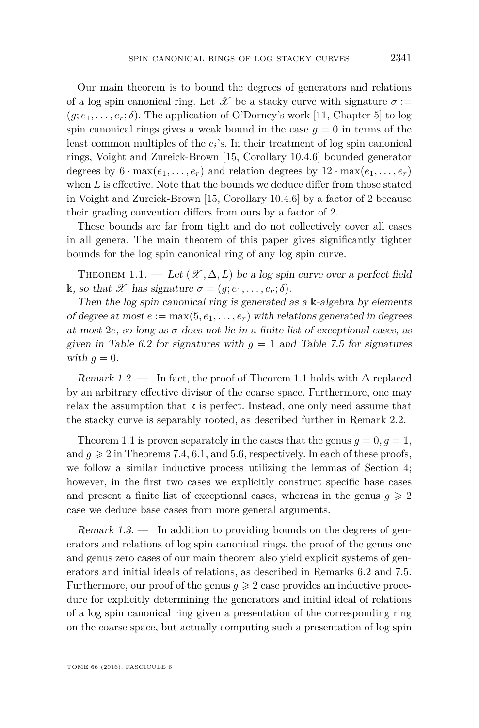Our main theorem is to bound the degrees of generators and relations of a log spin canonical ring. Let $\mathscr{X}$ be a stacky curve with signature $\sigma := (g; e_1, \ldots, e_r; \delta)$. The application of O'Dorney's work [11, Chapter 5] to log spin canonical rings gives a weak bound in the case $g = 0$ in terms of the least common multiples of the $e_i$'s. In their treatment of log spin canonical rings, Voight and Zureick-Brown [15, Corollary 10.4.6] bounded generator degrees by $6 \cdot \max(e_1, \ldots, e_r)$ and relation degrees by $12 \cdot \max(e_1, \ldots, e_r)$ when $L$ is effective. Note that the bounds we deduce differ from those stated in Voight and Zureick-Brown [15, Corollary 10.4.6] by a factor of 2 because their grading convention differs from ours by a factor of 2.

These bounds are far from tight and do not collectively cover all cases in all genera. The main theorem of this paper gives significantly tighter bounds for the log spin canonical ring of any log spin curve.

Theorem 1.1. — *Let $(\mathscr{X}, \Delta, L)$ be a log spin curve over a perfect field $\Bbbk$, so that $\mathscr{X}$ has signature $\sigma = (g; e_1, \ldots, e_r; \delta)$.*

*Then the log spin canonical ring is generated as a $\Bbbk$-algebra by elements of degree at most $e := \max(5, e_1, \ldots, e_r)$ with relations generated in degrees at most $2e$, so long as $\sigma$ does not lie in a finite list of exceptional cases, as given in Table 6.2 for signatures with $g = 1$ and Table 7.5 for signatures with $g = 0$.*

*Remark 1.2.* — In fact, the proof of Theorem 1.1 holds with $\Delta$ replaced by an arbitrary effective divisor of the coarse space. Furthermore, one may relax the assumption that $\Bbbk$ is perfect. Instead, one only need assume that the stacky curve is separably rooted, as described further in Remark 2.2.

Theorem 1.1 is proven separately in the cases that the genus $g = 0, g = 1$, and $g \geqslant 2$ in Theorems 7.4, 6.1, and 5.6, respectively. In each of these proofs, we follow a similar inductive process utilizing the lemmas of Section 4; however, in the first two cases we explicitly construct specific base cases and present a finite list of exceptional cases, whereas in the genus $g \geqslant 2$ case we deduce base cases from more general arguments.

*Remark 1.3.* — In addition to providing bounds on the degrees of generators and relations of log spin canonical rings, the proof of the genus one and genus zero cases of our main theorem also yield explicit systems of generators and initial ideals of relations, as described in Remarks 6.2 and 7.5. Furthermore, our proof of the genus $g \geqslant 2$ case provides an inductive procedure for explicitly determining the generators and initial ideal of relations of a log spin canonical ring given a presentation of the corresponding ring on the coarse space, but actually computing such a presentation of log spin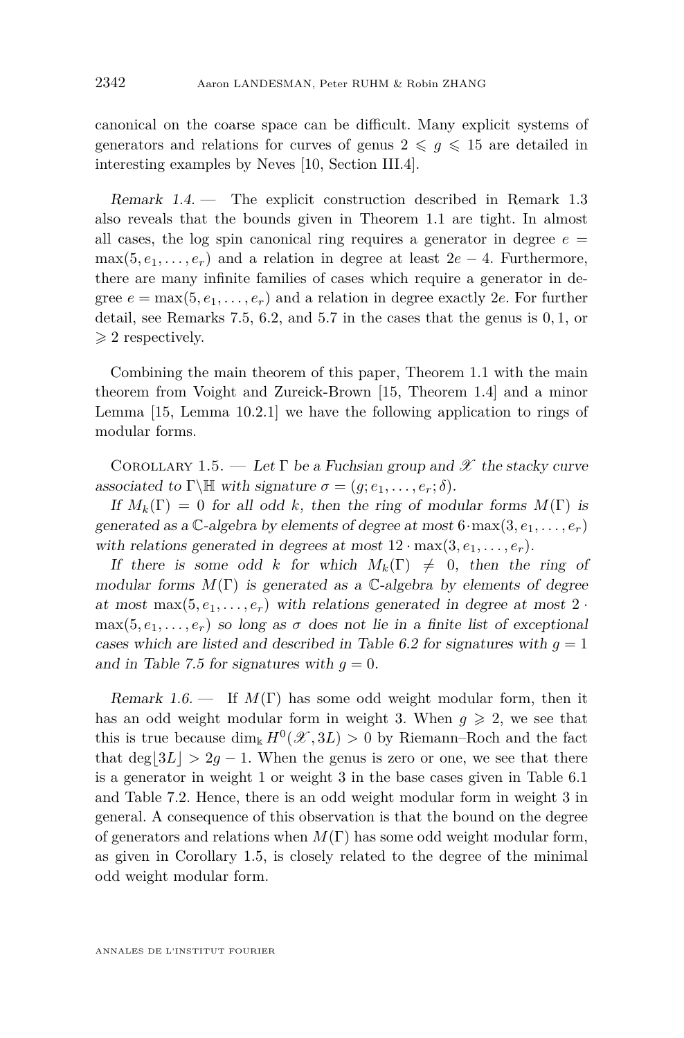canonical on the coarse space can be difficult. Many explicit systems of generators and relations for curves of genus $2 \leqslant g \leqslant 15$ are detailed in interesting examples by Neves [10, Section III.4].

*Remark 1.4.* — The explicit construction described in Remark 1.3 also reveals that the bounds given in Theorem 1.1 are tight. In almost all cases, the log spin canonical ring requires a generator in degree $e = \max(5, e_1, \ldots, e_r)$ and a relation in degree at least $2e - 4$. Furthermore, there are many infinite families of cases which require a generator in degree $e = \max(5, e_1, \ldots, e_r)$ and a relation in degree exactly $2e$. For further detail, see Remarks 7.5, 6.2, and 5.7 in the cases that the genus is $0, 1$, or $\geqslant 2$ respectively.

Combining the main theorem of this paper, Theorem 1.1 with the main theorem from Voight and Zureick-Brown [15, Theorem 1.4] and a minor Lemma [15, Lemma 10.2.1] we have the following application to rings of modular forms.

Corollary 1.5. — *Let $\Gamma$ be a Fuchsian group and $\mathscr{X}$ the stacky curve associated to $\Gamma \backslash \mathbb{H}$ with signature $\sigma = (g; e_1, \ldots, e_r; \delta)$.*

*If $M_k(\Gamma) = 0$ for all odd $k$, then the ring of modular forms $M(\Gamma)$ is generated as a $\mathbb{C}$-algebra by elements of degree at most $6 \cdot \max(3, e_1, \ldots, e_r)$ with relations generated in degrees at most $12 \cdot \max(3, e_1, \ldots, e_r)$.*

*If there is some odd $k$ for which $M_k(\Gamma) \neq 0$, then the ring of modular forms $M(\Gamma)$ is generated as a $\mathbb{C}$-algebra by elements of degree at most $\max(5, e_1, \ldots, e_r)$ with relations generated in degree at most $2 \cdot \max(5, e_1, \ldots, e_r)$ so long as $\sigma$ does not lie in a finite list of exceptional cases which are listed and described in Table 6.2 for signatures with $g = 1$ and in Table 7.5 for signatures with $g = 0$.*

*Remark 1.6.* — If $M(\Gamma)$ has some odd weight modular form, then it has an odd weight modular form in weight 3. When $g \geqslant 2$, we see that this is true because $\dim_{\Bbbk} H^0(\mathscr{X}, 3L) > 0$ by Riemann–Roch and the fact that $\deg\lfloor 3L \rfloor > 2g - 1$. When the genus is zero or one, we see that there is a generator in weight 1 or weight 3 in the base cases given in Table 6.1 and Table 7.2. Hence, there is an odd weight modular form in weight 3 in general. A consequence of this observation is that the bound on the degree of generators and relations when $M(\Gamma)$ has some odd weight modular form, as given in Corollary 1.5, is closely related to the degree of the minimal odd weight modular form.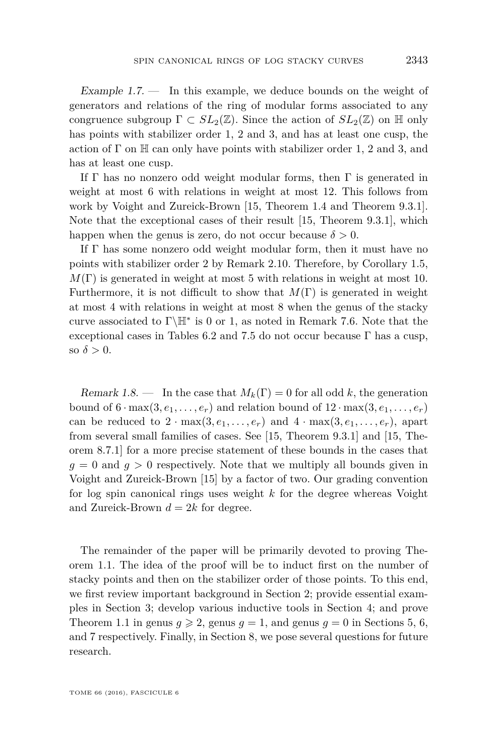*Example 1.7.* — In this example, we deduce bounds on the weight of generators and relations of the ring of modular forms associated to any congruence subgroup $\Gamma \subset SL_2(\mathbb{Z})$. Since the action of $SL_2(\mathbb{Z})$ on $\mathbb{H}$ only has points with stabilizer order 1, 2 and 3, and has at least one cusp, the action of $\Gamma$ on $\mathbb{H}$ can only have points with stabilizer order 1, 2 and 3, and has at least one cusp.

If $\Gamma$ has no nonzero odd weight modular forms, then $\Gamma$ is generated in weight at most 6 with relations in weight at most 12. This follows from work by Voight and Zureick-Brown [15, Theorem 1.4 and Theorem 9.3.1]. Note that the exceptional cases of their result [15, Theorem 9.3.1], which happen when the genus is zero, do not occur because $\delta > 0$.

If $\Gamma$ has some nonzero odd weight modular form, then it must have no points with stabilizer order 2 by Remark 2.10. Therefore, by Corollary 1.5, $M(\Gamma)$ is generated in weight at most 5 with relations in weight at most 10. Furthermore, it is not difficult to show that $M(\Gamma)$ is generated in weight at most 4 with relations in weight at most 8 when the genus of the stacky curve associated to $\Gamma\backslash\mathbb{H}^*$ is 0 or 1, as noted in Remark 7.6. Note that the exceptional cases in Tables 6.2 and 7.5 do not occur because $\Gamma$ has a cusp, so $\delta > 0$.

*Remark 1.8.* — In the case that $M_k(\Gamma) = 0$ for all odd $k$, the generation bound of $6 \cdot \max(3, e_1, \ldots, e_r)$ and relation bound of $12 \cdot \max(3, e_1, \ldots, e_r)$ can be reduced to $2 \cdot \max(3, e_1, \ldots, e_r)$ and $4 \cdot \max(3, e_1, \ldots, e_r)$, apart from several small families of cases. See [15, Theorem 9.3.1] and [15, Theorem 8.7.1] for a more precise statement of these bounds in the cases that $g = 0$ and $g > 0$ respectively. Note that we multiply all bounds given in Voight and Zureick-Brown [15] by a factor of two. Our grading convention for log spin canonical rings uses weight $k$ for the degree whereas Voight and Zureick-Brown $d = 2k$ for degree.

The remainder of the paper will be primarily devoted to proving Theorem 1.1. The idea of the proof will be to induct first on the number of stacky points and then on the stabilizer order of those points. To this end, we first review important background in Section 2; provide essential examples in Section 3; develop various inductive tools in Section 4; and prove Theorem 1.1 in genus $g \geqslant 2$, genus $g = 1$, and genus $g = 0$ in Sections 5, 6, and 7 respectively. Finally, in Section 8, we pose several questions for future research.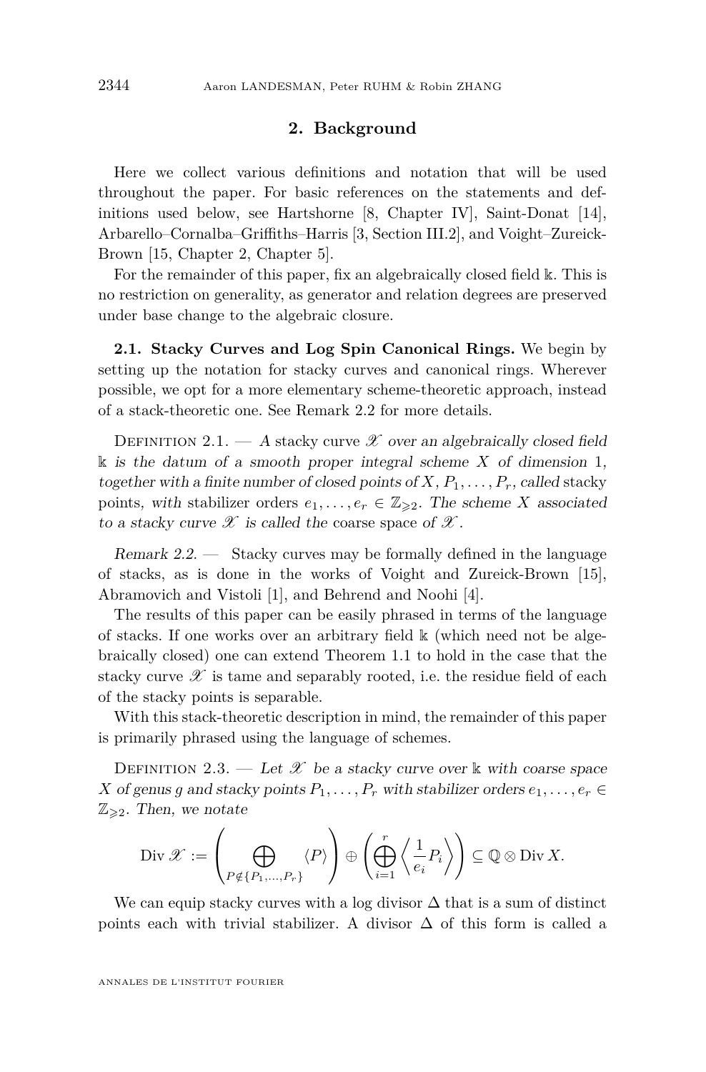## 2. Background

Here we collect various definitions and notation that will be used throughout the paper. For basic references on the statements and definitions used below, see Hartshorne [8, Chapter IV], Saint-Donat [14], Arbarello–Cornalba–Griffiths–Harris [3, Section III.2], and Voight–Zureick-Brown [15, Chapter 2, Chapter 5].

For the remainder of this paper, fix an algebraically closed field $\Bbbk$. This is no restriction on generality, as generator and relation degrees are preserved under base change to the algebraic closure.

**2.1. Stacky Curves and Log Spin Canonical Rings.** We begin by setting up the notation for stacky curves and canonical rings. Wherever possible, we opt for a more elementary scheme-theoretic approach, instead of a stack-theoretic one. See Remark 2.2 for more details.

Definition 2.1. — *A* stacky curve $\mathscr{X}$ *over an algebraically closed field* $\Bbbk$ *is the datum of a smooth proper integral scheme* $X$ *of dimension* 1*, together with a finite number of closed points of* $X$*,* $P_1, \ldots, P_r$*, called* stacky points*, with* stabilizer orders $e_1, \ldots, e_r \in \mathbb{Z}_{\geqslant 2}$*. The scheme* $X$ *associated to a stacky curve* $\mathscr{X}$ *is called the* coarse space *of* $\mathscr{X}$*.*

*Remark 2.2.* — Stacky curves may be formally defined in the language of stacks, as is done in the works of Voight and Zureick-Brown [15], Abramovich and Vistoli [1], and Behrend and Noohi [4].

The results of this paper can be easily phrased in terms of the language of stacks. If one works over an arbitrary field $\Bbbk$ (which need not be algebraically closed) one can extend Theorem 1.1 to hold in the case that the stacky curve $\mathscr{X}$ is tame and separably rooted, i.e. the residue field of each of the stacky points is separable.

With this stack-theoretic description in mind, the remainder of this paper is primarily phrased using the language of schemes.

Definition 2.3. — *Let* $\mathscr{X}$ *be a stacky curve over* $\Bbbk$ *with coarse space* $X$ *of genus* $g$ *and stacky points* $P_1, \ldots, P_r$ *with stabilizer orders* $e_1, \ldots, e_r \in \mathbb{Z}_{\geqslant 2}$*. Then, we notate*

$$\operatorname{Div} \mathscr{X} := \left( \bigoplus_{P \notin \{P_1, \ldots, P_r\}} \langle P \rangle \right) \oplus \left( \bigoplus_{i=1}^{r} \left\langle \frac{1}{e_i} P_i \right\rangle \right) \subseteq \mathbb{Q} \otimes \operatorname{Div} X.$$

We can equip stacky curves with a log divisor $\Delta$ that is a sum of distinct points each with trivial stabilizer. A divisor $\Delta$ of this form is called a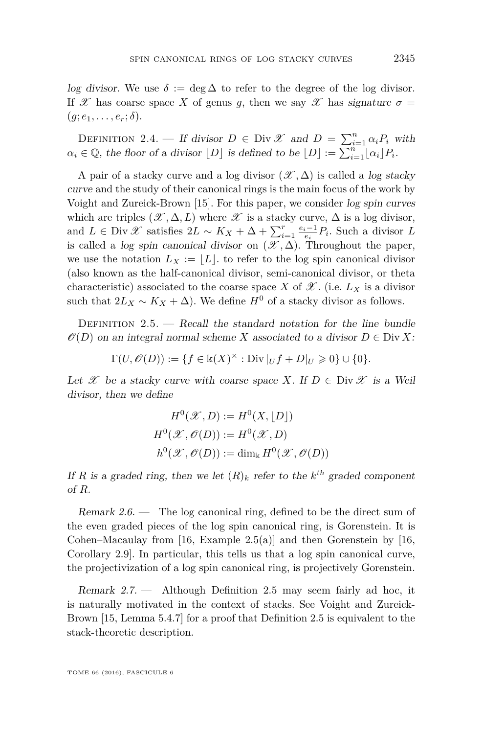*log divisor*. We use $\delta := \deg \Delta$ to refer to the degree of the log divisor. If $\mathscr{X}$ has coarse space $X$ of genus $g$, then we say $\mathscr{X}$ has *signature* $\sigma = (g; e_1, \ldots, e_r; \delta)$.

Definition 2.4. — *If divisor $D \in \operatorname{Div} \mathscr{X}$ and $D = \sum_{i=1}^n \alpha_i P_i$ with $\alpha_i \in \mathbb{Q}$, the floor of a divisor $\lfloor D \rfloor$ is defined to be $\lfloor D \rfloor := \sum_{i=1}^n \lfloor \alpha_i \rfloor P_i$.*

A pair of a stacky curve and a log divisor $(\mathscr{X}, \Delta)$ is called a *log stacky curve* and the study of their canonical rings is the main focus of the work by Voight and Zureick-Brown [15]. For this paper, we consider *log spin curves* which are triples $(\mathscr{X}, \Delta, L)$ where $\mathscr{X}$ is a stacky curve, $\Delta$ is a log divisor, and $L \in \operatorname{Div} \mathscr{X}$ satisfies $2L \sim K_X + \Delta + \sum_{i=1}^r \frac{e_i - 1}{e_i} P_i$. Such a divisor $L$ is called a *log spin canonical divisor* on $(\mathscr{X}, \Delta)$. Throughout the paper, we use the notation $L_X := \lfloor L \rfloor$. to refer to the log spin canonical divisor (also known as the half-canonical divisor, semi-canonical divisor, or theta characteristic) associated to the coarse space $X$ of $\mathscr{X}$. (i.e. $L_X$ is a divisor such that $2L_X \sim K_X + \Delta$). We define $H^0$ of a stacky divisor as follows.

Definition 2.5. — *Recall the standard notation for the line bundle $\mathscr{O}(D)$ on an integral normal scheme $X$ associated to a divisor $D \in \operatorname{Div} X$:*

$$\Gamma(U, \mathscr{O}(D)) := \{f \in \Bbbk(X)^\times : \operatorname{Div}|_U f + D|_U \geqslant 0\} \cup \{0\}.$$

*Let $\mathscr{X}$ be a stacky curve with coarse space $X$. If $D \in \operatorname{Div} \mathscr{X}$ is a Weil divisor, then we define*

$$\begin{aligned} H^0(\mathscr{X}, D) &:= H^0(X, \lfloor D \rfloor) \\ H^0(\mathscr{X}, \mathscr{O}(D)) &:= H^0(\mathscr{X}, D) \\ h^0(\mathscr{X}, \mathscr{O}(D)) &:= \dim_\Bbbk H^0(\mathscr{X}, \mathscr{O}(D)) \end{aligned}$$

*If $R$ is a graded ring, then we let $(R)_k$ refer to the $k^{th}$ graded component of $R$.*

*Remark 2.6.* — The log canonical ring, defined to be the direct sum of the even graded pieces of the log spin canonical ring, is Gorenstein. It is Cohen–Macaulay from [16, Example 2.5(a)] and then Gorenstein by [16, Corollary 2.9]. In particular, this tells us that a log spin canonical curve, the projectivization of a log spin canonical ring, is projectively Gorenstein.

*Remark 2.7.* — Although Definition 2.5 may seem fairly ad hoc, it is naturally motivated in the context of stacks. See Voight and Zureick-Brown [15, Lemma 5.4.7] for a proof that Definition 2.5 is equivalent to the stack-theoretic description.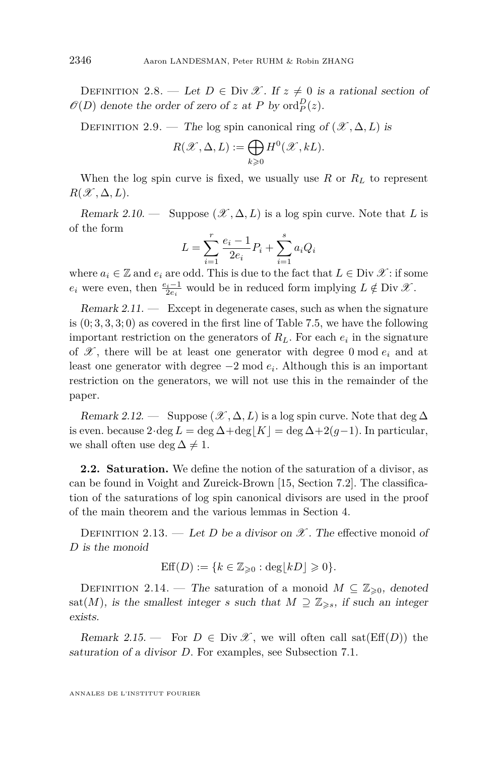Definition 2.8. — *Let $D \in \operatorname{Div} \mathscr{X}$. If $z \neq 0$ is a rational section of $\mathscr{O}(D)$ denote the order of zero of $z$ at $P$ by $\operatorname{ord}_P^D(z)$.*

Definition 2.9. — *The* log spin canonical ring *of $(\mathscr{X}, \Delta, L)$ is*

$$R(\mathscr{X}, \Delta, L) := \bigoplus_{k \geqslant 0} H^0(\mathscr{X}, kL).$$

When the log spin curve is fixed, we usually use $R$ or $R_L$ to represent $R(\mathscr{X}, \Delta, L)$.

*Remark 2.10.* — Suppose $(\mathscr{X}, \Delta, L)$ is a log spin curve. Note that $L$ is of the form

$$L = \sum_{i=1}^{r} \frac{e_i - 1}{2e_i} P_i + \sum_{i=1}^{s} a_i Q_i$$

where $a_i \in \mathbb{Z}$ and $e_i$ are odd. This is due to the fact that $L \in \operatorname{Div} \mathscr{X}$: if some $e_i$ were even, then $\frac{e_i - 1}{2e_i}$ would be in reduced form implying $L \notin \operatorname{Div} \mathscr{X}$.

*Remark 2.11.* — Except in degenerate cases, such as when the signature is $(0; 3, 3, 3; 0)$ as covered in the first line of Table 7.5, we have the following important restriction on the generators of $R_L$. For each $e_i$ in the signature of $\mathscr{X}$, there will be at least one generator with degree $0 \bmod e_i$ and at least one generator with degree $-2 \bmod e_i$. Although this is an important restriction on the generators, we will not use this in the remainder of the paper.

*Remark 2.12.* — Suppose $(\mathscr{X}, \Delta, L)$ is a log spin curve. Note that $\deg \Delta$ is even. because $2 \cdot \deg L = \deg \Delta + \deg \lfloor K \rfloor = \deg \Delta + 2(g-1)$. In particular, we shall often use $\deg \Delta \neq 1$.

**2.2. Saturation.** We define the notion of the saturation of a divisor, as can be found in Voight and Zureick-Brown [15, Section 7.2]. The classification of the saturations of log spin canonical divisors are used in the proof of the main theorem and the various lemmas in Section 4.

Definition 2.13. — *Let $D$ be a divisor on $\mathscr{X}$. The* effective monoid *of $D$ is the monoid*

$$\operatorname{Eff}(D) := \{k \in \mathbb{Z}_{\geqslant 0} : \deg \lfloor kD \rfloor \geqslant 0\}.$$

Definition 2.14. — *The* saturation *of a monoid $M \subseteq \mathbb{Z}_{\geqslant 0}$, denoted $\operatorname{sat}(M)$, is the smallest integer $s$ such that $M \supseteq \mathbb{Z}_{\geqslant s}$, if such an integer exists.*

*Remark 2.15.* — For $D \in \operatorname{Div} \mathscr{X}$, we will often call $\operatorname{sat}(\operatorname{Eff}(D))$ the *saturation of a divisor $D$*. For examples, see Subsection 7.1.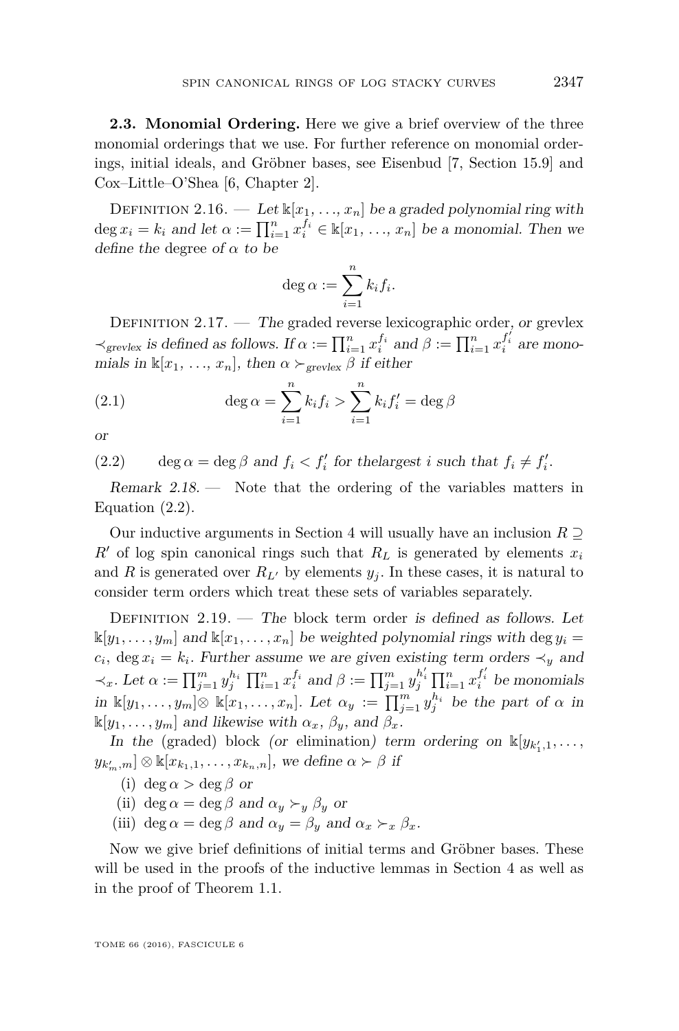**2.3. Monomial Ordering.** Here we give a brief overview of the three monomial orderings that we use. For further reference on monomial orderings, initial ideals, and Gröbner bases, see Eisenbud [7, Section 15.9] and Cox–Little–O'Shea [6, Chapter 2].

Definition 2.16. — *Let* $\Bbbk[x_1, \ldots, x_n]$ *be a graded polynomial ring with* $\deg x_i = k_i$ *and let* $\alpha := \prod_{i=1}^{n} x_i^{f_i} \in \Bbbk[x_1, \ldots, x_n]$ *be a monomial. Then we define the* degree *of* $\alpha$ *to be*

$$\deg \alpha := \sum_{i=1}^{n} k_i f_i.$$

Definition 2.17. — *The* graded reverse lexicographic order, *or* grevlex $\prec_{grevlex}$ *is defined as follows. If* $\alpha := \prod_{i=1}^{n} x_i^{f_i}$ *and* $\beta := \prod_{i=1}^{n} x_i^{f_i'}$ *are monomials in* $\Bbbk[x_1, \ldots, x_n]$*, then* $\alpha \succ_{grevlex} \beta$ *if either*

$$\deg \alpha = \sum_{i=1}^{n} k_i f_i > \sum_{i=1}^{n} k_i f_i' = \deg \beta \tag{2.1}$$

*or*

$$\deg \alpha = \deg \beta \text{ and } f_i < f_i' \text{ for thelargest } i \text{ such that } f_i \neq f_i'. \tag{2.2}$$

*Remark 2.18.* — Note that the ordering of the variables matters in Equation (2.2).

Our inductive arguments in Section 4 will usually have an inclusion $R \supseteq R'$ of log spin canonical rings such that $R_L$ is generated by elements $x_i$ and $R$ is generated over $R_{L'}$ by elements $y_j$. In these cases, it is natural to consider term orders which treat these sets of variables separately.

Definition 2.19. — *The* block term order *is defined as follows. Let* $\Bbbk[y_1, \ldots, y_m]$ *and* $\Bbbk[x_1, \ldots, x_n]$ *be weighted polynomial rings with* $\deg y_i = c_i$, $\deg x_i = k_i$*. Further assume we are given existing term orders* $\prec_y$ *and* $\prec_x$*. Let* $\alpha := \prod_{j=1}^{m} y_j^{h_i} \prod_{i=1}^{n} x_i^{f_i}$ *and* $\beta := \prod_{j=1}^{m} y_j^{h_i'} \prod_{i=1}^{n} x_i^{f_i'}$ *be monomials in* $\Bbbk[y_1, \ldots, y_m] \otimes \Bbbk[x_1, \ldots, x_n]$*. Let* $\alpha_y := \prod_{j=1}^{m} y_j^{h_i}$ *be the part of* $\alpha$ *in* $\Bbbk[y_1, \ldots, y_m]$ *and likewise with* $\alpha_x$, $\beta_y$*, and* $\beta_x$*.*

*In the* (graded) block *(or* elimination*)* term ordering *on* $\Bbbk[y_{k_1',1}, \ldots, y_{k_m',m}] \otimes \Bbbk[x_{k_1,1}, \ldots, x_{k_n,n}]$*, we define* $\alpha \succ \beta$ *if*

(i) $\deg \alpha > \deg \beta$ *or*

(ii) $\deg \alpha = \deg \beta$ *and* $\alpha_y \succ_y \beta_y$ *or*

(iii) $\deg \alpha = \deg \beta$ *and* $\alpha_y = \beta_y$ *and* $\alpha_x \succ_x \beta_x$*.*

Now we give brief definitions of initial terms and Gröbner bases. These will be used in the proofs of the inductive lemmas in Section 4 as well as in the proof of Theorem 1.1.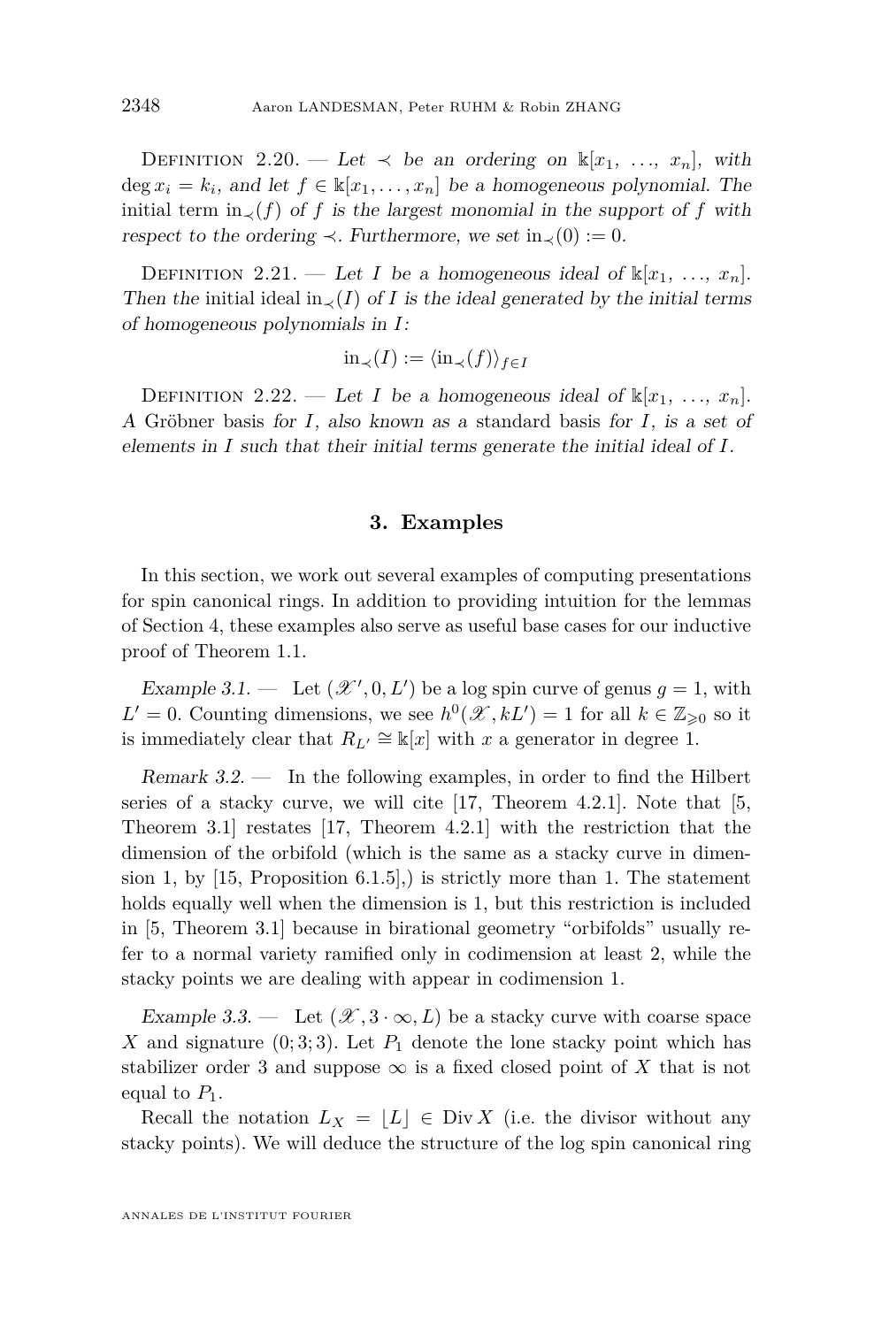Definition 2.20. — *Let $\prec$ be an ordering on $\mathbb{k}[x_1, \ldots, x_n]$, with $\deg x_i = k_i$, and let $f \in \mathbb{k}[x_1, \ldots, x_n]$ be a homogeneous polynomial. The* initial term $\mathrm{in}_{\prec}(f)$ *of $f$ is the largest monomial in the support of $f$ with respect to the ordering $\prec$. Furthermore, we set $\mathrm{in}_{\prec}(0) := 0$.*

Definition 2.21. — *Let $I$ be a homogeneous ideal of $\mathbb{k}[x_1, \ldots, x_n]$. Then the* initial ideal $\mathrm{in}_{\prec}(I)$ *of $I$ is the ideal generated by the initial terms of homogeneous polynomials in $I$:*

$$\mathrm{in}_{\prec}(I) := \langle \mathrm{in}_{\prec}(f) \rangle_{f \in I}$$

Definition 2.22. — *Let $I$ be a homogeneous ideal of $\mathbb{k}[x_1, \ldots, x_n]$. A* Gröbner basis *for $I$, also known as a* standard basis *for $I$, is a set of elements in $I$ such that their initial terms generate the initial ideal of $I$.*

## 3. Examples

In this section, we work out several examples of computing presentations for spin canonical rings. In addition to providing intuition for the lemmas of Section 4, these examples also serve as useful base cases for our inductive proof of Theorem 1.1.

*Example 3.1.* — Let $(\mathscr{X}', 0, L')$ be a log spin curve of genus $g = 1$, with $L' = 0$. Counting dimensions, we see $h^0(\mathscr{X}, kL') = 1$ for all $k \in \mathbb{Z}_{\geqslant 0}$ so it is immediately clear that $R_{L'} \cong \mathbb{k}[x]$ with $x$ a generator in degree 1.

*Remark 3.2.* — In the following examples, in order to find the Hilbert series of a stacky curve, we will cite [17, Theorem 4.2.1]. Note that [5, Theorem 3.1] restates [17, Theorem 4.2.1] with the restriction that the dimension of the orbifold (which is the same as a stacky curve in dimension 1, by [15, Proposition 6.1.5],) is strictly more than 1. The statement holds equally well when the dimension is 1, but this restriction is included in [5, Theorem 3.1] because in birational geometry "orbifolds" usually refer to a normal variety ramified only in codimension at least 2, while the stacky points we are dealing with appear in codimension 1.

*Example 3.3.* — Let $(\mathscr{X}, 3 \cdot \infty, L)$ be a stacky curve with coarse space $X$ and signature $(0; 3; 3)$. Let $P_1$ denote the lone stacky point which has stabilizer order 3 and suppose $\infty$ is a fixed closed point of $X$ that is not equal to $P_1$.

Recall the notation $L_X = \lfloor L \rfloor \in \operatorname{Div} X$ (i.e. the divisor without any stacky points). We will deduce the structure of the log spin canonical ring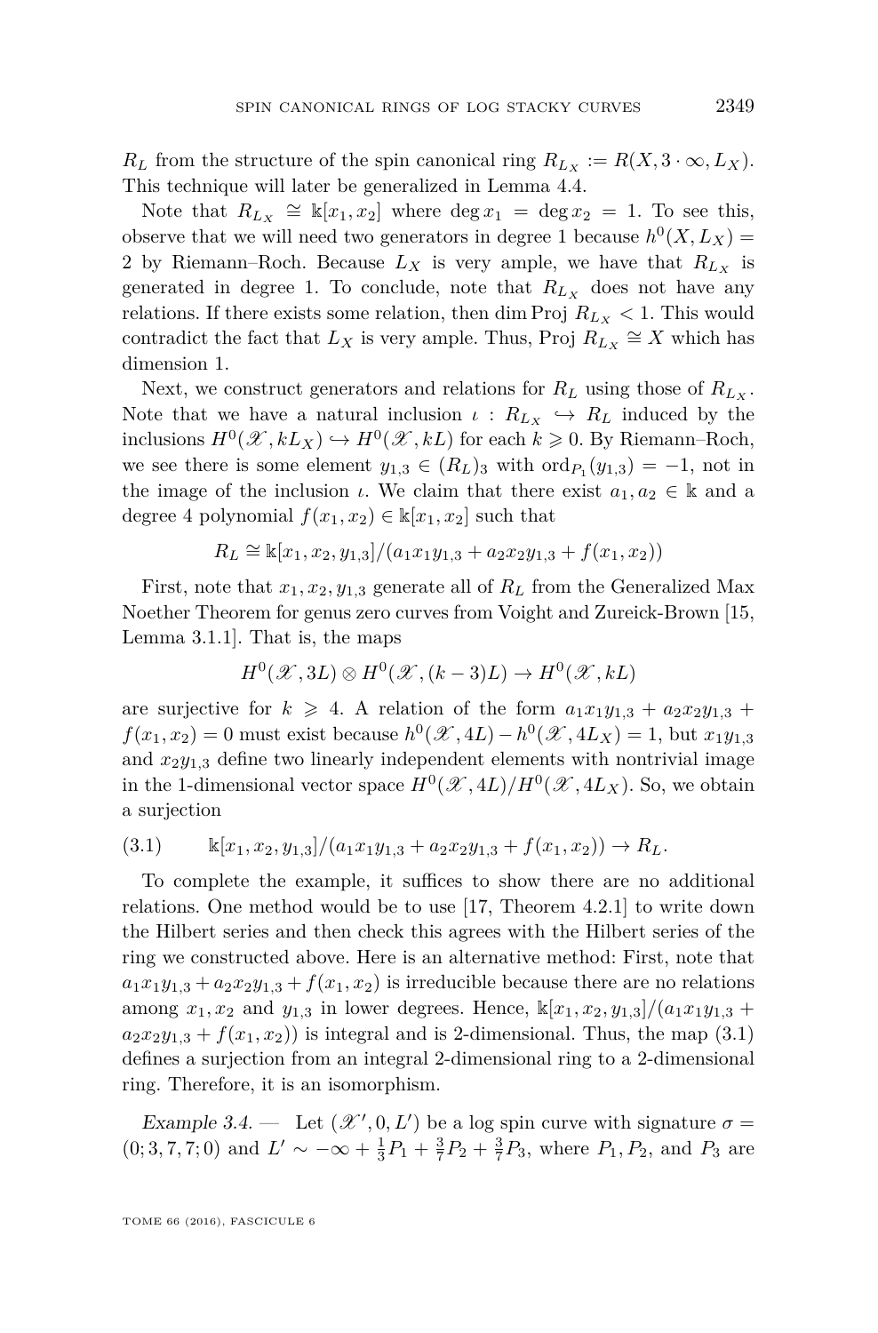$R_L$ from the structure of the spin canonical ring $R_{L_X} := R(X, 3 \cdot \infty, L_X)$. This technique will later be generalized in Lemma 4.4.

Note that $R_{L_X} \cong \Bbbk[x_1, x_2]$ where $\deg x_1 = \deg x_2 = 1$. To see this, observe that we will need two generators in degree 1 because $h^0(X, L_X) = 2$ by Riemann–Roch. Because $L_X$ is very ample, we have that $R_{L_X}$ is generated in degree 1. To conclude, note that $R_{L_X}$ does not have any relations. If there exists some relation, then $\dim \operatorname{Proj} R_{L_X} < 1$. This would contradict the fact that $L_X$ is very ample. Thus, $\operatorname{Proj} R_{L_X} \cong X$ which has dimension 1.

Next, we construct generators and relations for $R_L$ using those of $R_{L_X}$. Note that we have a natural inclusion $\iota : R_{L_X} \hookrightarrow R_L$ induced by the inclusions $H^0(\mathscr{X}, kL_X) \hookrightarrow H^0(\mathscr{X}, kL)$ for each $k \geqslant 0$. By Riemann–Roch, we see there is some element $y_{1,3} \in (R_L)_3$ with $\operatorname{ord}_{P_1}(y_{1,3}) = -1$, not in the image of the inclusion $\iota$. We claim that there exist $a_1, a_2 \in \Bbbk$ and a degree 4 polynomial $f(x_1, x_2) \in \Bbbk[x_1, x_2]$ such that

$$R_L \cong \Bbbk[x_1, x_2, y_{1,3}]/(a_1 x_1 y_{1,3} + a_2 x_2 y_{1,3} + f(x_1, x_2))$$

First, note that $x_1, x_2, y_{1,3}$ generate all of $R_L$ from the Generalized Max Noether Theorem for genus zero curves from Voight and Zureick-Brown [15, Lemma 3.1.1]. That is, the maps

$$H^0(\mathscr{X}, 3L) \otimes H^0(\mathscr{X}, (k-3)L) \to H^0(\mathscr{X}, kL)$$

are surjective for $k \geqslant 4$. A relation of the form $a_1 x_1 y_{1,3} + a_2 x_2 y_{1,3} + f(x_1, x_2) = 0$ must exist because $h^0(\mathscr{X}, 4L) - h^0(\mathscr{X}, 4L_X) = 1$, but $x_1 y_{1,3}$ and $x_2 y_{1,3}$ define two linearly independent elements with nontrivial image in the 1-dimensional vector space $H^0(\mathscr{X}, 4L)/H^0(\mathscr{X}, 4L_X)$. So, we obtain a surjection

$$\Bbbk[x_1, x_2, y_{1,3}]/(a_1 x_1 y_{1,3} + a_2 x_2 y_{1,3} + f(x_1, x_2)) \to R_L. \tag{3.1}$$

To complete the example, it suffices to show there are no additional relations. One method would be to use [17, Theorem 4.2.1] to write down the Hilbert series and then check this agrees with the Hilbert series of the ring we constructed above. Here is an alternative method: First, note that $a_1 x_1 y_{1,3} + a_2 x_2 y_{1,3} + f(x_1, x_2)$ is irreducible because there are no relations among $x_1, x_2$ and $y_{1,3}$ in lower degrees. Hence, $\Bbbk[x_1, x_2, y_{1,3}]/(a_1 x_1 y_{1,3} + a_2 x_2 y_{1,3} + f(x_1, x_2))$ is integral and is 2-dimensional. Thus, the map (3.1) defines a surjection from an integral 2-dimensional ring to a 2-dimensional ring. Therefore, it is an isomorphism.

*Example 3.4.* — Let $(\mathscr{X}', 0, L')$ be a log spin curve with signature $\sigma = (0; 3, 7, 7; 0)$ and $L' \sim -\infty + \frac{1}{3}P_1 + \frac{3}{7}P_2 + \frac{3}{7}P_3$, where $P_1, P_2$, and $P_3$ are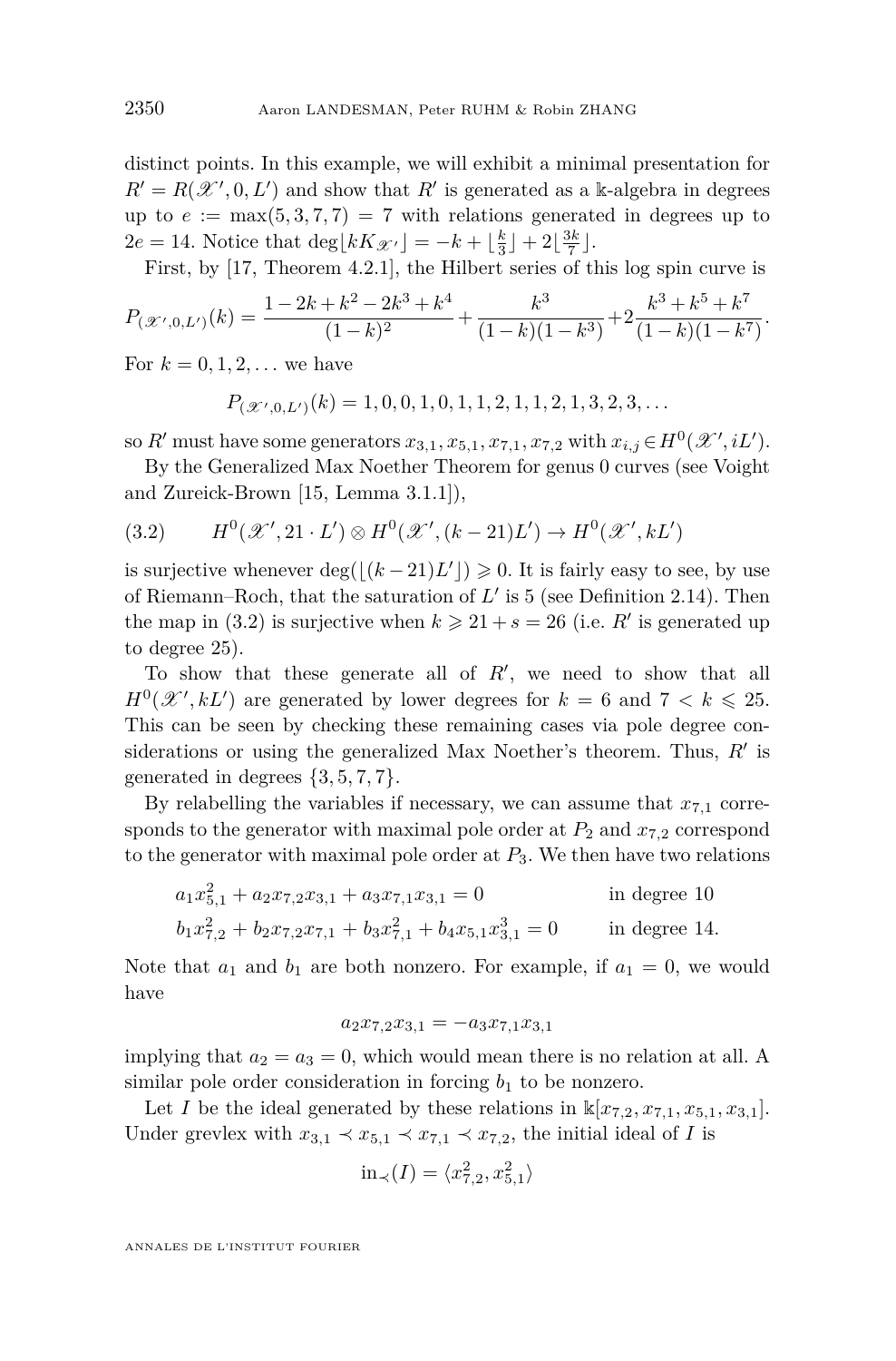distinct points. In this example, we will exhibit a minimal presentation for $R' = R(\mathscr{X}', 0, L')$ and show that $R'$ is generated as a $\Bbbk$-algebra in degrees up to $e := \max(5,3,7,7) = 7$ with relations generated in degrees up to $2e = 14$. Notice that $\deg\lfloor kK_{\mathscr{X}'}\rfloor = -k + \lfloor \frac{k}{3}\rfloor + 2\lfloor \frac{3k}{7}\rfloor$.

First, by [17, Theorem 4.2.1], the Hilbert series of this log spin curve is

$$P_{(\mathscr{X}',0,L')}(k) = \frac{1-2k+k^2-2k^3+k^4}{(1-k)^2} + \frac{k^3}{(1-k)(1-k^3)} + 2\frac{k^3+k^5+k^7}{(1-k)(1-k^7)}.$$

For $k = 0,1,2,\dots$ we have

$$P_{(\mathscr{X}',0,L')}(k) = 1,0,0,1,0,1,1,2,1,1,2,1,3,2,3,\dots$$

so $R'$ must have some generators $x_{3,1}, x_{5,1}, x_{7,1}, x_{7,2}$ with $x_{i,j} \in H^0(\mathscr{X}', iL')$.

By the Generalized Max Noether Theorem for genus 0 curves (see Voight and Zureick-Brown [15, Lemma 3.1.1]),

$$H^0(\mathscr{X}', 21\cdot L') \otimes H^0(\mathscr{X}', (k-21)L') \to H^0(\mathscr{X}', kL') \tag{3.2}$$

is surjective whenever $\deg(\lfloor (k-21)L'\rfloor) \geqslant 0$. It is fairly easy to see, by use of Riemann–Roch, that the saturation of $L'$ is 5 (see Definition 2.14). Then the map in (3.2) is surjective when $k \geqslant 21 + s = 26$ (i.e. $R'$ is generated up to degree 25).

To show that these generate all of $R'$, we need to show that all $H^0(\mathscr{X}', kL')$ are generated by lower degrees for $k = 6$ and $7 < k \leqslant 25$. This can be seen by checking these remaining cases via pole degree considerations or using the generalized Max Noether's theorem. Thus, $R'$ is generated in degrees $\{3,5,7,7\}$.

By relabelling the variables if necessary, we can assume that $x_{7,1}$ corresponds to the generator with maximal pole order at $P_2$ and $x_{7,2}$ correspond to the generator with maximal pole order at $P_3$. We then have two relations

$$a_1x_{5,1}^2 + a_2x_{7,2}x_{3,1} + a_3x_{7,1}x_{3,1} = 0 \qquad \text{in degree 10}$$

$$b_1x_{7,2}^2 + b_2x_{7,2}x_{7,1} + b_3x_{7,1}^2 + b_4x_{5,1}x_{3,1}^3 = 0 \qquad \text{in degree 14.}$$

Note that $a_1$ and $b_1$ are both nonzero. For example, if $a_1 = 0$, we would have

$$a_2x_{7,2}x_{3,1} = -a_3x_{7,1}x_{3,1}$$

implying that $a_2 = a_3 = 0$, which would mean there is no relation at all. A similar pole order consideration in forcing $b_1$ to be nonzero.

Let $I$ be the ideal generated by these relations in $\Bbbk[x_{7,2}, x_{7,1}, x_{5,1}, x_{3,1}]$. Under grevlex with $x_{3,1} \prec x_{5,1} \prec x_{7,1} \prec x_{7,2}$, the initial ideal of $I$ is

$$\mathrm{in}_{\prec}(I) = \langle x_{7,2}^2, x_{5,1}^2\rangle$$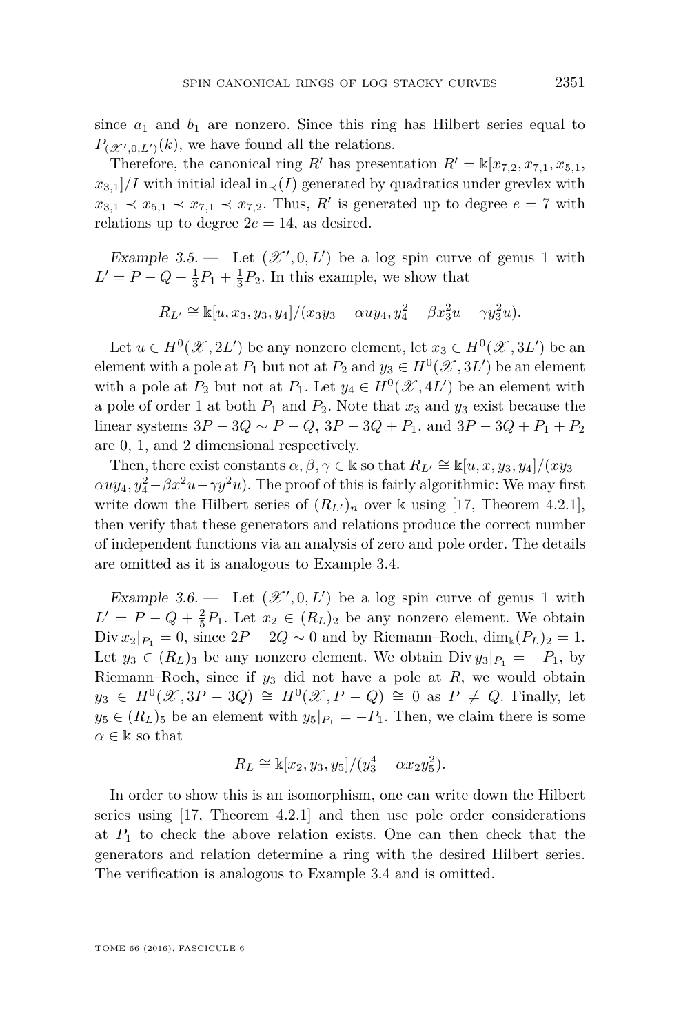since $a_1$ and $b_1$ are nonzero. Since this ring has Hilbert series equal to $P_{(\mathscr{X}',0,L')}(k)$, we have found all the relations.

Therefore, the canonical ring $R'$ has presentation $R' = \Bbbk[x_{7,2}, x_{7,1}, x_{5,1}, x_{3,1}]/I$ with initial ideal $\mathrm{in}_{\prec}(I)$ generated by quadratics under grevlex with $x_{3,1} \prec x_{5,1} \prec x_{7,1} \prec x_{7,2}$. Thus, $R'$ is generated up to degree $e = 7$ with relations up to degree $2e = 14$, as desired.

*Example 3.5.* — Let $(\mathscr{X}', 0, L')$ be a log spin curve of genus 1 with $L' = P - Q + \frac{1}{3}P_1 + \frac{1}{3}P_2$. In this example, we show that

$$R_{L'} \cong \Bbbk[u, x_3, y_3, y_4]/(x_3 y_3 - \alpha u y_4, y_4^2 - \beta x_3^2 u - \gamma y_3^2 u).$$

Let $u \in H^0(\mathscr{X}, 2L')$ be any nonzero element, let $x_3 \in H^0(\mathscr{X}, 3L')$ be an element with a pole at $P_1$ but not at $P_2$ and $y_3 \in H^0(\mathscr{X}, 3L')$ be an element with a pole at $P_2$ but not at $P_1$. Let $y_4 \in H^0(\mathscr{X}, 4L')$ be an element with a pole of order 1 at both $P_1$ and $P_2$. Note that $x_3$ and $y_3$ exist because the linear systems $3P - 3Q \sim P - Q$, $3P - 3Q + P_1$, and $3P - 3Q + P_1 + P_2$ are 0, 1, and 2 dimensional respectively.

Then, there exist constants $\alpha, \beta, \gamma \in \Bbbk$ so that $R_{L'} \cong \Bbbk[u, x, y_3, y_4]/(xy_3 - \alpha u y_4, y_4^2 - \beta x^2 u - \gamma y^2 u)$. The proof of this is fairly algorithmic: We may first write down the Hilbert series of $(R_{L'})_n$ over $\Bbbk$ using [17, Theorem 4.2.1], then verify that these generators and relations produce the correct number of independent functions via an analysis of zero and pole order. The details are omitted as it is analogous to Example 3.4.

*Example 3.6.* — Let $(\mathscr{X}', 0, L')$ be a log spin curve of genus 1 with $L' = P - Q + \frac{2}{5}P_1$. Let $x_2 \in (R_L)_2$ be any nonzero element. We obtain $\operatorname{Div} x_2|_{P_1} = 0$, since $2P - 2Q \sim 0$ and by Riemann–Roch, $\dim_{\Bbbk}(P_L)_2 = 1$. Let $y_3 \in (R_L)_3$ be any nonzero element. We obtain $\operatorname{Div} y_3|_{P_1} = -P_1$, by Riemann–Roch, since if $y_3$ did not have a pole at $R$, we would obtain $y_3 \in H^0(\mathscr{X}, 3P - 3Q) \cong H^0(\mathscr{X}, P - Q) \cong 0$ as $P \neq Q$. Finally, let $y_5 \in (R_L)_5$ be an element with $y_5|_{P_1} = -P_1$. Then, we claim there is some $\alpha \in \Bbbk$ so that

$$R_L \cong \Bbbk[x_2, y_3, y_5]/(y_3^4 - \alpha x_2 y_5^2).$$

In order to show this is an isomorphism, one can write down the Hilbert series using [17, Theorem 4.2.1] and then use pole order considerations at $P_1$ to check the above relation exists. One can then check that the generators and relation determine a ring with the desired Hilbert series. The verification is analogous to Example 3.4 and is omitted.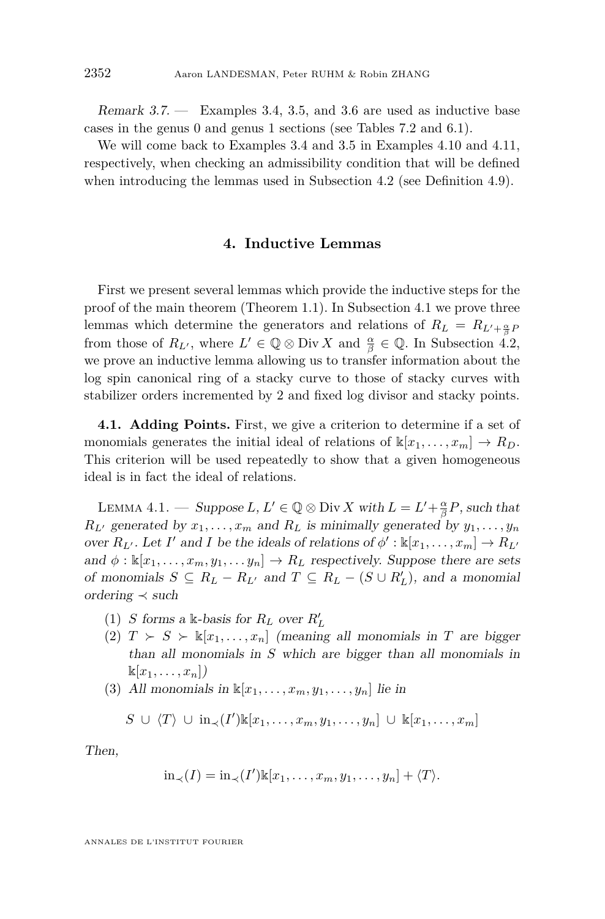*Remark 3.7.* — Examples 3.4, 3.5, and 3.6 are used as inductive base cases in the genus 0 and genus 1 sections (see Tables 7.2 and 6.1).

We will come back to Examples 3.4 and 3.5 in Examples 4.10 and 4.11, respectively, when checking an admissibility condition that will be defined when introducing the lemmas used in Subsection 4.2 (see Definition 4.9).

## 4. Inductive Lemmas

First we present several lemmas which provide the inductive steps for the proof of the main theorem (Theorem 1.1). In Subsection 4.1 we prove three lemmas which determine the generators and relations of $R_L = R_{L'+\frac{\alpha}{\beta}P}$ from those of $R_{L'}$, where $L' \in \mathbb{Q} \otimes \operatorname{Div} X$ and $\frac{\alpha}{\beta} \in \mathbb{Q}$. In Subsection 4.2, we prove an inductive lemma allowing us to transfer information about the log spin canonical ring of a stacky curve to those of stacky curves with stabilizer orders incremented by 2 and fixed log divisor and stacky points.

**4.1. Adding Points.** First, we give a criterion to determine if a set of monomials generates the initial ideal of relations of $\Bbbk[x_1, \dots, x_m] \to R_D$. This criterion will be used repeatedly to show that a given homogeneous ideal is in fact the ideal of relations.

Lemma 4.1. — *Suppose $L, L' \in \mathbb{Q} \otimes \operatorname{Div} X$ with $L = L' + \frac{\alpha}{\beta}P$, such that $R_{L'}$ generated by $x_1, \dots, x_m$ and $R_L$ is minimally generated by $y_1, \dots, y_n$ over $R_{L'}$. Let $I'$ and $I$ be the ideals of relations of $\phi' : \Bbbk[x_1, \dots, x_m] \to R_{L'}$ and $\phi : \Bbbk[x_1, \dots, x_m, y_1, \dots y_n] \to R_L$ respectively. Suppose there are sets of monomials $S \subseteq R_L - R_{L'}$ and $T \subseteq R_L - (S \cup R'_L)$, and a monomial ordering $\prec$ such*

1. *$S$ forms a $\Bbbk$-basis for $R_L$ over $R'_L$*
2. *$T \succ S \succ \Bbbk[x_1, \dots, x_n]$ (meaning all monomials in $T$ are bigger than all monomials in $S$ which are bigger than all monomials in $\Bbbk[x_1, \dots, x_n]$)*
3. *All monomials in $\Bbbk[x_1, \dots, x_m, y_1, \dots, y_n]$ lie in*

$$S \,\cup\, \langle T \rangle \,\cup\, \operatorname{in}_\prec(I')\Bbbk[x_1, \dots, x_m, y_1, \dots, y_n] \,\cup\, \Bbbk[x_1, \dots, x_m]$$

*Then,*

$$\operatorname{in}_\prec(I) = \operatorname{in}_\prec(I')\Bbbk[x_1, \dots, x_m, y_1, \dots, y_n] + \langle T \rangle.$$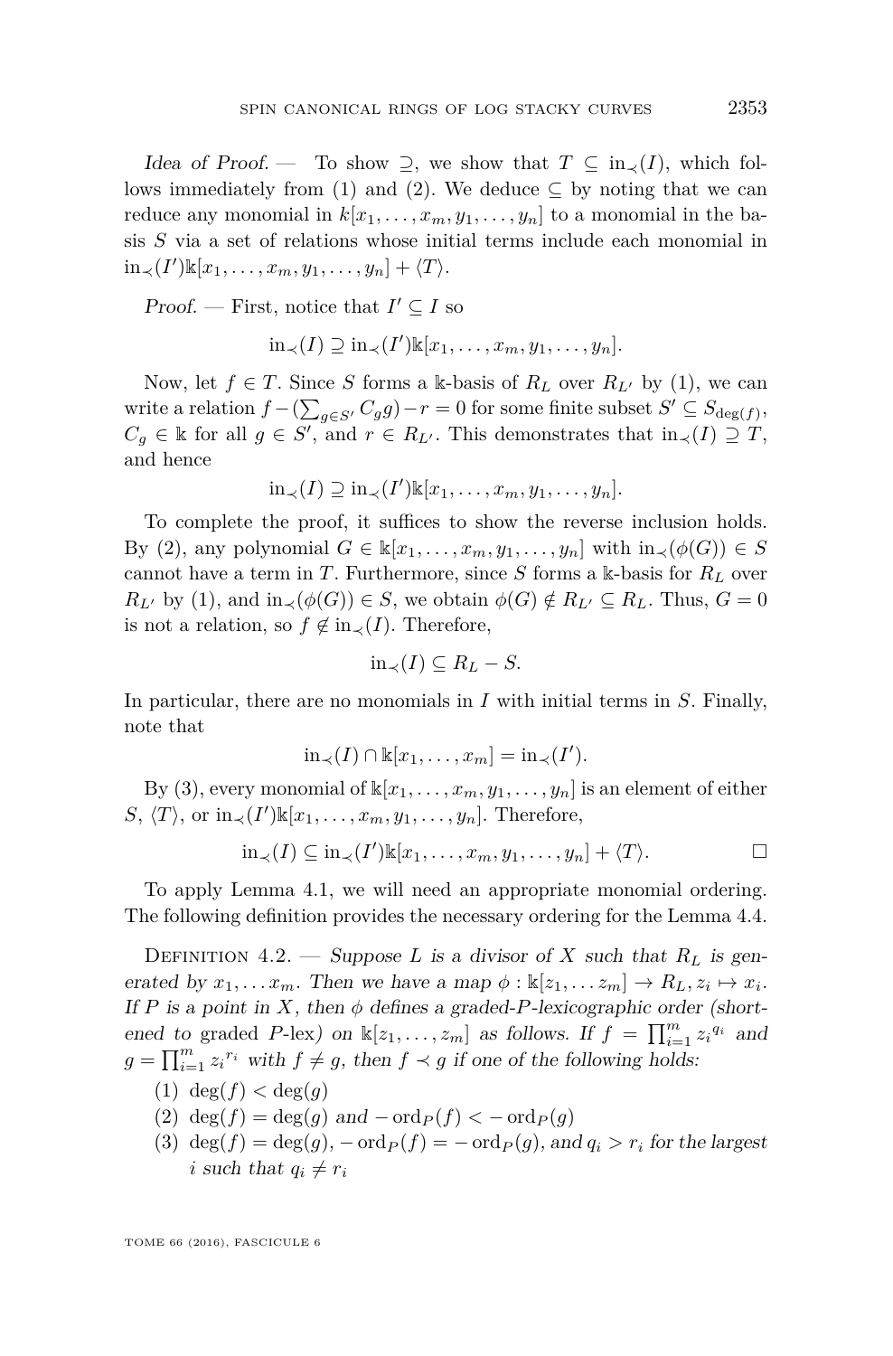*Idea of Proof.* — To show $\supseteq$, we show that $T \subseteq \text{in}_{\prec}(I)$, which follows immediately from (1) and (2). We deduce $\subseteq$ by noting that we can reduce any monomial in $k[x_1, \ldots, x_m, y_1, \ldots, y_n]$ to a monomial in the basis $S$ via a set of relations whose initial terms include each monomial in $\text{in}_{\prec}(I')\Bbbk[x_1, \ldots, x_m, y_1, \ldots, y_n] + \langle T \rangle$.

*Proof.* — First, notice that $I' \subseteq I$ so

$$\text{in}_{\prec}(I) \supseteq \text{in}_{\prec}(I')\Bbbk[x_1, \ldots, x_m, y_1, \ldots, y_n].$$

Now, let $f \in T$. Since $S$ forms a $\Bbbk$-basis of $R_L$ over $R_{L'}$ by (1), we can write a relation $f - (\sum_{g \in S'} C_g g) - r = 0$ for some finite subset $S' \subseteq S_{\deg(f)}$, $C_g \in \Bbbk$ for all $g \in S'$, and $r \in R_{L'}$. This demonstrates that $\text{in}_{\prec}(I) \supseteq T$, and hence

$$\text{in}_{\prec}(I) \supseteq \text{in}_{\prec}(I')\Bbbk[x_1, \ldots, x_m, y_1, \ldots, y_n].$$

To complete the proof, it suffices to show the reverse inclusion holds. By (2), any polynomial $G \in \Bbbk[x_1, \ldots, x_m, y_1, \ldots, y_n]$ with $\text{in}_{\prec}(\phi(G)) \in S$ cannot have a term in $T$. Furthermore, since $S$ forms a $\Bbbk$-basis for $R_L$ over $R_{L'}$ by (1), and $\text{in}_{\prec}(\phi(G)) \in S$, we obtain $\phi(G) \notin R_{L'} \subseteq R_L$. Thus, $G = 0$ is not a relation, so $f \notin \text{in}_{\prec}(I)$. Therefore,

$$\text{in}_{\prec}(I) \subseteq R_L - S.$$

In particular, there are no monomials in $I$ with initial terms in $S$. Finally, note that

$$\text{in}_{\prec}(I) \cap \Bbbk[x_1, \ldots, x_m] = \text{in}_{\prec}(I').$$

By (3), every monomial of $\Bbbk[x_1, \ldots, x_m, y_1, \ldots, y_n]$ is an element of either $S$, $\langle T \rangle$, or $\text{in}_{\prec}(I')\Bbbk[x_1, \ldots, x_m, y_1, \ldots, y_n]$. Therefore,

$$\text{in}_{\prec}(I) \subseteq \text{in}_{\prec}(I')\Bbbk[x_1, \ldots, x_m, y_1, \ldots, y_n] + \langle T \rangle. \qquad \square$$

To apply Lemma 4.1, we will need an appropriate monomial ordering. The following definition provides the necessary ordering for the Lemma 4.4.

Definition 4.2. — *Suppose $L$ is a divisor of $X$ such that $R_L$ is generated by $x_1, \ldots x_m$. Then we have a map $\phi : \Bbbk[z_1, \ldots z_m] \to R_L, z_i \mapsto x_i$. If $P$ is a point in $X$, then $\phi$ defines a graded-$P$-lexicographic order (shortened to* graded $P$-lex*) on $\Bbbk[z_1, \ldots, z_m]$ as follows. If $f = \prod_{i=1}^{m} {z_i}^{q_i}$ and $g = \prod_{i=1}^{m} z_i^{r_i}$ with $f \neq g$, then $f \prec g$ if one of the following holds:*

(1) $\deg(f) < \deg(g)$
(2) $\deg(f) = \deg(g)$ *and* $-\text{ord}_P(f) < -\text{ord}_P(g)$
(3) $\deg(f) = \deg(g)$, $-\text{ord}_P(f) = -\text{ord}_P(g)$, *and* $q_i > r_i$ *for the largest $i$ such that $q_i \neq r_i$*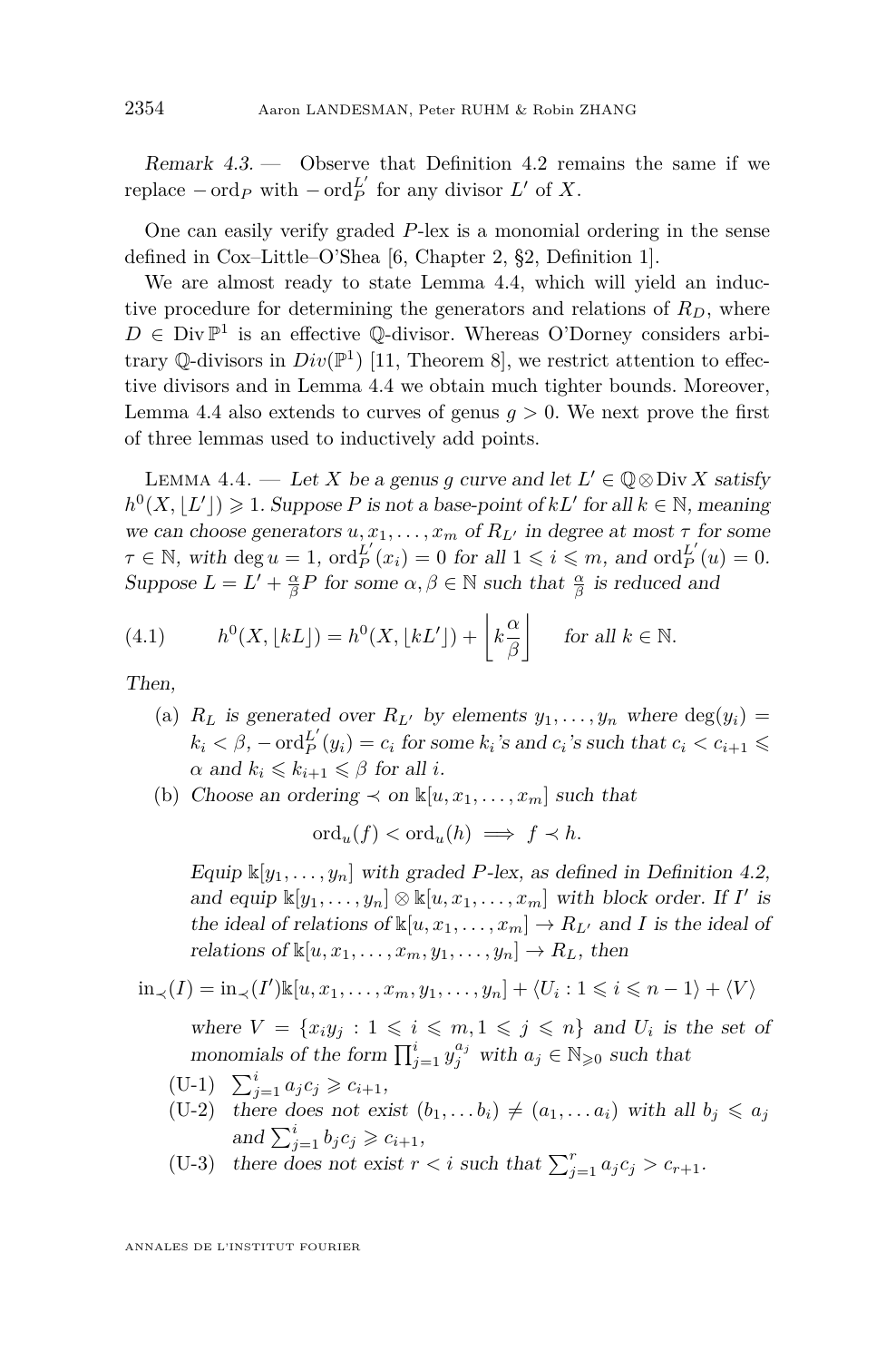*Remark 4.3.* — Observe that Definition 4.2 remains the same if we replace $-\operatorname{ord}_P$ with $-\operatorname{ord}_P^{L'}$ for any divisor $L'$ of $X$.

One can easily verify graded $P$-lex is a monomial ordering in the sense defined in Cox–Little–O'Shea [6, Chapter 2, §2, Definition 1].

We are almost ready to state Lemma 4.4, which will yield an inductive procedure for determining the generators and relations of $R_D$, where $D \in \operatorname{Div} \mathbb{P}^1$ is an effective $\mathbb{Q}$-divisor. Whereas O'Dorney considers arbitrary $\mathbb{Q}$-divisors in $Div(\mathbb{P}^1)$ [11, Theorem 8], we restrict attention to effective divisors and in Lemma 4.4 we obtain much tighter bounds. Moreover, Lemma 4.4 also extends to curves of genus $g > 0$. We next prove the first of three lemmas used to inductively add points.

Lemma 4.4. — *Let $X$ be a genus $g$ curve and let $L' \in \mathbb{Q} \otimes \operatorname{Div} X$ satisfy $h^0(X, \lfloor L' \rfloor) \geqslant 1$. Suppose $P$ is not a base-point of $kL'$ for all $k \in \mathbb{N}$, meaning we can choose generators $u, x_1, \ldots, x_m$ of $R_{L'}$ in degree at most $\tau$ for some $\tau \in \mathbb{N}$, with $\deg u = 1$, $\operatorname{ord}_P^{L'}(x_i) = 0$ for all $1 \leqslant i \leqslant m$, and $\operatorname{ord}_P^{L'}(u) = 0$. Suppose $L = L' + \frac{\alpha}{\beta} P$ for some $\alpha, \beta \in \mathbb{N}$ such that $\frac{\alpha}{\beta}$ is reduced and*

$$h^0(X, \lfloor kL \rfloor) = h^0(X, \lfloor kL' \rfloor) + \left\lfloor k\frac{\alpha}{\beta} \right\rfloor \quad \text{for all } k \in \mathbb{N}. \tag{4.1}$$

*Then,*

(a) *$R_L$ is generated over $R_{L'}$ by elements $y_1, \ldots, y_n$ where $\deg(y_i) = k_i < \beta$, $-\operatorname{ord}_P^{L'}(y_i) = c_i$ for some $k_i$'s and $c_i$'s such that $c_i < c_{i+1} \leqslant \alpha$ and $k_i \leqslant k_{i+1} \leqslant \beta$ for all $i$.*

(b) *Choose an ordering $\prec$ on $\Bbbk[u, x_1, \ldots, x_m]$ such that*

$$\operatorname{ord}_u(f) < \operatorname{ord}_u(h) \implies f \prec h.$$

*Equip $\Bbbk[y_1, \ldots, y_n]$ with graded $P$-lex, as defined in Definition 4.2, and equip $\Bbbk[y_1, \ldots, y_n] \otimes \Bbbk[u, x_1, \ldots, x_m]$ with block order. If $I'$ is the ideal of relations of $\Bbbk[u, x_1, \ldots, x_m] \to R_{L'}$ and $I$ is the ideal of relations of $\Bbbk[u, x_1, \ldots, x_m, y_1, \ldots, y_n] \to R_L$, then*

$$\operatorname{in}_\prec(I) = \operatorname{in}_\prec(I')\Bbbk[u, x_1, \ldots, x_m, y_1, \ldots, y_n] + \langle U_i : 1 \leqslant i \leqslant n-1 \rangle + \langle V \rangle$$

*where $V = \{x_i y_j : 1 \leqslant i \leqslant m, 1 \leqslant j \leqslant n\}$ and $U_i$ is the set of monomials of the form $\prod_{j=1}^{i} y_j^{a_j}$ with $a_j \in \mathbb{N}_{\geqslant 0}$ such that*

(U-1) $\sum_{j=1}^{i} a_j c_j \geqslant c_{i+1}$,

(U-2) *there does not exist $(b_1, \ldots b_i) \neq (a_1, \ldots a_i)$ with all $b_j \leqslant a_j$ and $\sum_{j=1}^{i} b_j c_j \geqslant c_{i+1}$,*

(U-3) *there does not exist $r < i$ such that $\sum_{j=1}^{r} a_j c_j > c_{r+1}$.*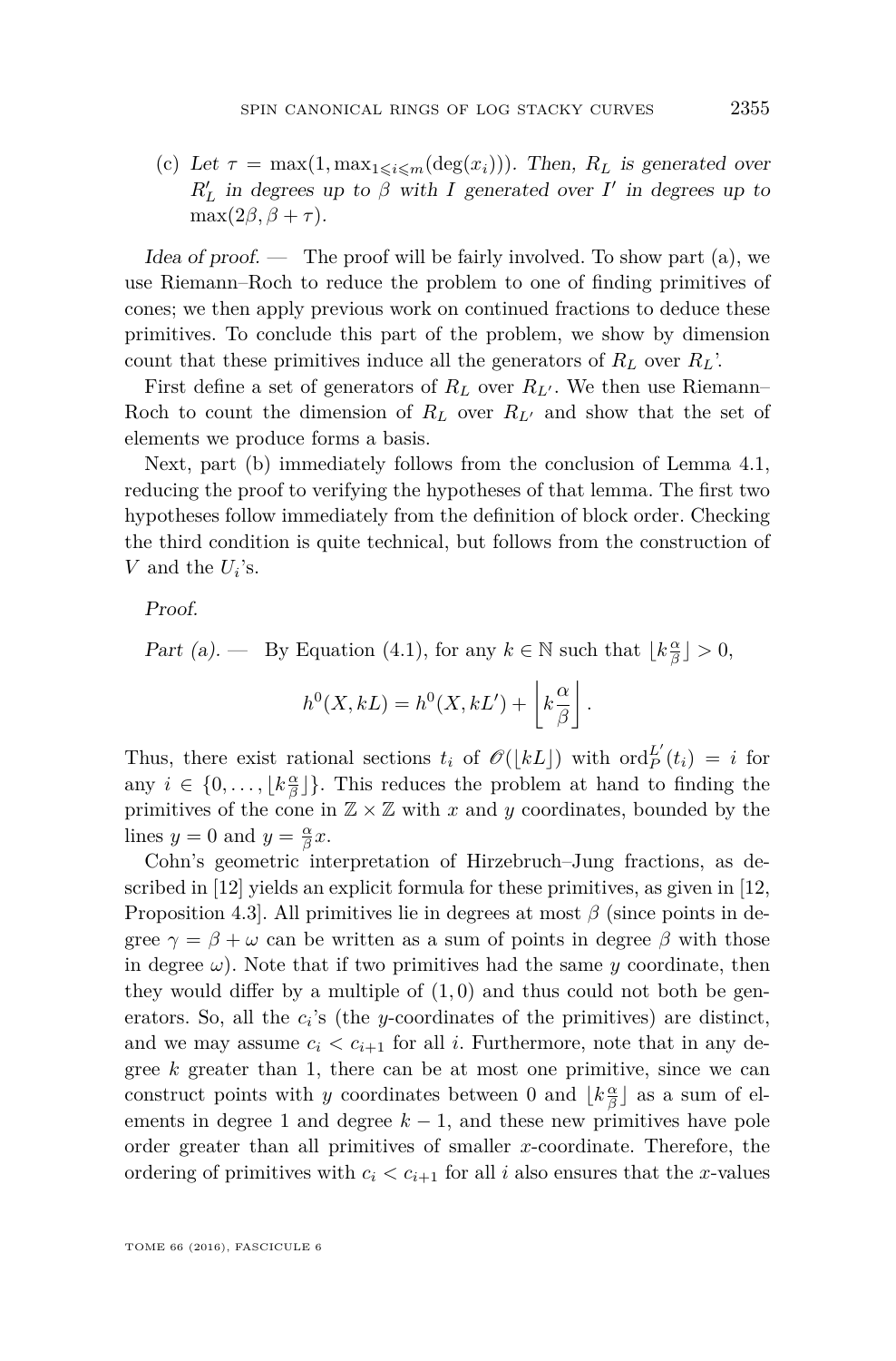(c) *Let* $\tau = \max(1, \max_{1 \leqslant i \leqslant m}(\deg(x_i)))$. *Then,* $R_L$ *is generated over* $R'_L$ *in degrees up to* $\beta$ *with* $I$ *generated over* $I'$ *in degrees up to* $\max(2\beta, \beta + \tau)$.

*Idea of proof.* — The proof will be fairly involved. To show part (a), we use Riemann–Roch to reduce the problem to one of finding primitives of cones; we then apply previous work on continued fractions to deduce these primitives. To conclude this part of the problem, we show by dimension count that these primitives induce all the generators of $R_L$ over $R_L$'.

First define a set of generators of $R_L$ over $R_{L'}$. We then use Riemann–Roch to count the dimension of $R_L$ over $R_{L'}$ and show that the set of elements we produce forms a basis.

Next, part (b) immediately follows from the conclusion of Lemma 4.1, reducing the proof to verifying the hypotheses of that lemma. The first two hypotheses follow immediately from the definition of block order. Checking the third condition is quite technical, but follows from the construction of $V$ and the $U_i$'s.

*Proof.*

*Part (a).* — By Equation (4.1), for any $k \in \mathbb{N}$ such that $\lfloor k\frac{\alpha}{\beta} \rfloor > 0$,

$$h^0(X, kL) = h^0(X, kL') + \left\lfloor k\frac{\alpha}{\beta} \right\rfloor.$$

Thus, there exist rational sections $t_i$ of $\mathscr{O}(\lfloor kL \rfloor)$ with $\mathrm{ord}_P^{L'}(t_i) = i$ for any $i \in \{0, \ldots, \lfloor k\frac{\alpha}{\beta} \rfloor\}$. This reduces the problem at hand to finding the primitives of the cone in $\mathbb{Z} \times \mathbb{Z}$ with $x$ and $y$ coordinates, bounded by the lines $y = 0$ and $y = \frac{\alpha}{\beta}x$.

Cohn's geometric interpretation of Hirzebruch–Jung fractions, as described in [12] yields an explicit formula for these primitives, as given in [12, Proposition 4.3]. All primitives lie in degrees at most $\beta$ (since points in degree $\gamma = \beta + \omega$ can be written as a sum of points in degree $\beta$ with those in degree $\omega$). Note that if two primitives had the same $y$ coordinate, then they would differ by a multiple of $(1, 0)$ and thus could not both be generators. So, all the $c_i$'s (the $y$-coordinates of the primitives) are distinct, and we may assume $c_i < c_{i+1}$ for all $i$. Furthermore, note that in any degree $k$ greater than 1, there can be at most one primitive, since we can construct points with $y$ coordinates between 0 and $\lfloor k\frac{\alpha}{\beta} \rfloor$ as a sum of elements in degree 1 and degree $k - 1$, and these new primitives have pole order greater than all primitives of smaller $x$-coordinate. Therefore, the ordering of primitives with $c_i < c_{i+1}$ for all $i$ also ensures that the $x$-values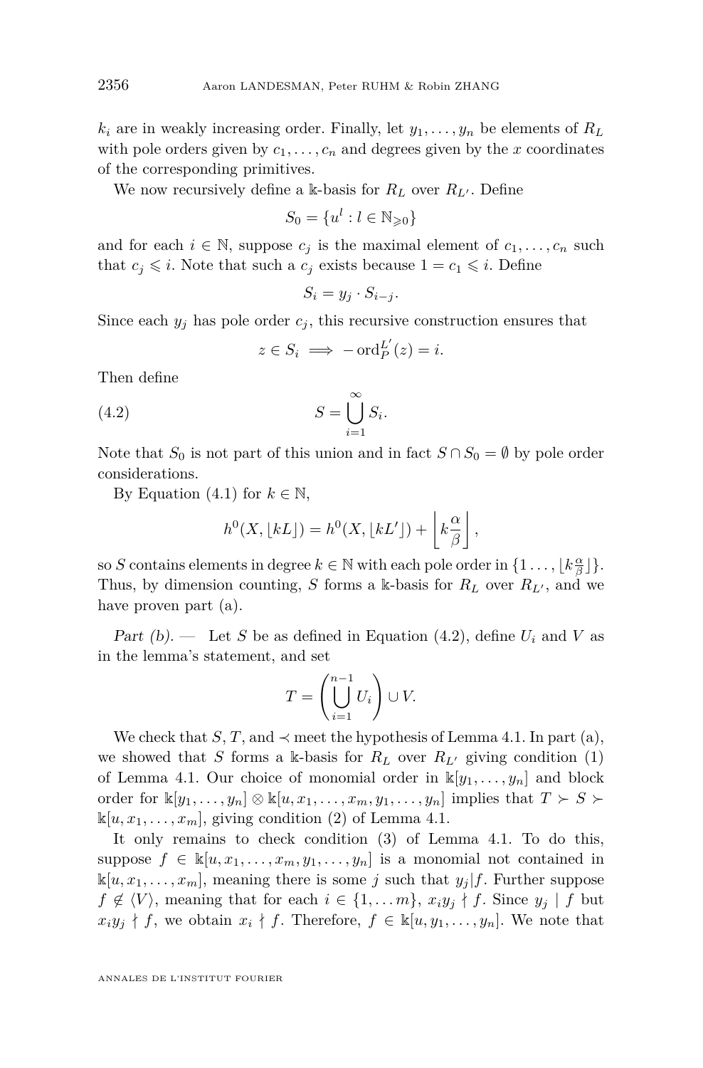$k_i$ are in weakly increasing order. Finally, let $y_1, \dots, y_n$ be elements of $R_L$ with pole orders given by $c_1, \dots, c_n$ and degrees given by the $x$ coordinates of the corresponding primitives.

We now recursively define a $\Bbbk$-basis for $R_L$ over $R_{L'}$. Define

$$S_0 = \{u^l : l \in \mathbb{N}_{\geqslant 0}\}$$

and for each $i \in \mathbb{N}$, suppose $c_j$ is the maximal element of $c_1, \dots, c_n$ such that $c_j \leqslant i$. Note that such a $c_j$ exists because $1 = c_1 \leqslant i$. Define

$$S_i = y_j \cdot S_{i-j}.$$

Since each $y_j$ has pole order $c_j$, this recursive construction ensures that

$$z \in S_i \implies -\operatorname{ord}_P^{L'}(z) = i.$$

Then define

$$S = \bigcup_{i=1}^{\infty} S_i. \tag{4.2}$$

Note that $S_0$ is not part of this union and in fact $S \cap S_0 = \emptyset$ by pole order considerations.

By Equation (4.1) for $k \in \mathbb{N}$,

$$h^0(X, \lfloor kL \rfloor) = h^0(X, \lfloor kL' \rfloor) + \left\lfloor k\frac{\alpha}{\beta} \right\rfloor,$$

so $S$ contains elements in degree $k \in \mathbb{N}$ with each pole order in $\{1 \dots, \lfloor k\frac{\alpha}{\beta} \rfloor\}$. Thus, by dimension counting, $S$ forms a $\Bbbk$-basis for $R_L$ over $R_{L'}$, and we have proven part (a).

*Part (b).* — Let $S$ be as defined in Equation (4.2), define $U_i$ and $V$ as in the lemma's statement, and set

$$T = \left(\bigcup_{i=1}^{n-1} U_i\right) \cup V.$$

We check that $S, T$, and $\prec$ meet the hypothesis of Lemma 4.1. In part (a), we showed that $S$ forms a $\Bbbk$-basis for $R_L$ over $R_{L'}$ giving condition (1) of Lemma 4.1. Our choice of monomial order in $\Bbbk[y_1, \dots, y_n]$ and block order for $\Bbbk[y_1, \dots, y_n] \otimes \Bbbk[u, x_1, \dots, x_m, y_1, \dots, y_n]$ implies that $T \succ S \succ \Bbbk[u, x_1, \dots, x_m]$, giving condition (2) of Lemma 4.1.

It only remains to check condition (3) of Lemma 4.1. To do this, suppose $f \in \Bbbk[u, x_1, \dots, x_m, y_1, \dots, y_n]$ is a monomial not contained in $\Bbbk[u, x_1, \dots, x_m]$, meaning there is some $j$ such that $y_j | f$. Further suppose $f \notin \langle V \rangle$, meaning that for each $i \in \{1, \dots m\}$, $x_i y_j \nmid f$. Since $y_j \mid f$ but $x_i y_j \nmid f$, we obtain $x_i \nmid f$. Therefore, $f \in \Bbbk[u, y_1, \dots, y_n]$. We note that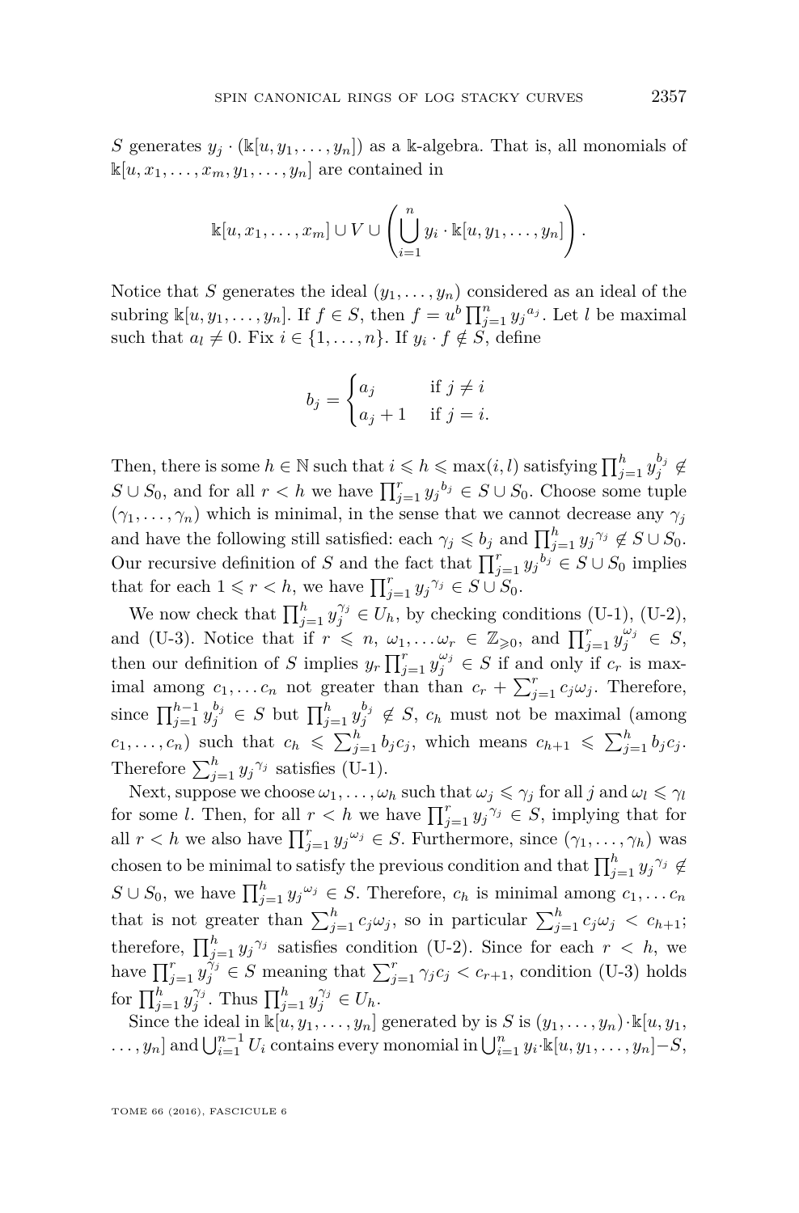$S$ generates $y_j \cdot (\Bbbk[u, y_1, \ldots, y_n])$ as a $\Bbbk$-algebra. That is, all monomials of $\Bbbk[u, x_1, \ldots, x_m, y_1, \ldots, y_n]$ are contained in

$$\Bbbk[u, x_1, \ldots, x_m] \cup V \cup \left( \bigcup_{i=1}^{n} y_i \cdot \Bbbk[u, y_1, \ldots, y_n] \right).$$

Notice that $S$ generates the ideal $(y_1, \ldots, y_n)$ considered as an ideal of the subring $\Bbbk[u, y_1, \ldots, y_n]$. If $f \in S$, then $f = u^b \prod_{j=1}^{n} {y_j}^{a_j}$. Let $l$ be maximal such that $a_l \neq 0$. Fix $i \in \{1, \ldots, n\}$. If $y_i \cdot f \notin S$, define

$$b_j = \begin{cases} a_j & \text{if } j \neq i \\ a_j + 1 & \text{if } j = i. \end{cases}$$

Then, there is some $h \in \mathbb{N}$ such that $i \leqslant h \leqslant \max(i, l)$ satisfying $\prod_{j=1}^{h} y_j^{b_j} \notin S \cup S_0$, and for all $r < h$ we have $\prod_{j=1}^{r} {y_j}^{b_j} \in S \cup S_0$. Choose some tuple $(\gamma_1, \ldots, \gamma_n)$ which is minimal, in the sense that we cannot decrease any $\gamma_j$ and have the following still satisfied: each $\gamma_j \leqslant b_j$ and $\prod_{j=1}^{h} {y_j}^{\gamma_j} \notin S \cup S_0$. Our recursive definition of $S$ and the fact that $\prod_{j=1}^{r} {y_j}^{b_j} \in S \cup S_0$ implies that for each $1 \leqslant r < h$, we have $\prod_{j=1}^{r} {y_j}^{\gamma_j} \in S \cup S_0$.

We now check that $\prod_{j=1}^{h} y_j^{\gamma_j} \in U_h$, by checking conditions (U-1), (U-2), and (U-3). Notice that if $r \leqslant n$, $\omega_1, \ldots \omega_r \in \mathbb{Z}_{\geqslant 0}$, and $\prod_{j=1}^{r} y_j^{\omega_j} \in S$, then our definition of $S$ implies $y_r \prod_{j=1}^{r} y_j^{\omega_j} \in S$ if and only if $c_r$ is maximal among $c_1, \ldots c_n$ not greater than than $c_r + \sum_{j=1}^{r} c_j \omega_j$. Therefore, since $\prod_{j=1}^{h-1} y_j^{b_j} \in S$ but $\prod_{j=1}^{h} y_j^{b_j} \notin S$, $c_h$ must not be maximal (among $c_1, \ldots, c_n$) such that $c_h \leqslant \sum_{j=1}^{h} b_j c_j$, which means $c_{h+1} \leqslant \sum_{j=1}^{h} b_j c_j$. Therefore $\sum_{j=1}^{h} y_j{}^{\gamma_j}$ satisfies (U-1).

Next, suppose we choose $\omega_1, \ldots, \omega_h$ such that $\omega_j \leqslant \gamma_j$ for all $j$ and $\omega_l \leqslant \gamma_l$ for some $l$. Then, for all $r < h$ we have $\prod_{j=1}^{r} {y_j}^{\gamma_j} \in S$, implying that for all $r < h$ we also have $\prod_{j=1}^{r} {y_j}^{\omega_j} \in S$. Furthermore, since $(\gamma_1, \ldots, \gamma_h)$ was chosen to be minimal to satisfy the previous condition and that $\prod_{j=1}^{h} {y_j}^{\gamma_j} \notin S \cup S_0$, we have $\prod_{j=1}^{h} {y_j}^{\omega_j} \in S$. Therefore, $c_h$ is minimal among $c_1, \ldots c_n$ that is not greater than $\sum_{j=1}^{h} c_j \omega_j$, so in particular $\sum_{j=1}^{h} c_j \omega_j < c_{h+1}$; therefore, $\prod_{j=1}^{h} {y_j}^{\gamma_j}$ satisfies condition (U-2). Since for each $r < h$, we have $\prod_{j=1}^{r} y_j^{\gamma_j} \in S$ meaning that $\sum_{j=1}^{r} \gamma_j c_j < c_{r+1}$, condition (U-3) holds for $\prod_{j=1}^{h} y_j^{\gamma_j}$. Thus $\prod_{j=1}^{h} y_j^{\gamma_j} \in U_h$.

Since the ideal in $\Bbbk[u, y_1, \ldots, y_n]$ generated by is $S$ is $(y_1, \ldots, y_n) \cdot \Bbbk[u, y_1, \ldots, y_n]$ and $\bigcup_{i=1}^{n-1} U_i$ contains every monomial in $\bigcup_{i=1}^{n} y_i \cdot \Bbbk[u, y_1, \ldots, y_n] - S$,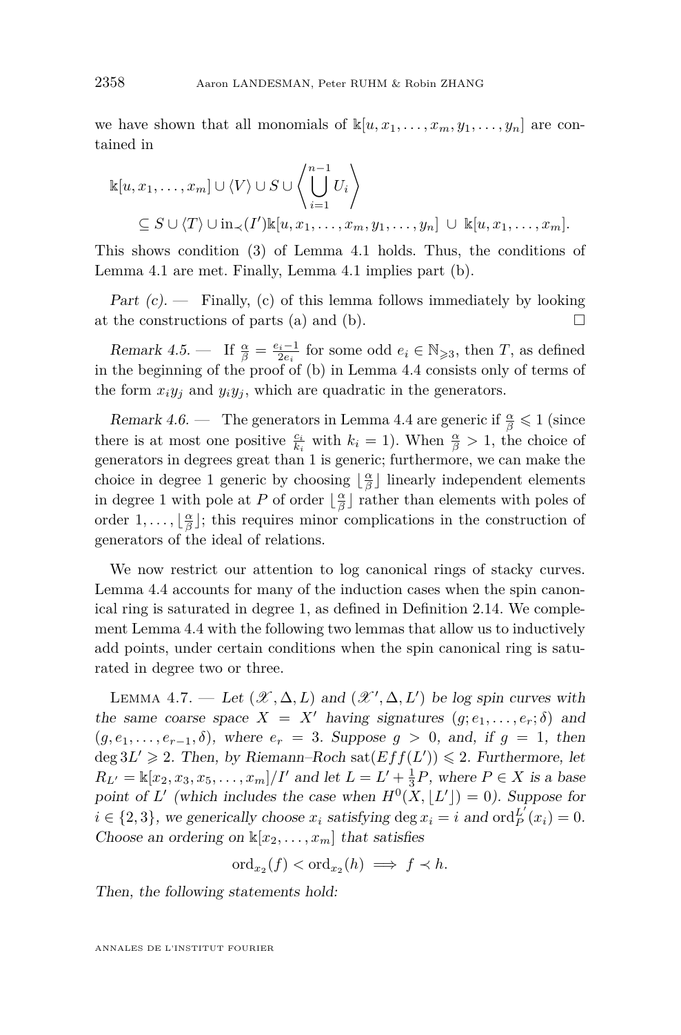we have shown that all monomials of $\Bbbk[u, x_1, \ldots, x_m, y_1, \ldots, y_n]$ are contained in

$$\Bbbk[u, x_1, \ldots, x_m] \cup \langle V \rangle \cup S \cup \left\langle \bigcup_{i=1}^{n-1} U_i \right\rangle$$
$$\subseteq S \cup \langle T \rangle \cup \mathrm{in}_{\prec}(I')\Bbbk[u, x_1, \ldots, x_m, y_1, \ldots, y_n] \ \cup \ \Bbbk[u, x_1, \ldots, x_m].$$

This shows condition (3) of Lemma 4.1 holds. Thus, the conditions of Lemma 4.1 are met. Finally, Lemma 4.1 implies part (b).

*Part (c).* — Finally, (c) of this lemma follows immediately by looking at the constructions of parts (a) and (b). □

*Remark 4.5.* — If $\frac{\alpha}{\beta} = \frac{e_i - 1}{2e_i}$ for some odd $e_i \in \mathbb{N}_{\geqslant 3}$, then $T$, as defined in the beginning of the proof of (b) in Lemma 4.4 consists only of terms of the form $x_i y_j$ and $y_i y_j$, which are quadratic in the generators.

*Remark 4.6.* — The generators in Lemma 4.4 are generic if $\frac{\alpha}{\beta} \leqslant 1$ (since there is at most one positive $\frac{c_i}{k_i}$ with $k_i = 1$). When $\frac{\alpha}{\beta} > 1$, the choice of generators in degrees great than 1 is generic; furthermore, we can make the choice in degree 1 generic by choosing $\lfloor \frac{\alpha}{\beta} \rfloor$ linearly independent elements in degree 1 with pole at $P$ of order $\lfloor \frac{\alpha}{\beta} \rfloor$ rather than elements with poles of order $1, \ldots, \lfloor \frac{\alpha}{\beta} \rfloor$; this requires minor complications in the construction of generators of the ideal of relations.

We now restrict our attention to log canonical rings of stacky curves. Lemma 4.4 accounts for many of the induction cases when the spin canonical ring is saturated in degree 1, as defined in Definition 2.14. We complement Lemma 4.4 with the following two lemmas that allow us to inductively add points, under certain conditions when the spin canonical ring is saturated in degree two or three.

LEMMA 4.7. — *Let $(\mathscr{X}, \Delta, L)$ and $(\mathscr{X}', \Delta, L')$ be log spin curves with the same coarse space $X = X'$ having signatures $(g; e_1, \ldots, e_r; \delta)$ and $(g, e_1, \ldots, e_{r-1}, \delta)$, where $e_r = 3$. Suppose $g > 0$, and, if $g = 1$, then $\deg 3L' \geqslant 2$. Then, by Riemann–Roch $\mathrm{sat}(Eff(L')) \leqslant 2$. Furthermore, let $R_{L'} = \Bbbk[x_2, x_3, x_5, \ldots, x_m]/I'$ and let $L = L' + \frac{1}{3}P$, where $P \in X$ is a base point of $L'$ (which includes the case when $H^0(X, \lfloor L' \rfloor) = 0$). Suppose for $i \in \{2, 3\}$, we generically choose $x_i$ satisfying $\deg x_i = i$ and $\mathrm{ord}_P^{L'}(x_i) = 0$. Choose an ordering on $\Bbbk[x_2, \ldots, x_m]$ that satisfies*

$$\mathrm{ord}_{x_2}(f) < \mathrm{ord}_{x_2}(h) \implies f \prec h.$$

*Then, the following statements hold:*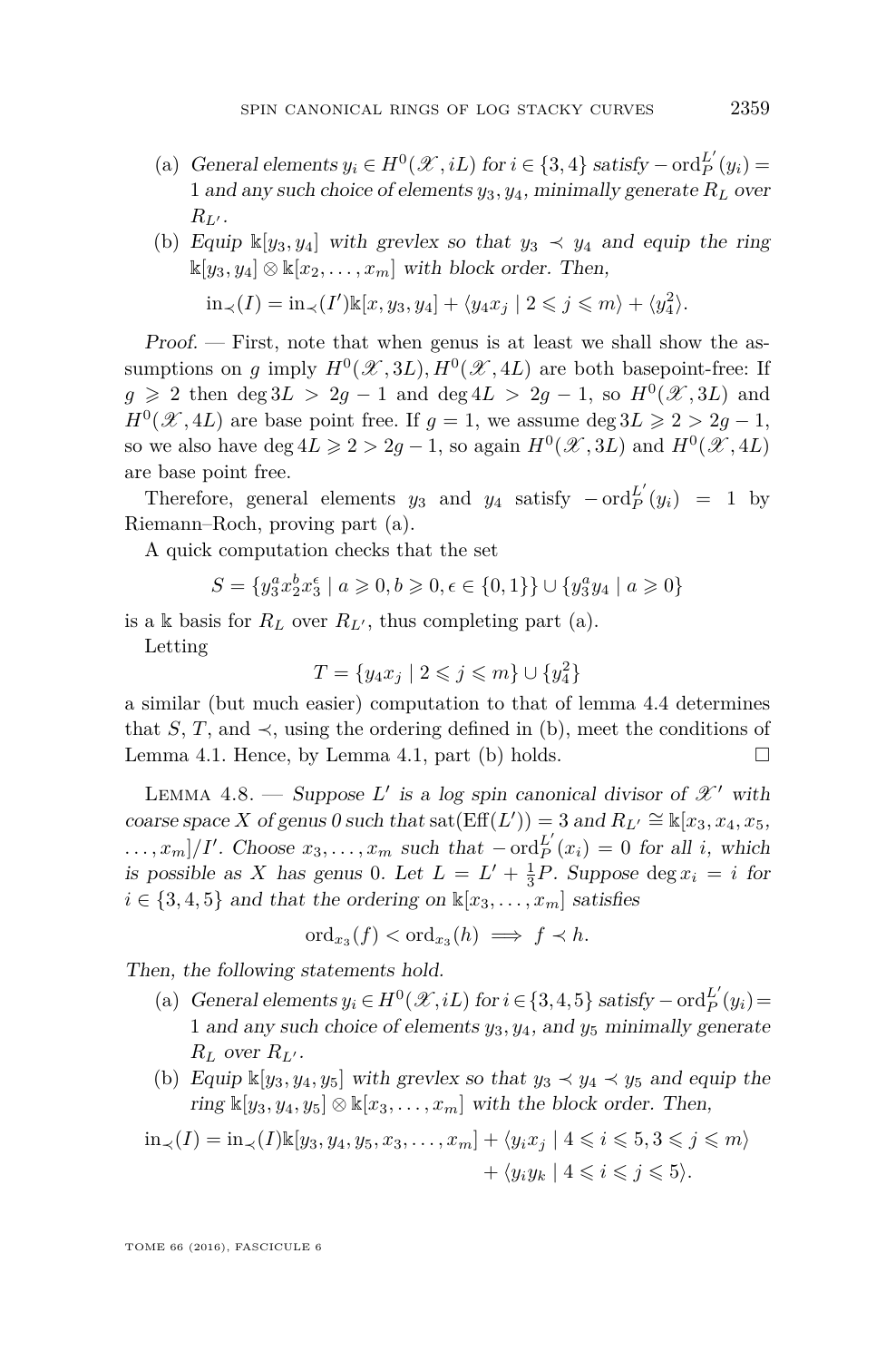(a) *General elements $y_i \in H^0(\mathscr{X}, iL)$ for $i \in \{3,4\}$ satisfy $-\operatorname{ord}_P^{L'}(y_i) = 1$ and any such choice of elements $y_3, y_4$, minimally generate $R_L$ over $R_{L'}$.*

(b) *Equip $\Bbbk[y_3, y_4]$ with grevlex so that $y_3 \prec y_4$ and equip the ring $\Bbbk[y_3, y_4] \otimes \Bbbk[x_2, \ldots, x_m]$ with block order. Then,*

$$\operatorname{in}_\prec(I) = \operatorname{in}_\prec(I')\Bbbk[x, y_3, y_4] + \langle y_4 x_j \mid 2 \leqslant j \leqslant m\rangle + \langle y_4^2\rangle.$$

*Proof.* — First, note that when genus is at least we shall show the assumptions on $g$ imply $H^0(\mathscr{X}, 3L), H^0(\mathscr{X}, 4L)$ are both basepoint-free: If $g \geqslant 2$ then $\deg 3L > 2g - 1$ and $\deg 4L > 2g - 1$, so $H^0(\mathscr{X}, 3L)$ and $H^0(\mathscr{X}, 4L)$ are base point free. If $g = 1$, we assume $\deg 3L \geqslant 2 > 2g - 1$, so we also have $\deg 4L \geqslant 2 > 2g - 1$, so again $H^0(\mathscr{X}, 3L)$ and $H^0(\mathscr{X}, 4L)$ are base point free.

Therefore, general elements $y_3$ and $y_4$ satisfy $-\operatorname{ord}_P^{L'}(y_i) = 1$ by Riemann–Roch, proving part (a).

A quick computation checks that the set

$$S = \{y_3^a x_2^b x_3^\epsilon \mid a \geqslant 0, b \geqslant 0, \epsilon \in \{0,1\}\} \cup \{y_3^a y_4 \mid a \geqslant 0\}$$

is a $\Bbbk$ basis for $R_L$ over $R_{L'}$, thus completing part (a).

Letting

$$T = \{y_4 x_j \mid 2 \leqslant j \leqslant m\} \cup \{y_4^2\}$$

a similar (but much easier) computation to that of lemma 4.4 determines that $S$, $T$, and $\prec$, using the ordering defined in (b), meet the conditions of Lemma 4.1. Hence, by Lemma 4.1, part (b) holds. □

Lemma 4.8. — *Suppose $L'$ is a log spin canonical divisor of $\mathscr{X}'$ with coarse space $X$ of genus 0 such that $\operatorname{sat}(\operatorname{Eff}(L')) = 3$ and $R_{L'} \cong \Bbbk[x_3, x_4, x_5, \ldots, x_m]/I'$. Choose $x_3, \ldots, x_m$ such that $-\operatorname{ord}_P^{L'}(x_i) = 0$ for all $i$, which is possible as $X$ has genus 0. Let $L = L' + \frac{1}{3}P$. Suppose $\deg x_i = i$ for $i \in \{3,4,5\}$ and that the ordering on $\Bbbk[x_3, \ldots, x_m]$ satisfies*

$$\operatorname{ord}_{x_3}(f) < \operatorname{ord}_{x_3}(h) \implies f \prec h.$$

*Then, the following statements hold.*

(a) *General elements $y_i \in H^0(\mathscr{X}, iL)$ for $i \in \{3,4,5\}$ satisfy $-\operatorname{ord}_P^{L'}(y_i) = 1$ and any such choice of elements $y_3, y_4$, and $y_5$ minimally generate $R_L$ over $R_{L'}$.*

(b) *Equip $\Bbbk[y_3, y_4, y_5]$ with grevlex so that $y_3 \prec y_4 \prec y_5$ and equip the ring $\Bbbk[y_3, y_4, y_5] \otimes \Bbbk[x_3, \ldots, x_m]$ with the block order. Then,*

$$\begin{aligned}\operatorname{in}_\prec(I) = \operatorname{in}_\prec(I)\Bbbk[y_3, y_4, y_5, x_3, \ldots, x_m] &+ \langle y_i x_j \mid 4 \leqslant i \leqslant 5, 3 \leqslant j \leqslant m\rangle \\ &+ \langle y_i y_k \mid 4 \leqslant i \leqslant j \leqslant 5\rangle.\end{aligned}$$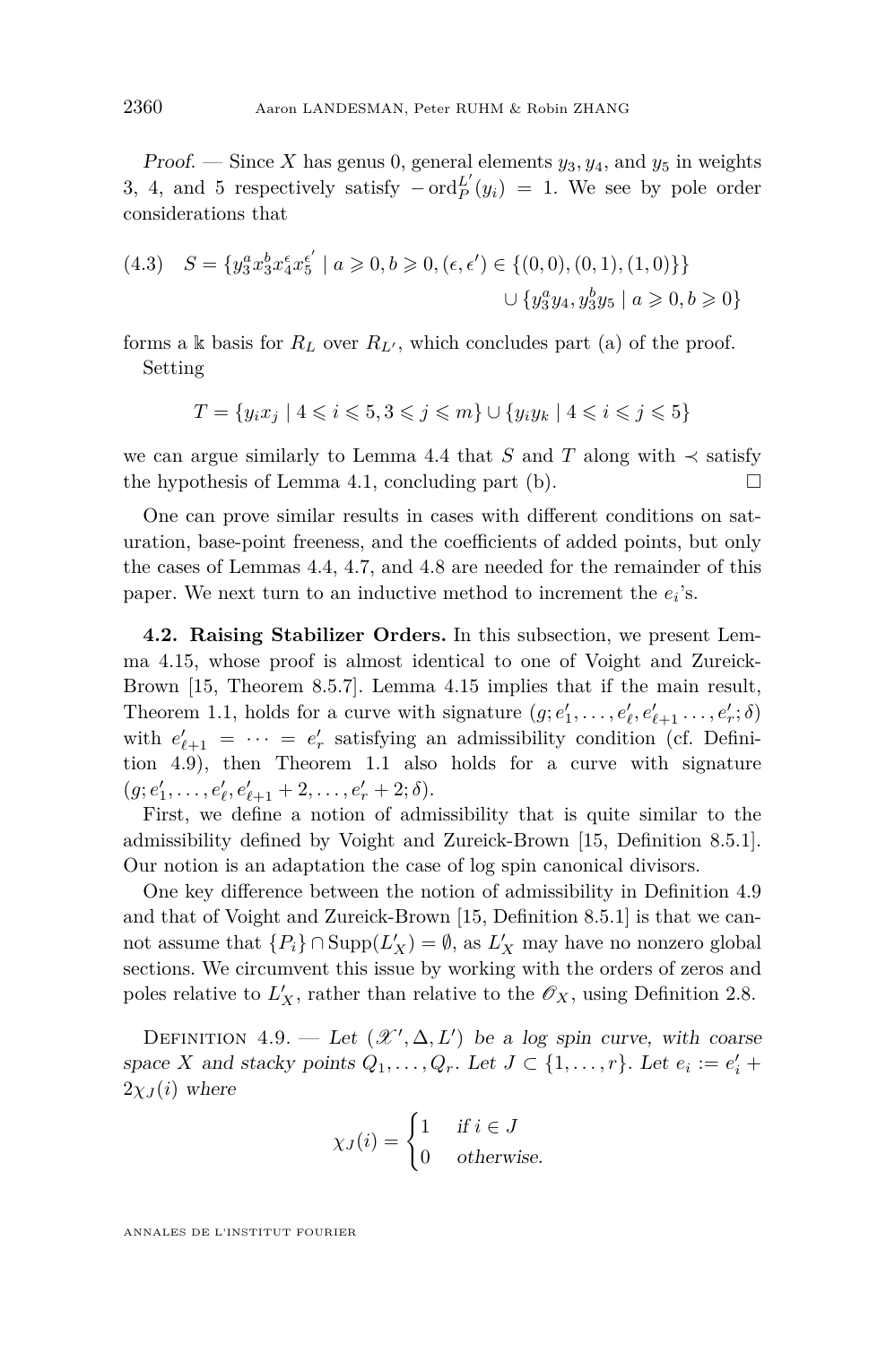*Proof.* — Since $X$ has genus 0, general elements $y_3, y_4$, and $y_5$ in weights 3, 4, and 5 respectively satisfy $-\operatorname{ord}_P^{L'}(y_i) = 1$. We see by pole order considerations that

$$S = \{y_3^a x_3^b x_4^{\epsilon} x_5^{\epsilon'} \mid a \geqslant 0, b \geqslant 0, (\epsilon, \epsilon') \in \{(0,0),(0,1),(1,0)\}\} \cup \{y_3^a y_4, y_3^b y_5 \mid a \geqslant 0, b \geqslant 0\} \tag{4.3}$$

forms a $\Bbbk$ basis for $R_L$ over $R_{L'}$, which concludes part (a) of the proof.

Setting

$$T = \{y_i x_j \mid 4 \leqslant i \leqslant 5, 3 \leqslant j \leqslant m\} \cup \{y_i y_k \mid 4 \leqslant i \leqslant j \leqslant 5\}$$

we can argue similarly to Lemma 4.4 that $S$ and $T$ along with $\prec$ satisfy the hypothesis of Lemma 4.1, concluding part (b). $\square$

One can prove similar results in cases with different conditions on saturation, base-point freeness, and the coefficients of added points, but only the cases of Lemmas 4.4, 4.7, and 4.8 are needed for the remainder of this paper. We next turn to an inductive method to increment the $e_i$'s.

**4.2. Raising Stabilizer Orders.** In this subsection, we present Lemma 4.15, whose proof is almost identical to one of Voight and Zureick-Brown [15, Theorem 8.5.7]. Lemma 4.15 implies that if the main result, Theorem 1.1, holds for a curve with signature $(g; e'_1, \dots, e'_\ell, e'_{\ell+1} \dots, e'_r; \delta)$ with $e'_{\ell+1} = \cdots = e'_r$ satisfying an admissibility condition (cf. Definition 4.9), then Theorem 1.1 also holds for a curve with signature $(g; e'_1, \dots, e'_\ell, e'_{\ell+1} + 2, \dots, e'_r + 2; \delta)$.

First, we define a notion of admissibility that is quite similar to the admissibility defined by Voight and Zureick-Brown [15, Definition 8.5.1]. Our notion is an adaptation the case of log spin canonical divisors.

One key difference between the notion of admissibility in Definition 4.9 and that of Voight and Zureick-Brown [15, Definition 8.5.1] is that we cannot assume that $\{P_i\} \cap \operatorname{Supp}(L'_X) = \emptyset$, as $L'_X$ may have no nonzero global sections. We circumvent this issue by working with the orders of zeros and poles relative to $L'_X$, rather than relative to the $\mathscr{O}_X$, using Definition 2.8.

Definition 4.9. — *Let $(\mathscr{X}', \Delta, L')$ be a log spin curve, with coarse space $X$ and stacky points $Q_1, \dots, Q_r$. Let $J \subset \{1, \dots, r\}$. Let $e_i := e'_i + 2\chi_J(i)$ where*

$$\chi_J(i) = \begin{cases} 1 & \text{if } i \in J \\ 0 & \text{otherwise.} \end{cases}$$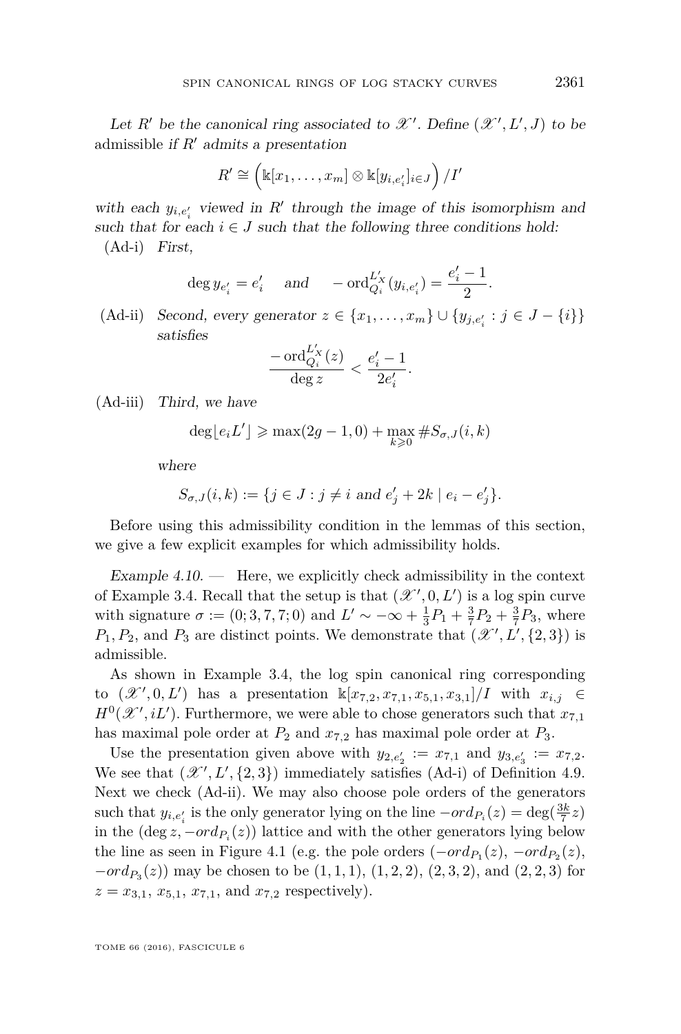*Let $R'$ be the canonical ring associated to $\mathscr{X}'$. Define $(\mathscr{X}', L', J)$ to be* admissible *if $R'$ admits a presentation*

$$R' \cong \left(\Bbbk[x_1, \dots, x_m] \otimes \Bbbk[y_{i,e'_i}]_{i \in J}\right)/I'$$

*with each $y_{i,e'_i}$ viewed in $R'$ through the image of this isomorphism and such that for each $i \in J$ such that the following three conditions hold:*

(Ad-i) *First,*

$$\deg y_{e'_i} = e'_i \quad \text{ and } \quad -\operatorname{ord}_{Q_i}^{L'_X}(y_{i,e'_i}) = \frac{e'_i - 1}{2}.$$

(Ad-ii) *Second, every generator $z \in \{x_1, \dots, x_m\} \cup \{y_{j,e'_j} : j \in J - \{i\}\}$ satisfies*

$$\frac{-\operatorname{ord}_{Q_i}^{L'_X}(z)}{\deg z} < \frac{e'_i - 1}{2e'_i}.$$

(Ad-iii) *Third, we have*

$$\deg\lfloor e_i L' \rfloor \geqslant \max(2g-1, 0) + \max_{k \geqslant 0} \# S_{\sigma,J}(i,k)$$

*where*

$$S_{\sigma,J}(i,k) := \{j \in J : j \neq i \text{ and } e'_j + 2k \mid e_i - e'_j\}.$$

Before using this admissibility condition in the lemmas of this section, we give a few explicit examples for which admissibility holds.

*Example 4.10.* — Here, we explicitly check admissibility in the context of Example 3.4. Recall that the setup is that $(\mathscr{X}', 0, L')$ is a log spin curve with signature $\sigma := (0; 3, 7, 7; 0)$ and $L' \sim -\infty + \frac{1}{3}P_1 + \frac{3}{7}P_2 + \frac{3}{7}P_3$, where $P_1, P_2$, and $P_3$ are distinct points. We demonstrate that $(\mathscr{X}', L', \{2, 3\})$ is admissible.

As shown in Example 3.4, the log spin canonical ring corresponding to $(\mathscr{X}', 0, L')$ has a presentation $\Bbbk[x_{7,2}, x_{7,1}, x_{5,1}, x_{3,1}]/I$ with $x_{i,j} \in H^0(\mathscr{X}', iL')$. Furthermore, we were able to chose generators such that $x_{7,1}$ has maximal pole order at $P_2$ and $x_{7,2}$ has maximal pole order at $P_3$.

Use the presentation given above with $y_{2,e'_2} := x_{7,1}$ and $y_{3,e'_3} := x_{7,2}$. We see that $(\mathscr{X}', L', \{2, 3\})$ immediately satisfies (Ad-i) of Definition 4.9. Next we check (Ad-ii). We may also choose pole orders of the generators such that $y_{i,e'_i}$ is the only generator lying on the line $-ord_{P_i}(z) = \deg(\frac{3k}{7}z)$ in the $(\deg z, -ord_{P_i}(z))$ lattice and with the other generators lying below the line as seen in Figure 4.1 (e.g. the pole orders $(-ord_{P_1}(z), -ord_{P_2}(z), -ord_{P_3}(z))$ may be chosen to be $(1, 1, 1)$, $(1, 2, 2)$, $(2, 3, 2)$, and $(2, 2, 3)$ for $z = x_{3,1}$, $x_{5,1}$, $x_{7,1}$, and $x_{7,2}$ respectively).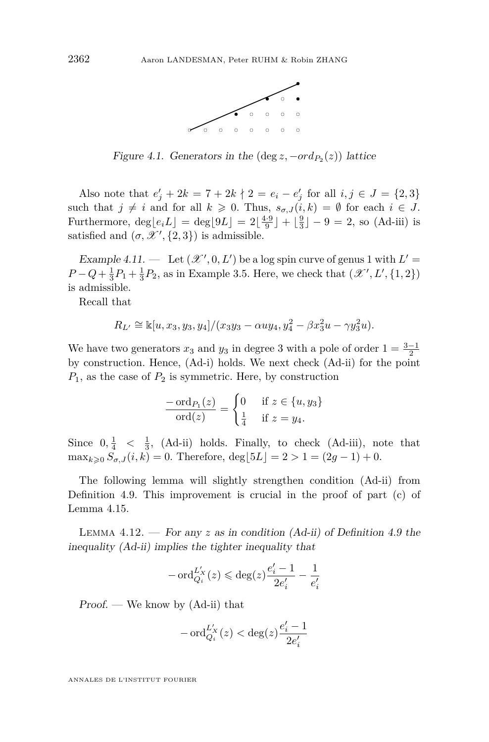*Figure 4.1. Generators in the* $(\deg z, -ord_{P_2}(z))$ *lattice*

Also note that $e'_j + 2k = 7 + 2k \nmid 2 = e_i - e'_j$ for all $i, j \in J = \{2, 3\}$ such that $j \neq i$ and for all $k \geqslant 0$. Thus, $s_{\sigma,J}(i,k) = \emptyset$ for each $i \in J$. Furthermore, $\deg\lfloor e_i L\rfloor = \deg\lfloor 9L\rfloor = 2\lfloor\frac{4\cdot 9}{9}\rfloor + \lfloor\frac{9}{3}\rfloor - 9 = 2$, so (Ad-iii) is satisfied and $(\sigma, \mathscr{X}', \{2,3\})$ is admissible.

*Example 4.11.* — Let $(\mathscr{X}', 0, L')$ be a log spin curve of genus 1 with $L' = P - Q + \frac{1}{3}P_1 + \frac{1}{3}P_2$, as in Example 3.5. Here, we check that $(\mathscr{X}', L', \{1, 2\})$ is admissible.

Recall that

$$R_{L'} \cong \Bbbk[u, x_3, y_3, y_4]/(x_3y_3 - \alpha u y_4, y_4^2 - \beta x_3^2 u - \gamma y_3^2 u).$$

We have two generators $x_3$ and $y_3$ in degree 3 with a pole of order $1 = \frac{3-1}{2}$ by construction. Hence, (Ad-i) holds. We next check (Ad-ii) for the point $P_1$, as the case of $P_2$ is symmetric. Here, by construction

$$\frac{-\operatorname{ord}_{P_1}(z)}{\operatorname{ord}(z)} = \begin{cases} 0 & \text{if } z \in \{u, y_3\} \\ \frac{1}{4} & \text{if } z = y_4. \end{cases}$$

Since $0, \frac{1}{4} < \frac{1}{3}$, (Ad-ii) holds. Finally, to check (Ad-iii), note that $\max_{k\geqslant 0} S_{\sigma,J}(i,k) = 0$. Therefore, $\deg\lfloor 5L\rfloor = 2 > 1 = (2g-1) + 0$.

The following lemma will slightly strengthen condition (Ad-ii) from Definition 4.9. This improvement is crucial in the proof of part (c) of Lemma 4.15.

Lemma 4.12. — *For any $z$ as in condition (Ad-ii) of Definition 4.9 the inequality (Ad-ii) implies the tighter inequality that*

$$-\operatorname{ord}_{Q_i}^{L'_X}(z) \leqslant \deg(z)\frac{e'_i - 1}{2e'_i} - \frac{1}{e'_i}$$

*Proof.* — We know by (Ad-ii) that

$$-\operatorname{ord}_{Q_i}^{L'_X}(z) < \deg(z)\frac{e'_i - 1}{2e'_i}$$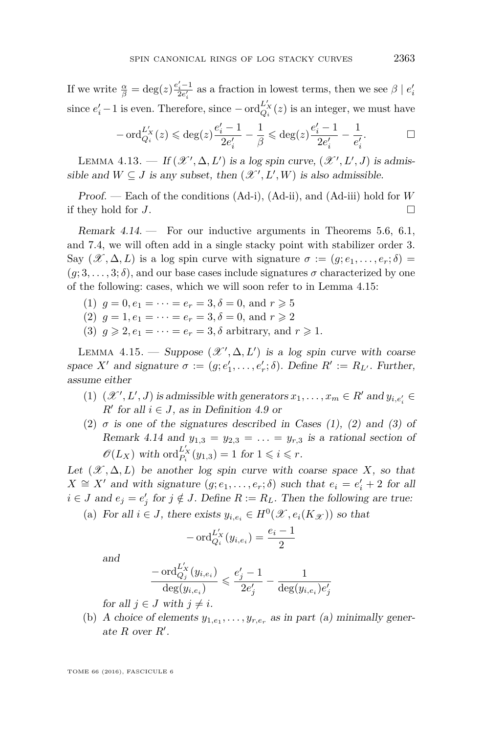If we write $\frac{\alpha}{\beta} = \deg(z)\frac{e_i'-1}{2e_i'}$ as a fraction in lowest terms, then we see $\beta \mid e_i'$ since $e_i'-1$ is even. Therefore, since $-\operatorname{ord}_{Q_i}^{L_X'}(z)$ is an integer, we must have

$$-\operatorname{ord}_{Q_i}^{L_X'}(z) \leqslant \deg(z)\frac{e_i'-1}{2e_i'} - \frac{1}{\beta} \leqslant \deg(z)\frac{e_i'-1}{2e_i'} - \frac{1}{e_i'}. \qquad \square$$

Lemma 4.13. — *If $(\mathscr{X}', \Delta, L')$ is a log spin curve, $(\mathscr{X}', L', J)$ is admissible and $W \subseteq J$ is any subset, then $(\mathscr{X}', L', W)$ is also admissible.*

*Proof.* — Each of the conditions (Ad-i), (Ad-ii), and (Ad-iii) hold for $W$ if they hold for $J$. $\square$

*Remark 4.14.* — For our inductive arguments in Theorems 5.6, 6.1, and 7.4, we will often add in a single stacky point with stabilizer order 3. Say $(\mathscr{X}, \Delta, L)$ is a log spin curve with signature $\sigma := (g; e_1, \ldots, e_r; \delta) = (g; 3, \ldots, 3; \delta)$, and our base cases include signatures $\sigma$ characterized by one of the following: cases, which we will soon refer to in Lemma 4.15:

1. $g = 0, e_1 = \cdots = e_r = 3, \delta = 0$, and $r \geqslant 5$
2. $g = 1, e_1 = \cdots = e_r = 3, \delta = 0$, and $r \geqslant 2$
3. $g \geqslant 2, e_1 = \cdots = e_r = 3, \delta$ arbitrary, and $r \geqslant 1$.

Lemma 4.15. — *Suppose $(\mathscr{X}', \Delta, L')$ is a log spin curve with coarse space $X'$ and signature $\sigma := (g; e_1', \ldots, e_r'; \delta)$. Define $R' := R_{L'}$. Further, assume either*

1. *$(\mathscr{X}', L', J)$ is admissible with generators $x_1, \ldots, x_m \in R'$ and $y_{i,e_i'} \in R'$ for all $i \in J$, as in Definition 4.9 or*
2. *$\sigma$ is one of the signatures described in Cases (1), (2) and (3) of Remark 4.14 and $y_{1,3} = y_{2,3} = \ldots = y_{r,3}$ is a rational section of $\mathscr{O}(L_X)$ with $\operatorname{ord}_{P_i}^{L_X'}(y_{1,3}) = 1$ for $1 \leqslant i \leqslant r$.*

*Let $(\mathscr{X}, \Delta, L)$ be another log spin curve with coarse space $X$, so that $X \cong X'$ and with signature $(g; e_1, \ldots, e_r; \delta)$ such that $e_i = e_i' + 2$ for all $i \in J$ and $e_j = e_j'$ for $j \notin J$. Define $R := R_L$. Then the following are true:*

(a) *For all $i \in J$, there exists $y_{i,e_i} \in H^0(\mathscr{X}, e_i(K_{\mathscr{X}}))$ so that*

$$-\operatorname{ord}_{Q_i}^{L_X'}(y_{i,e_i}) = \frac{e_i - 1}{2}$$

*and*

$$\frac{-\operatorname{ord}_{Q_j}^{L_X'}(y_{i,e_i})}{\deg(y_{i,e_i})} \leqslant \frac{e_j'-1}{2e_j'} - \frac{1}{\deg(y_{i,e_i})e_j'}$$

*for all $j \in J$ with $j \neq i$.*

(b) *A choice of elements $y_{1,e_1}, \ldots, y_{r,e_r}$ as in part (a) minimally generate $R$ over $R'$.*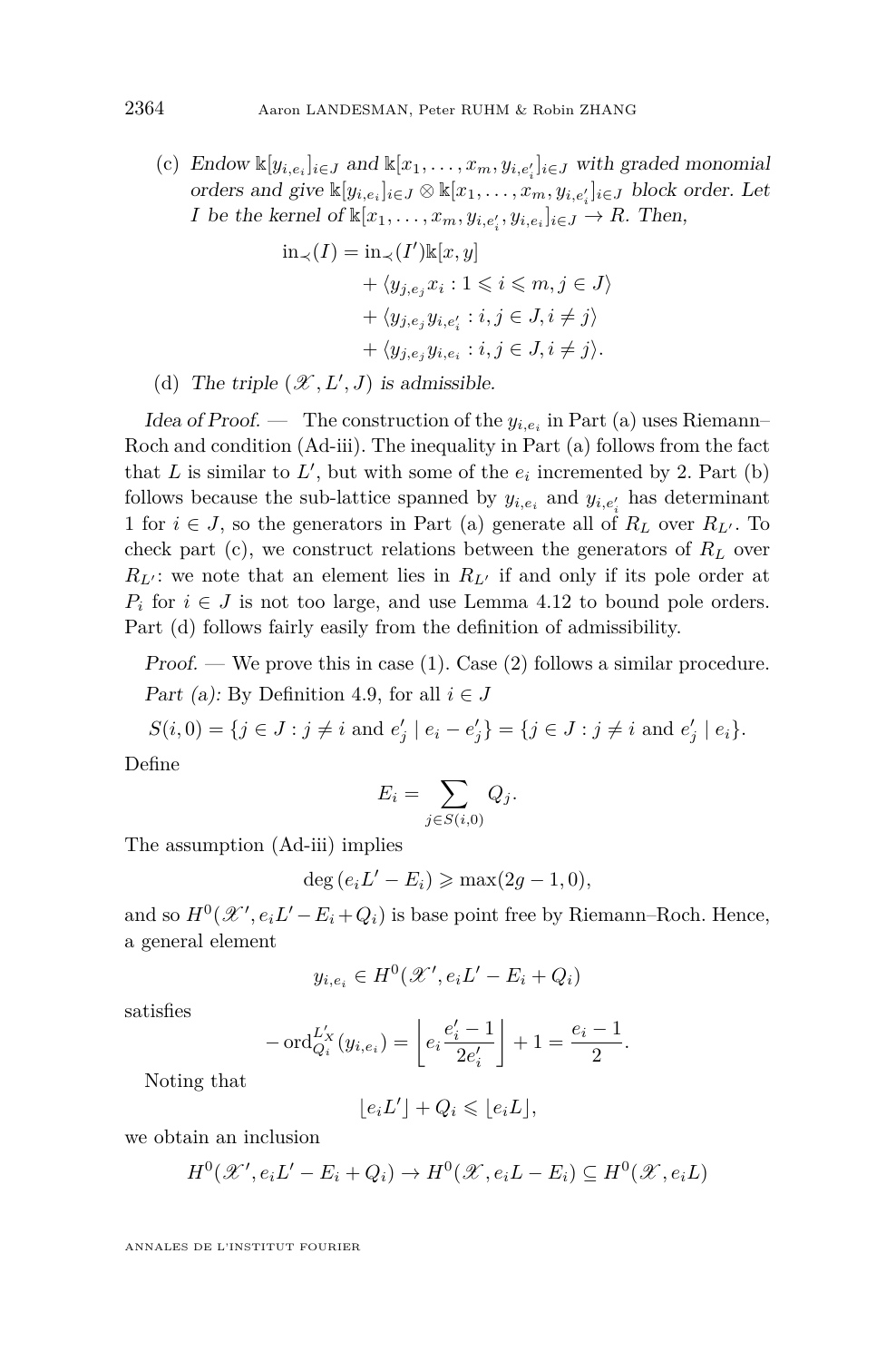(c) *Endow* $\Bbbk[y_{i,e_i}]_{i\in J}$ *and* $\Bbbk[x_1,\dots,x_m,y_{i,e'_i}]_{i\in J}$ *with graded monomial orders and give* $\Bbbk[y_{i,e_i}]_{i\in J}\otimes\Bbbk[x_1,\dots,x_m,y_{i,e'_i}]_{i\in J}$ *block order. Let* $I$ *be the kernel of* $\Bbbk[x_1,\dots,x_m,y_{i,e'_i},y_{i,e_i}]_{i\in J}\to R$*. Then,*

$$
\begin{aligned}
\operatorname{in}_{\prec}(I) = \operatorname{in}_{\prec}(I')\Bbbk[x,y]
&+ \langle y_{j,e_j}x_i : 1\leqslant i\leqslant m, j\in J\rangle\\
&+ \langle y_{j,e_j}y_{i,e'_i} : i,j\in J, i\neq j\rangle\\
&+ \langle y_{j,e_j}y_{i,e_i} : i,j\in J, i\neq j\rangle.
\end{aligned}
$$

(d) *The triple* $(\mathscr{X},L',J)$ *is admissible.*

*Idea of Proof.* — The construction of the $y_{i,e_i}$ in Part (a) uses Riemann–Roch and condition (Ad-iii). The inequality in Part (a) follows from the fact that $L$ is similar to $L'$, but with some of the $e_i$ incremented by 2. Part (b) follows because the sub-lattice spanned by $y_{i,e_i}$ and $y_{i,e'_i}$ has determinant 1 for $i\in J$, so the generators in Part (a) generate all of $R_L$ over $R_{L'}$. To check part (c), we construct relations between the generators of $R_L$ over $R_{L'}$: we note that an element lies in $R_{L'}$ if and only if its pole order at $P_i$ for $i\in J$ is not too large, and use Lemma 4.12 to bound pole orders. Part (d) follows fairly easily from the definition of admissibility.

*Proof.* — We prove this in case (1). Case (2) follows a similar procedure.

*Part (a):* By Definition 4.9, for all $i\in J$

$$S(i,0)=\{j\in J : j\neq i \text{ and } e'_j\mid e_i-e'_j\}=\{j\in J : j\neq i \text{ and } e'_j\mid e_i\}.$$

Define

$$E_i=\sum_{j\in S(i,0)}Q_j.$$

The assumption (Ad-iii) implies

$$\deg\left(e_iL'-E_i\right)\geqslant\max(2g-1,0),$$

and so $H^0(\mathscr{X}',e_iL'-E_i+Q_i)$ is base point free by Riemann–Roch. Hence, a general element

$$y_{i,e_i}\in H^0(\mathscr{X}',e_iL'-E_i+Q_i)$$

satisfies

$$-\operatorname{ord}_{Q_i}^{L'_X}(y_{i,e_i})=\left\lfloor e_i\frac{e'_i-1}{2e'_i}\right\rfloor+1=\frac{e_i-1}{2}.$$

Noting that

$$\lfloor e_iL'\rfloor+Q_i\leqslant\lfloor e_iL\rfloor,$$

we obtain an inclusion

$$H^0(\mathscr{X}',e_iL'-E_i+Q_i)\to H^0(\mathscr{X},e_iL-E_i)\subseteq H^0(\mathscr{X},e_iL)$$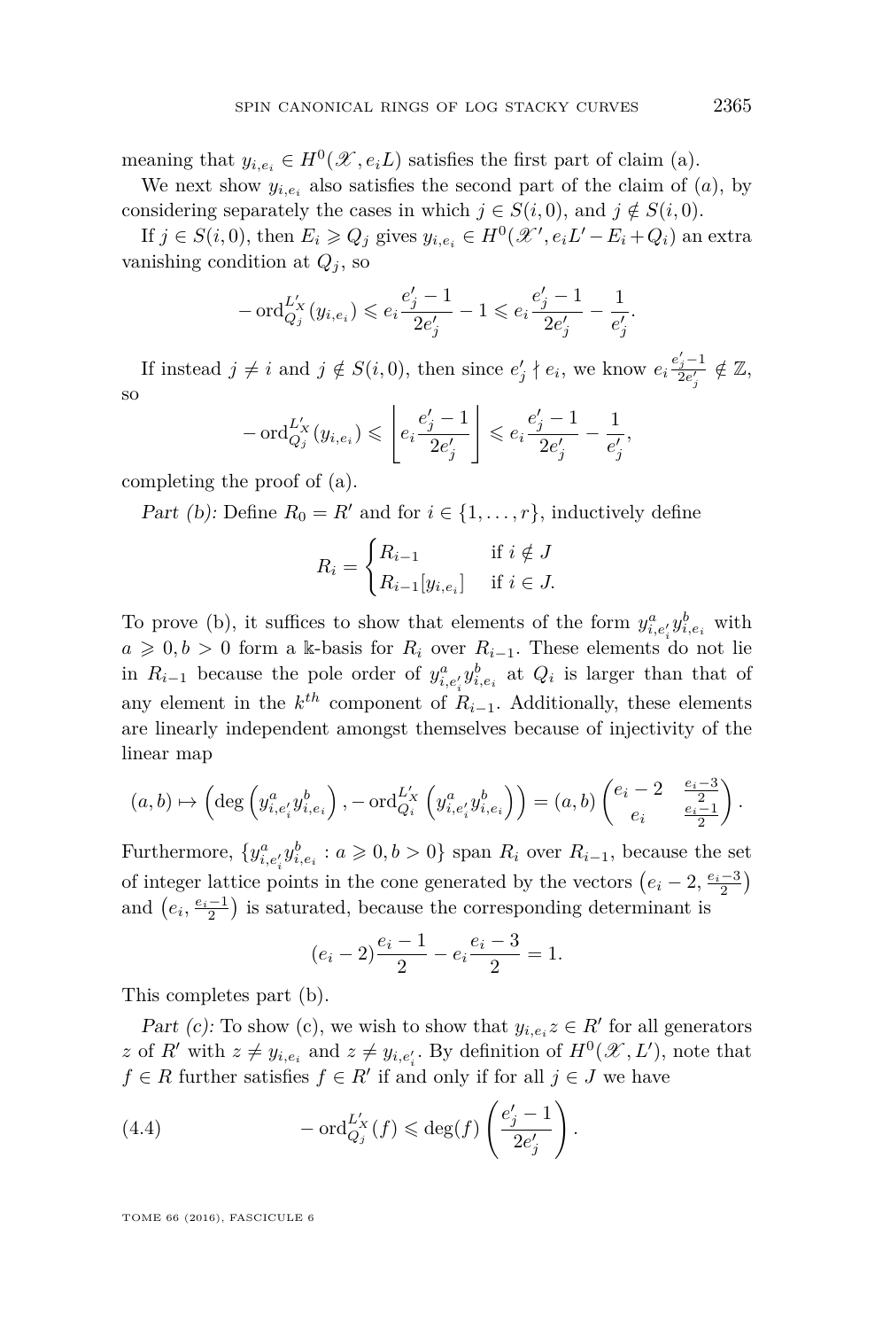meaning that $y_{i,e_i} \in H^0(\mathscr{X}, e_i L)$ satisfies the first part of claim (a).

We next show $y_{i,e_i}$ also satisfies the second part of the claim of $(a)$, by considering separately the cases in which $j \in S(i,0)$, and $j \notin S(i,0)$.

If $j \in S(i,0)$, then $E_i \geqslant Q_j$ gives $y_{i,e_i} \in H^0(\mathscr{X}', e_i L' - E_i + Q_i)$ an extra vanishing condition at $Q_j$, so

$$-\operatorname{ord}_{Q_j}^{L'_X}(y_{i,e_i}) \leqslant e_i \frac{e'_j - 1}{2e'_j} - 1 \leqslant e_i \frac{e'_j - 1}{2e'_j} - \frac{1}{e'_j}.$$

If instead $j \neq i$ and $j \notin S(i,0)$, then since $e'_j \nmid e_i$, we know $e_i \frac{e'_j-1}{2e'_j} \notin \mathbb{Z}$, so

$$-\operatorname{ord}_{Q_j}^{L'_X}(y_{i,e_i}) \leqslant \left\lfloor e_i \frac{e'_j - 1}{2e'_j} \right\rfloor \leqslant e_i \frac{e'_j - 1}{2e'_j} - \frac{1}{e'_j},$$

completing the proof of (a).

*Part (b):* Define $R_0 = R'$ and for $i \in \{1, \ldots, r\}$, inductively define

$$R_i = \begin{cases} R_{i-1} & \text{if } i \notin J \\ R_{i-1}[y_{i,e_i}] & \text{if } i \in J. \end{cases}$$

To prove (b), it suffices to show that elements of the form $y_{i,e'_i}^a y_{i,e_i}^b$ with $a \geqslant 0, b > 0$ form a $\Bbbk$-basis for $R_i$ over $R_{i-1}$. These elements do not lie in $R_{i-1}$ because the pole order of $y_{i,e'_i}^a y_{i,e_i}^b$ at $Q_i$ is larger than that of any element in the $k^{th}$ component of $R_{i-1}$. Additionally, these elements are linearly independent amongst themselves because of injectivity of the linear map

$$(a,b) \mapsto \left(\deg\left(y_{i,e'_i}^a y_{i,e_i}^b\right), -\operatorname{ord}_{Q_i}^{L'_X}\left(y_{i,e'_i}^a y_{i,e_i}^b\right)\right) = (a,b) \begin{pmatrix} e_i - 2 & \frac{e_i - 3}{2} \\ e_i & \frac{e_i - 1}{2} \end{pmatrix}.$$

Furthermore, $\{y_{i,e'_i}^a y_{i,e_i}^b : a \geqslant 0, b > 0\}$ span $R_i$ over $R_{i-1}$, because the set of integer lattice points in the cone generated by the vectors $\left(e_i - 2, \frac{e_i-3}{2}\right)$ and $\left(e_i, \frac{e_i-1}{2}\right)$ is saturated, because the corresponding determinant is

$$(e_i - 2)\frac{e_i - 1}{2} - e_i \frac{e_i - 3}{2} = 1.$$

This completes part (b).

*Part (c):* To show (c), we wish to show that $y_{i,e_i} z \in R'$ for all generators $z$ of $R'$ with $z \neq y_{i,e_i}$ and $z \neq y_{i,e'_i}$. By definition of $H^0(\mathscr{X}, L')$, note that $f \in R$ further satisfies $f \in R'$ if and only if for all $j \in J$ we have

$$-\operatorname{ord}_{Q_j}^{L'_X}(f) \leqslant \deg(f) \left(\frac{e'_j - 1}{2e'_j}\right). \tag{4.4}$$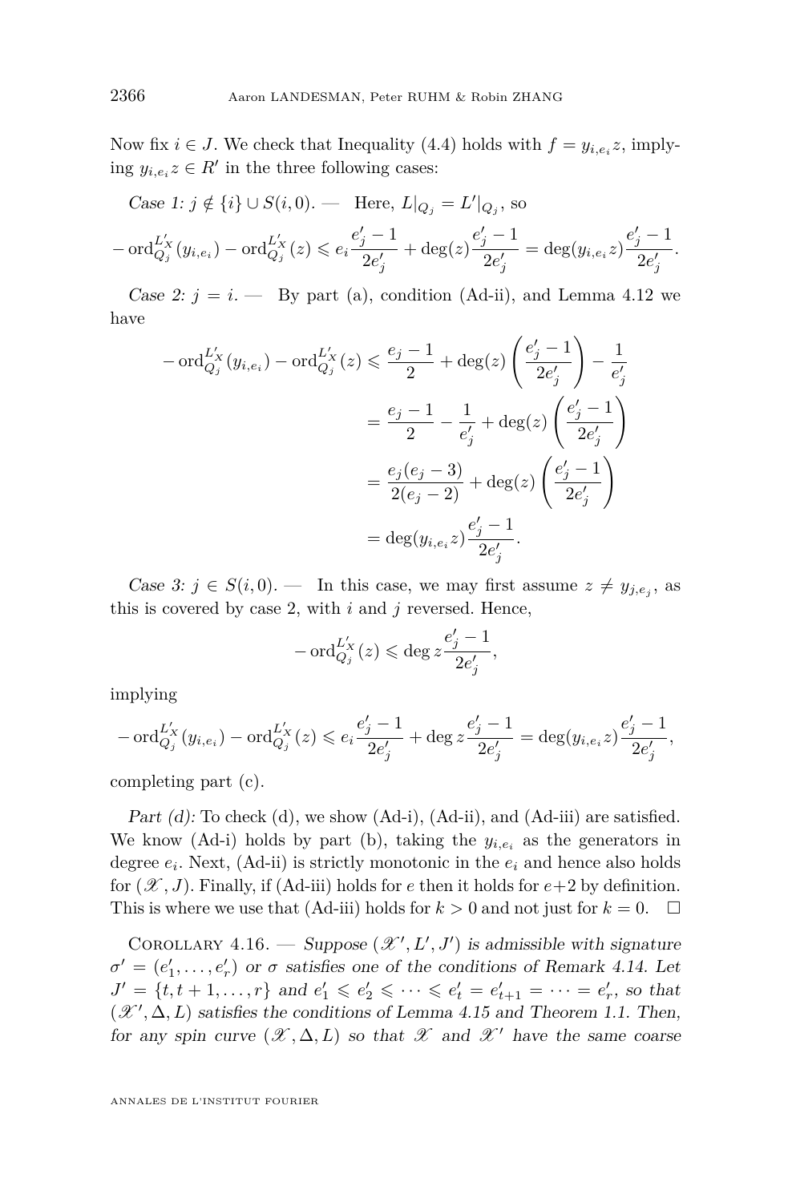Now fix $i \in J$. We check that Inequality (4.4) holds with $f = y_{i,e_i} z$, implying $y_{i,e_i} z \in R'$ in the three following cases:

*Case 1: $j \notin \{i\} \cup S(i,0)$.* — Here, $L|_{Q_j} = L'|_{Q_j}$, so

$$-\operatorname{ord}_{Q_j}^{L'_X}(y_{i,e_i}) - \operatorname{ord}_{Q_j}^{L'_X}(z) \leqslant e_i \frac{e'_j - 1}{2e'_j} + \deg(z)\frac{e'_j - 1}{2e'_j} = \deg(y_{i,e_i} z)\frac{e'_j - 1}{2e'_j}.$$

*Case 2: $j = i$.* — By part (a), condition (Ad-ii), and Lemma 4.12 we have

$$\begin{aligned}
-\operatorname{ord}_{Q_j}^{L'_X}(y_{i,e_i}) - \operatorname{ord}_{Q_j}^{L'_X}(z) &\leqslant \frac{e_j - 1}{2} + \deg(z)\left(\frac{e'_j - 1}{2e'_j}\right) - \frac{1}{e'_j} \\
&= \frac{e_j - 1}{2} - \frac{1}{e'_j} + \deg(z)\left(\frac{e'_j - 1}{2e'_j}\right) \\
&= \frac{e_j(e_j - 3)}{2(e_j - 2)} + \deg(z)\left(\frac{e'_j - 1}{2e'_j}\right) \\
&= \deg(y_{i,e_i} z)\frac{e'_j - 1}{2e'_j}.
\end{aligned}$$

*Case 3: $j \in S(i,0)$.* — In this case, we may first assume $z \neq y_{j,e_j}$, as this is covered by case 2, with $i$ and $j$ reversed. Hence,

$$-\operatorname{ord}_{Q_j}^{L'_X}(z) \leqslant \deg z \frac{e'_j - 1}{2e'_j},$$

implying

$$-\operatorname{ord}_{Q_j}^{L'_X}(y_{i,e_i}) - \operatorname{ord}_{Q_j}^{L'_X}(z) \leqslant e_i \frac{e'_j - 1}{2e'_j} + \deg z \frac{e'_j - 1}{2e'_j} = \deg(y_{i,e_i} z)\frac{e'_j - 1}{2e'_j},$$

completing part (c).

*Part (d):* To check (d), we show (Ad-i), (Ad-ii), and (Ad-iii) are satisfied. We know (Ad-i) holds by part (b), taking the $y_{i,e_i}$ as the generators in degree $e_i$. Next, (Ad-ii) is strictly monotonic in the $e_i$ and hence also holds for $(\mathscr{X}, J)$. Finally, if (Ad-iii) holds for $e$ then it holds for $e+2$ by definition. This is where we use that (Ad-iii) holds for $k > 0$ and not just for $k = 0$. $\square$

Corollary 4.16. — *Suppose $(\mathscr{X}', L', J')$ is admissible with signature $\sigma' = (e'_1, \ldots, e'_r)$ or $\sigma$ satisfies one of the conditions of Remark 4.14. Let $J' = \{t, t+1, \ldots, r\}$ and $e'_1 \leqslant e'_2 \leqslant \cdots \leqslant e'_t = e'_{t+1} = \cdots = e'_r$, so that $(\mathscr{X}', \Delta, L)$ satisfies the conditions of Lemma 4.15 and Theorem 1.1. Then, for any spin curve $(\mathscr{X}, \Delta, L)$ so that $\mathscr{X}$ and $\mathscr{X}'$ have the same coarse*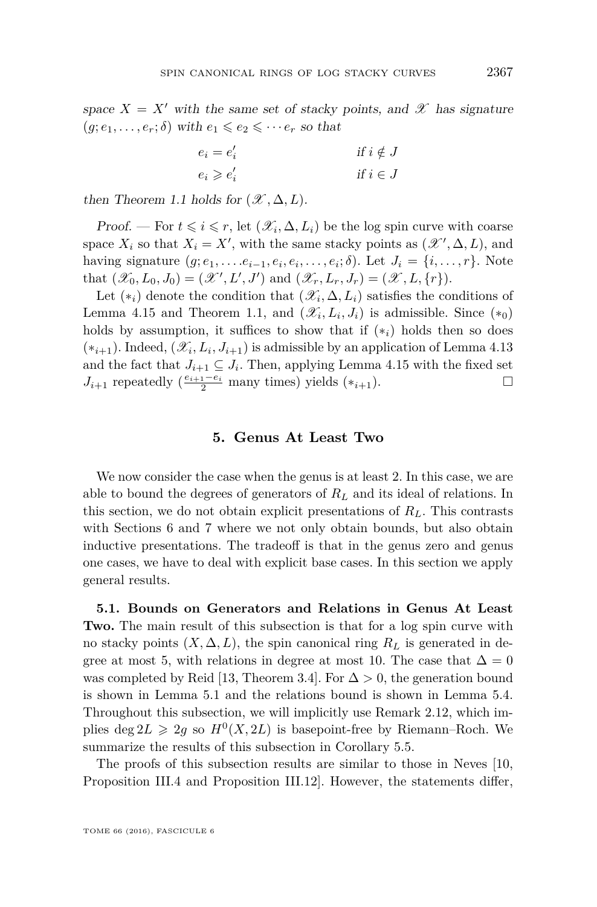*space $X = X'$ with the same set of stacky points, and $\mathscr{X}$ has signature $(g; e_1, \ldots, e_r; \delta)$ with $e_1 \leqslant e_2 \leqslant \cdots e_r$ so that*

$$
\begin{aligned}
e_i &= e_i' && \text{if } i \notin J \\
e_i &\geqslant e_i' && \text{if } i \in J
\end{aligned}
$$

*then Theorem 1.1 holds for $(\mathscr{X}, \Delta, L)$.*

*Proof.* — For $t \leqslant i \leqslant r$, let $(\mathscr{X}_i, \Delta, L_i)$ be the log spin curve with coarse space $X_i$ so that $X_i = X'$, with the same stacky points as $(\mathscr{X}', \Delta, L)$, and having signature $(g; e_1, \ldots. e_{i-1}, e_i, e_i, \ldots, e_i; \delta)$. Let $J_i = \{i, \ldots, r\}$. Note that $(\mathscr{X}_0, L_0, J_0) = (\mathscr{X}', L', J')$ and $(\mathscr{X}_r, L_r, J_r) = (\mathscr{X}, L, \{r\})$.

Let $(*_i)$ denote the condition that $(\mathscr{X}_i, \Delta, L_i)$ satisfies the conditions of Lemma 4.15 and Theorem 1.1, and $(\mathscr{X}_i, L_i, J_i)$ is admissible. Since $(*_0)$ holds by assumption, it suffices to show that if $(*_i)$ holds then so does $(*_{i+1})$. Indeed, $(\mathscr{X}_i, L_i, J_{i+1})$ is admissible by an application of Lemma 4.13 and the fact that $J_{i+1} \subseteq J_i$. Then, applying Lemma 4.15 with the fixed set $J_{i+1}$ repeatedly ($\frac{e_{i+1} - e_i}{2}$ many times) yields $(*_{i+1})$. □

## 5. Genus At Least Two

We now consider the case when the genus is at least 2. In this case, we are able to bound the degrees of generators of $R_L$ and its ideal of relations. In this section, we do not obtain explicit presentations of $R_L$. This contrasts with Sections 6 and 7 where we not only obtain bounds, but also obtain inductive presentations. The tradeoff is that in the genus zero and genus one cases, we have to deal with explicit base cases. In this section we apply general results.

**5.1. Bounds on Generators and Relations in Genus At Least Two.** The main result of this subsection is that for a log spin curve with no stacky points $(X, \Delta, L)$, the spin canonical ring $R_L$ is generated in degree at most 5, with relations in degree at most 10. The case that $\Delta = 0$ was completed by Reid [13, Theorem 3.4]. For $\Delta > 0$, the generation bound is shown in Lemma 5.1 and the relations bound is shown in Lemma 5.4. Throughout this subsection, we will implicitly use Remark 2.12, which implies $\deg 2L \geqslant 2g$ so $H^0(X, 2L)$ is basepoint-free by Riemann–Roch. We summarize the results of this subsection in Corollary 5.5.

The proofs of this subsection results are similar to those in Neves [10, Proposition III.4 and Proposition III.12]. However, the statements differ,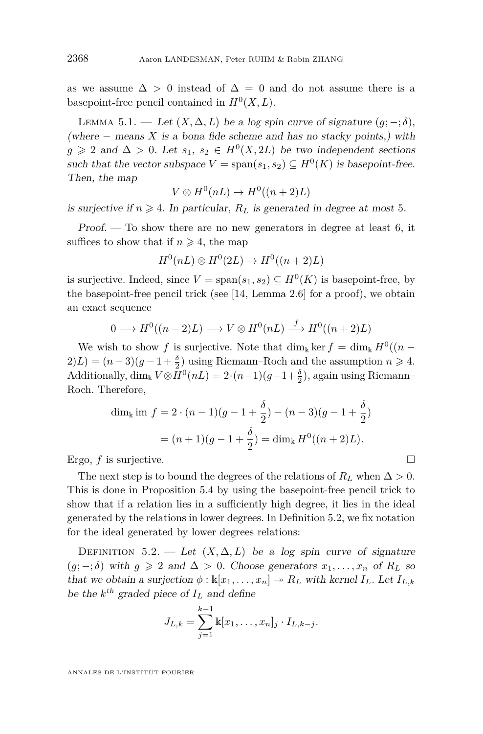as we assume $\Delta > 0$ instead of $\Delta = 0$ and do not assume there is a basepoint-free pencil contained in $H^0(X, L)$.

Lemma 5.1. — *Let $(X, \Delta, L)$ be a log spin curve of signature $(g; -; \delta)$, (where $-$ means $X$ is a bona fide scheme and has no stacky points,) with $g \geqslant 2$ and $\Delta > 0$. Let $s_1$, $s_2 \in H^0(X, 2L)$ be two independent sections such that the vector subspace $V = \operatorname{span}(s_1, s_2) \subseteq H^0(K)$ is basepoint-free. Then, the map*

$$V \otimes H^0(nL) \to H^0((n+2)L)$$

*is surjective if $n \geqslant 4$. In particular, $R_L$ is generated in degree at most 5.*

*Proof.* — To show there are no new generators in degree at least 6, it suffices to show that if $n \geqslant 4$, the map

$$H^0(nL) \otimes H^0(2L) \to H^0((n+2)L)$$

is surjective. Indeed, since $V = \operatorname{span}(s_1, s_2) \subseteq H^0(K)$ is basepoint-free, by the basepoint-free pencil trick (see [14, Lemma 2.6] for a proof), we obtain an exact sequence

$$0 \longrightarrow H^0((n-2)L) \longrightarrow V \otimes H^0(nL) \stackrel{f}{\longrightarrow} H^0((n+2)L)$$

We wish to show $f$ is surjective. Note that $\dim_{\Bbbk} \ker f = \dim_{\Bbbk} H^0((n-2)L) = (n-3)(g-1+\frac{\delta}{2})$ using Riemann–Roch and the assumption $n \geqslant 4$. Additionally, $\dim_{\Bbbk} V \otimes H^0(nL) = 2 \cdot (n-1)(g-1+\frac{\delta}{2})$, again using Riemann–Roch. Therefore,

$$\begin{aligned}
\dim_{\Bbbk} \operatorname{im} f &= 2 \cdot (n-1)(g-1+\frac{\delta}{2}) - (n-3)(g-1+\frac{\delta}{2}) \\
&= (n+1)(g-1+\frac{\delta}{2}) = \dim_{\Bbbk} H^0((n+2)L).
\end{aligned}$$

Ergo, $f$ is surjective. □

The next step is to bound the degrees of the relations of $R_L$ when $\Delta > 0$. This is done in Proposition 5.4 by using the basepoint-free pencil trick to show that if a relation lies in a sufficiently high degree, it lies in the ideal generated by the relations in lower degrees. In Definition 5.2, we fix notation for the ideal generated by lower degrees relations:

Definition 5.2. — *Let $(X, \Delta, L)$ be a log spin curve of signature $(g; -; \delta)$ with $g \geqslant 2$ and $\Delta > 0$. Choose generators $x_1, \ldots, x_n$ of $R_L$ so that we obtain a surjection $\phi : \Bbbk[x_1, \ldots, x_n] \twoheadrightarrow R_L$ with kernel $I_L$. Let $I_{L,k}$ be the $k^{th}$ graded piece of $I_L$ and define*

$$J_{L,k} = \sum_{j=1}^{k-1} \Bbbk[x_1, \ldots, x_n]_j \cdot I_{L,k-j}.$$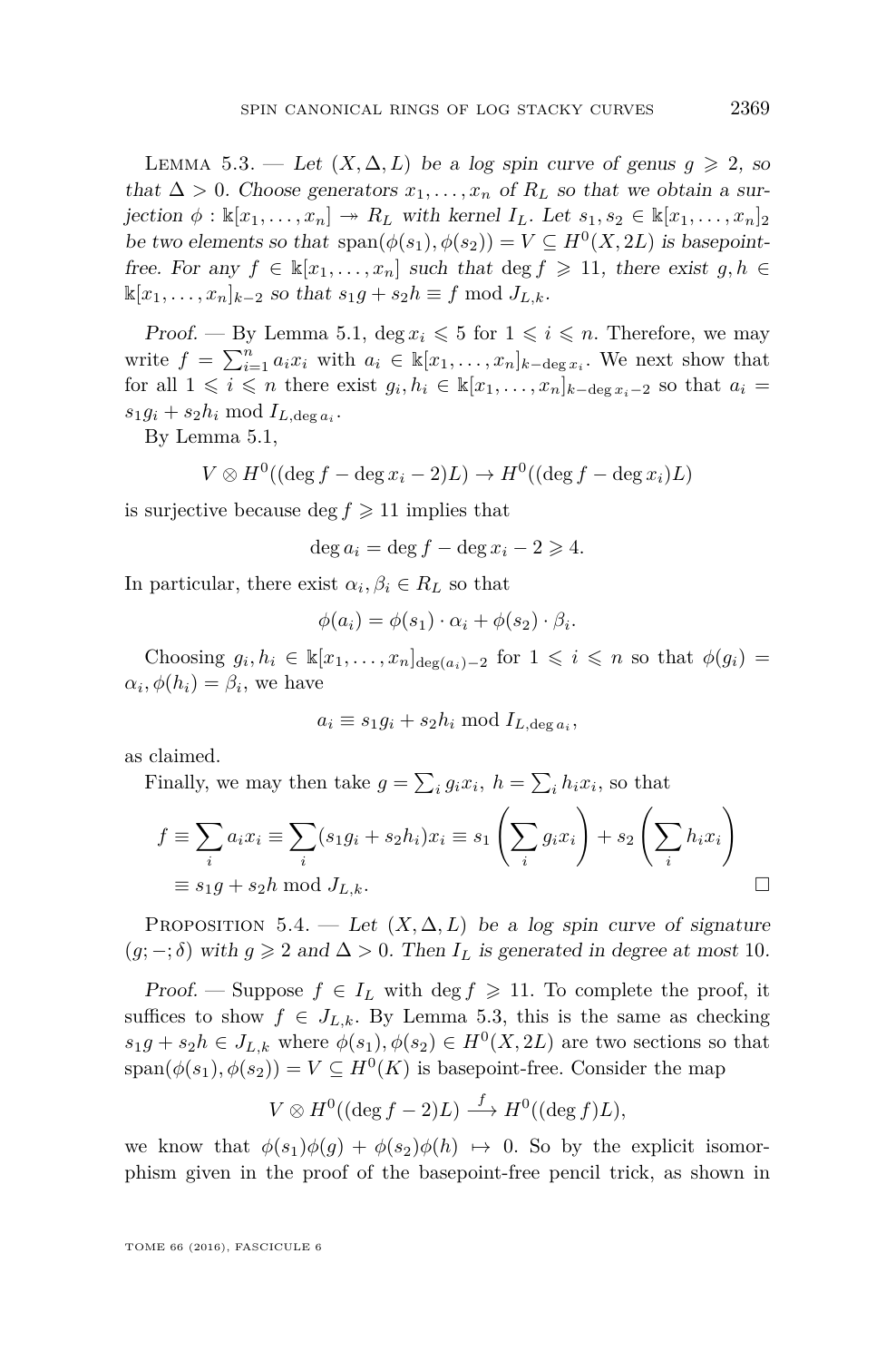Lemma 5.3. — *Let $(X, \Delta, L)$ be a log spin curve of genus $g \geqslant 2$, so that $\Delta > 0$. Choose generators $x_1, \dots, x_n$ of $R_L$ so that we obtain a surjection $\phi : \Bbbk[x_1, \dots, x_n] \twoheadrightarrow R_L$ with kernel $I_L$. Let $s_1, s_2 \in \Bbbk[x_1, \dots, x_n]_2$ be two elements so that $\operatorname{span}(\phi(s_1), \phi(s_2)) = V \subseteq H^0(X, 2L)$ is basepoint-free. For any $f \in \Bbbk[x_1, \dots, x_n]$ such that $\deg f \geqslant 11$, there exist $g, h \in \Bbbk[x_1, \dots, x_n]_{k-2}$ so that $s_1 g + s_2 h \equiv f \bmod J_{L,k}$.*

*Proof.* — By Lemma 5.1, $\deg x_i \leqslant 5$ for $1 \leqslant i \leqslant n$. Therefore, we may write $f = \sum_{i=1}^n a_i x_i$ with $a_i \in \Bbbk[x_1, \dots, x_n]_{k - \deg x_i}$. We next show that for all $1 \leqslant i \leqslant n$ there exist $g_i, h_i \in \Bbbk[x_1, \dots, x_n]_{k - \deg x_i - 2}$ so that $a_i = s_1 g_i + s_2 h_i \bmod I_{L, \deg a_i}$.

By Lemma 5.1,

$$V \otimes H^0((\deg f - \deg x_i - 2)L) \to H^0((\deg f - \deg x_i)L)$$

is surjective because $\deg f \geqslant 11$ implies that

$$\deg a_i = \deg f - \deg x_i - 2 \geqslant 4.$$

In particular, there exist $\alpha_i, \beta_i \in R_L$ so that

$$\phi(a_i) = \phi(s_1) \cdot \alpha_i + \phi(s_2) \cdot \beta_i.$$

Choosing $g_i, h_i \in \Bbbk[x_1, \dots, x_n]_{\deg(a_i) - 2}$ for $1 \leqslant i \leqslant n$ so that $\phi(g_i) = \alpha_i, \phi(h_i) = \beta_i$, we have

$$a_i \equiv s_1 g_i + s_2 h_i \bmod I_{L, \deg a_i},$$

as claimed.

Finally, we may then take $g = \sum_i g_i x_i$, $h = \sum_i h_i x_i$, so that

$$\begin{aligned} f &\equiv \sum_i a_i x_i \equiv \sum_i (s_1 g_i + s_2 h_i) x_i \equiv s_1 \left( \sum_i g_i x_i \right) + s_2 \left( \sum_i h_i x_i \right) \\ &\equiv s_1 g + s_2 h \bmod J_{L,k}. \end{aligned}$$

□

Proposition 5.4. — *Let $(X, \Delta, L)$ be a log spin curve of signature $(g; -; \delta)$ with $g \geqslant 2$ and $\Delta > 0$. Then $I_L$ is generated in degree at most 10.*

*Proof.* — Suppose $f \in I_L$ with $\deg f \geqslant 11$. To complete the proof, it suffices to show $f \in J_{L,k}$. By Lemma 5.3, this is the same as checking $s_1 g + s_2 h \in J_{L,k}$ where $\phi(s_1), \phi(s_2) \in H^0(X, 2L)$ are two sections so that $\operatorname{span}(\phi(s_1), \phi(s_2)) = V \subseteq H^0(K)$ is basepoint-free. Consider the map

$$V \otimes H^0((\deg f - 2)L) \xrightarrow{f} H^0((\deg f)L),$$

we know that $\phi(s_1)\phi(g) + \phi(s_2)\phi(h) \mapsto 0$. So by the explicit isomorphism given in the proof of the basepoint-free pencil trick, as shown in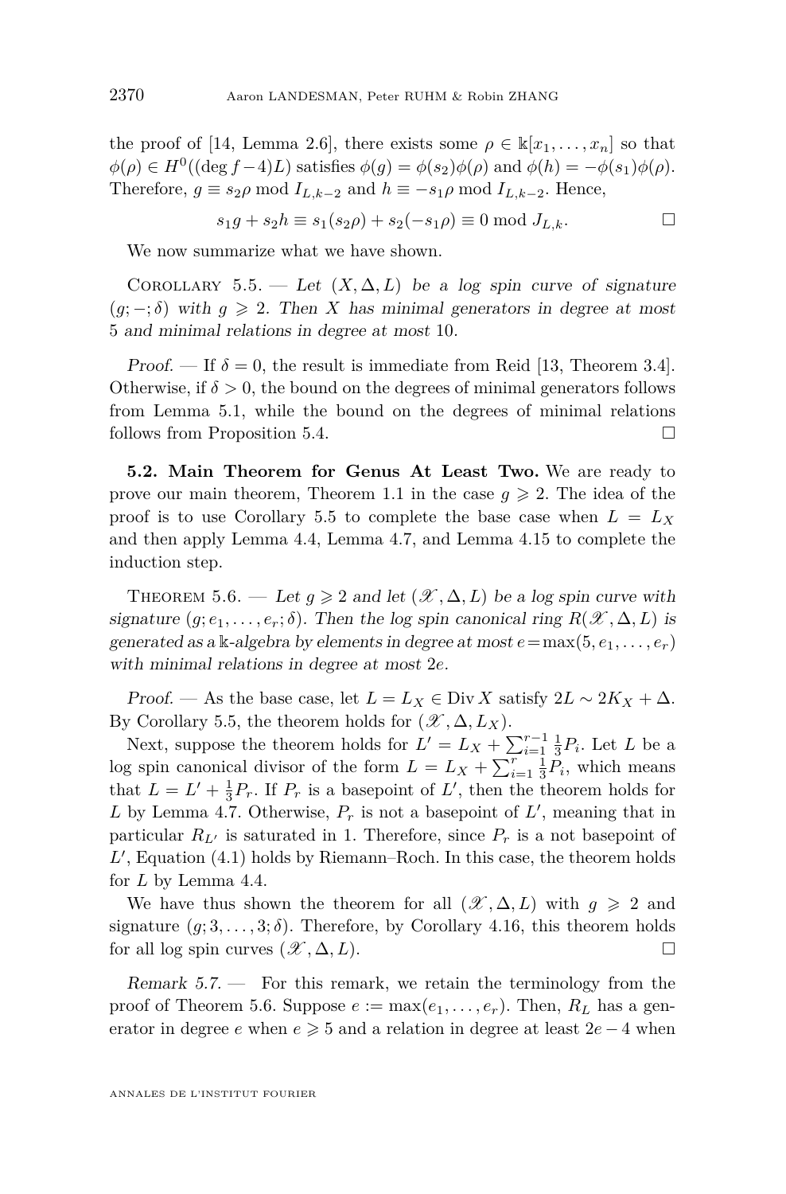the proof of [14, Lemma 2.6], there exists some $\rho \in \Bbbk[x_1, \ldots, x_n]$ so that $\phi(\rho) \in H^0((\deg f - 4)L)$ satisfies $\phi(g) = \phi(s_2)\phi(\rho)$ and $\phi(h) = -\phi(s_1)\phi(\rho)$. Therefore, $g \equiv s_2\rho \bmod I_{L,k-2}$ and $h \equiv -s_1\rho \bmod I_{L,k-2}$. Hence,

$$s_1 g + s_2 h \equiv s_1(s_2\rho) + s_2(-s_1\rho) \equiv 0 \bmod J_{L,k}. \qquad \square$$

We now summarize what we have shown.

Corollary 5.5. — *Let $(X, \Delta, L)$ be a log spin curve of signature $(g; -; \delta)$ with $g \geqslant 2$. Then $X$ has minimal generators in degree at most 5 and minimal relations in degree at most 10.*

*Proof.* — If $\delta = 0$, the result is immediate from Reid [13, Theorem 3.4]. Otherwise, if $\delta > 0$, the bound on the degrees of minimal generators follows from Lemma 5.1, while the bound on the degrees of minimal relations follows from Proposition 5.4. $\square$

**5.2. Main Theorem for Genus At Least Two.** We are ready to prove our main theorem, Theorem 1.1 in the case $g \geqslant 2$. The idea of the proof is to use Corollary 5.5 to complete the base case when $L = L_X$ and then apply Lemma 4.4, Lemma 4.7, and Lemma 4.15 to complete the induction step.

Theorem 5.6. — *Let $g \geqslant 2$ and let $(\mathscr{X}, \Delta, L)$ be a log spin curve with signature $(g; e_1, \ldots, e_r; \delta)$. Then the log spin canonical ring $R(\mathscr{X}, \Delta, L)$ is generated as a $\Bbbk$-algebra by elements in degree at most $e = \max(5, e_1, \ldots, e_r)$ with minimal relations in degree at most $2e$.*

*Proof.* — As the base case, let $L = L_X \in \operatorname{Div} X$ satisfy $2L \sim 2K_X + \Delta$. By Corollary 5.5, the theorem holds for $(\mathscr{X}, \Delta, L_X)$.

Next, suppose the theorem holds for $L' = L_X + \sum_{i=1}^{r-1} \frac{1}{3} P_i$. Let $L$ be a log spin canonical divisor of the form $L = L_X + \sum_{i=1}^{r} \frac{1}{3} P_i$, which means that $L = L' + \frac{1}{3} P_r$. If $P_r$ is a basepoint of $L'$, then the theorem holds for $L$ by Lemma 4.7. Otherwise, $P_r$ is not a basepoint of $L'$, meaning that in particular $R_{L'}$ is saturated in 1. Therefore, since $P_r$ is a not basepoint of $L'$, Equation (4.1) holds by Riemann–Roch. In this case, the theorem holds for $L$ by Lemma 4.4.

We have thus shown the theorem for all $(\mathscr{X}, \Delta, L)$ with $g \geqslant 2$ and signature $(g; 3, \ldots, 3; \delta)$. Therefore, by Corollary 4.16, this theorem holds for all log spin curves $(\mathscr{X}, \Delta, L)$. $\square$

*Remark 5.7.* — For this remark, we retain the terminology from the proof of Theorem 5.6. Suppose $e := \max(e_1, \ldots, e_r)$. Then, $R_L$ has a generator in degree $e$ when $e \geqslant 5$ and a relation in degree at least $2e - 4$ when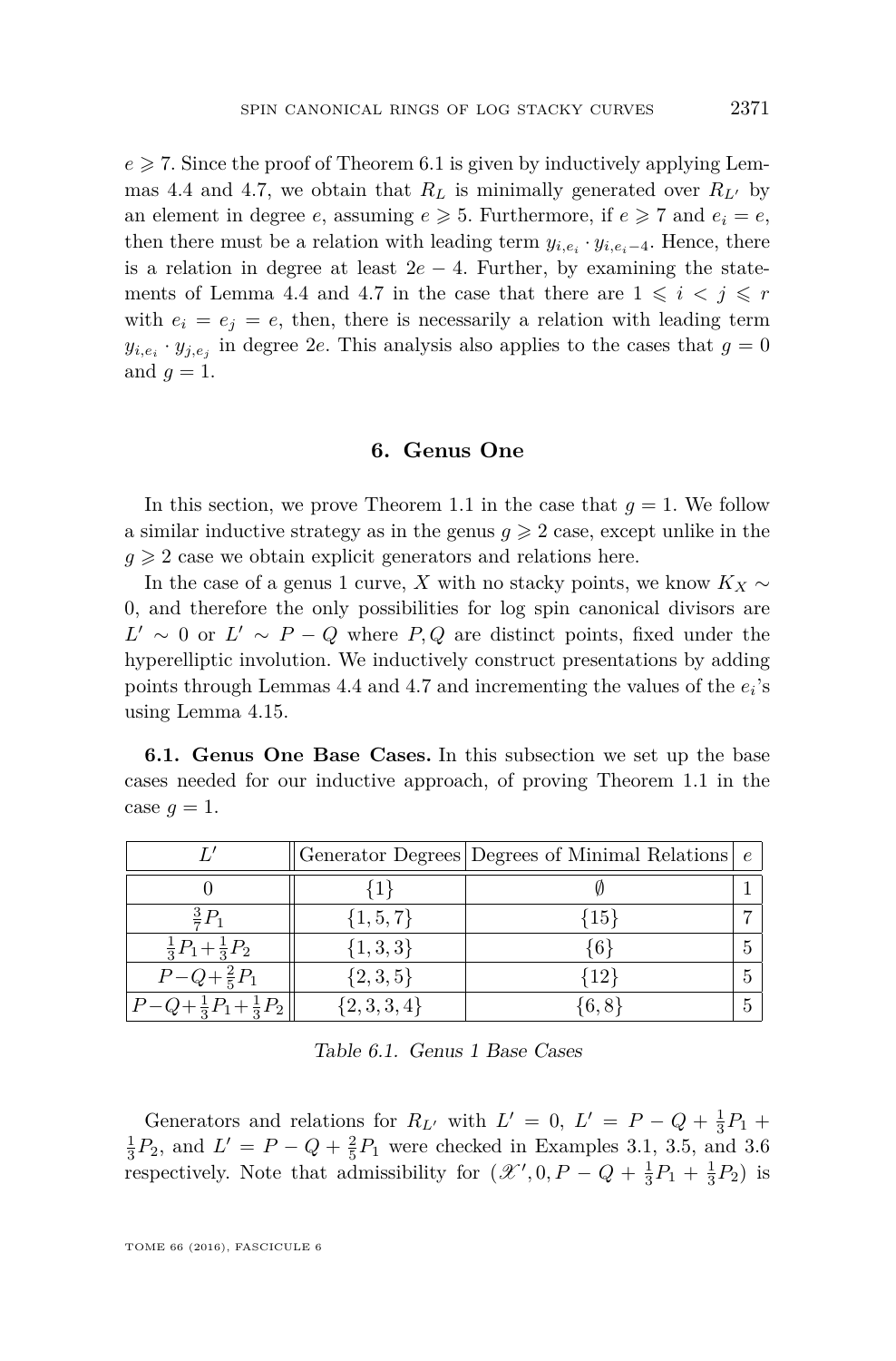$e \geqslant 7$. Since the proof of Theorem 6.1 is given by inductively applying Lemmas 4.4 and 4.7, we obtain that $R_L$ is minimally generated over $R_{L'}$ by an element in degree $e$, assuming $e \geqslant 5$. Furthermore, if $e \geqslant 7$ and $e_i = e$, then there must be a relation with leading term $y_{i,e_i} \cdot y_{i,e_i-4}$. Hence, there is a relation in degree at least $2e-4$. Further, by examining the statements of Lemma 4.4 and 4.7 in the case that there are $1 \leqslant i < j \leqslant r$ with $e_i = e_j = e$, then, there is necessarily a relation with leading term $y_{i,e_i} \cdot y_{j,e_j}$ in degree $2e$. This analysis also applies to the cases that $g = 0$ and $g = 1$.

## 6. Genus One

In this section, we prove Theorem 1.1 in the case that $g = 1$. We follow a similar inductive strategy as in the genus $g \geqslant 2$ case, except unlike in the $g \geqslant 2$ case we obtain explicit generators and relations here.

In the case of a genus 1 curve, $X$ with no stacky points, we know $K_X \sim 0$, and therefore the only possibilities for log spin canonical divisors are $L' \sim 0$ or $L' \sim P - Q$ where $P, Q$ are distinct points, fixed under the hyperelliptic involution. We inductively construct presentations by adding points through Lemmas 4.4 and 4.7 and incrementing the values of the $e_i$'s using Lemma 4.15.

**6.1. Genus One Base Cases.** In this subsection we set up the base cases needed for our inductive approach, of proving Theorem 1.1 in the case $g = 1$.

| $L'$ | Generator Degrees | Degrees of Minimal Relations | $e$ |
|---|---|---|---|
| $0$ | $\{1\}$ | $\emptyset$ | 1 |
| $\frac{3}{7}P_1$ | $\{1,5,7\}$ | $\{15\}$ | 7 |
| $\frac{1}{3}P_1+\frac{1}{3}P_2$ | $\{1,3,3\}$ | $\{6\}$ | 5 |
| $P-Q+\frac{2}{5}P_1$ | $\{2,3,5\}$ | $\{12\}$ | 5 |
| $P-Q+\frac{1}{3}P_1+\frac{1}{3}P_2$ | $\{2,3,3,4\}$ | $\{6,8\}$ | 5 |

*Table 6.1. Genus 1 Base Cases*

Generators and relations for $R_{L'}$ with $L' = 0$, $L' = P - Q + \frac{1}{3}P_1 + \frac{1}{3}P_2$, and $L' = P - Q + \frac{2}{5}P_1$ were checked in Examples 3.1, 3.5, and 3.6 respectively. Note that admissibility for $(\mathscr{X}', 0, P - Q + \frac{1}{3}P_1 + \frac{1}{3}P_2)$ is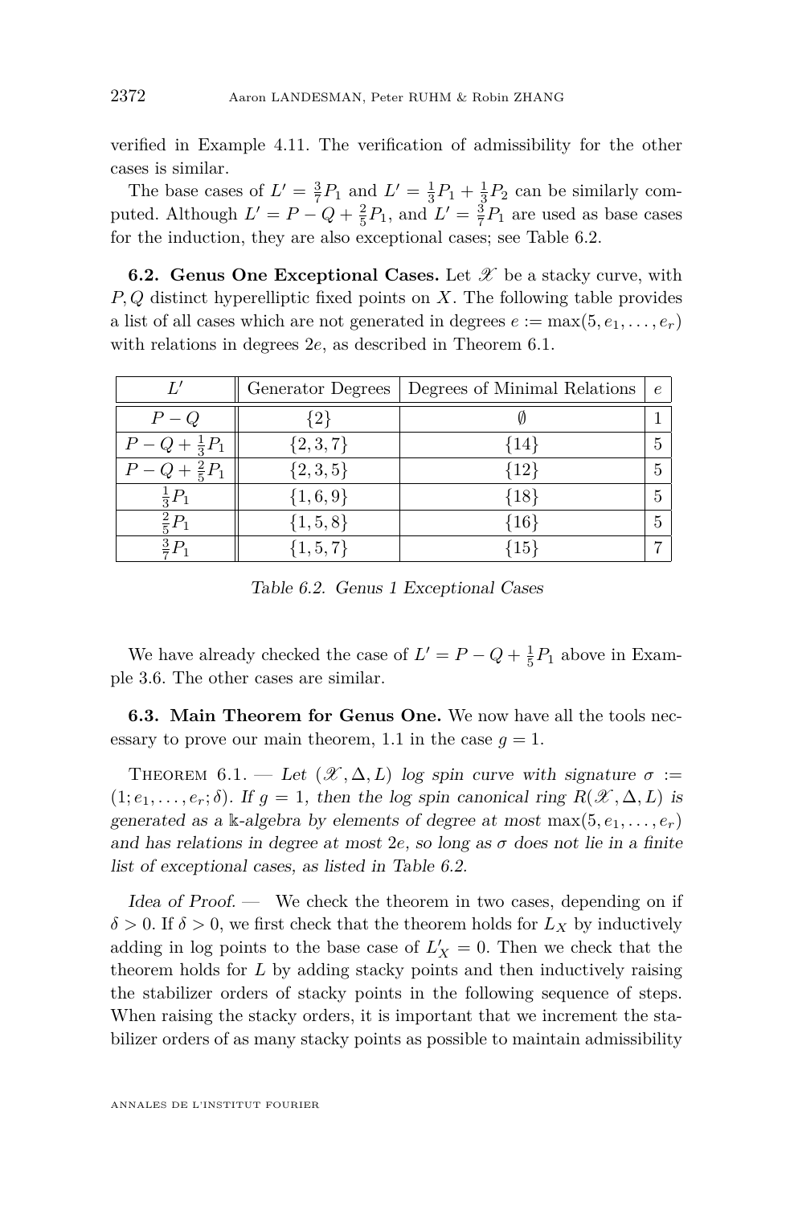verified in Example 4.11. The verification of admissibility for the other cases is similar.

The base cases of $L' = \frac{3}{7}P_1$ and $L' = \frac{1}{3}P_1 + \frac{1}{3}P_2$ can be similarly computed. Although $L' = P - Q + \frac{2}{5}P_1$, and $L' = \frac{3}{7}P_1$ are used as base cases for the induction, they are also exceptional cases; see Table 6.2.

**6.2. Genus One Exceptional Cases.** Let $\mathscr{X}$ be a stacky curve, with $P, Q$ distinct hyperelliptic fixed points on $X$. The following table provides a list of all cases which are not generated in degrees $e := \max(5, e_1, \ldots, e_r)$ with relations in degrees $2e$, as described in Theorem 6.1.

| $L'$ | Generator Degrees | Degrees of Minimal Relations | $e$ |
|---|---|---|---|
| $P - Q$ | $\{2\}$ | $\emptyset$ | 1 |
| $P - Q + \frac{1}{3}P_1$ | $\{2, 3, 7\}$ | $\{14\}$ | 5 |
| $P - Q + \frac{2}{5}P_1$ | $\{2, 3, 5\}$ | $\{12\}$ | 5 |
| $\frac{1}{3}P_1$ | $\{1, 6, 9\}$ | $\{18\}$ | 5 |
| $\frac{2}{5}P_1$ | $\{1, 5, 8\}$ | $\{16\}$ | 5 |
| $\frac{3}{7}P_1$ | $\{1, 5, 7\}$ | $\{15\}$ | 7 |

*Table 6.2. Genus 1 Exceptional Cases*

We have already checked the case of $L' = P - Q + \frac{1}{5}P_1$ above in Example 3.6. The other cases are similar.

**6.3. Main Theorem for Genus One.** We now have all the tools necessary to prove our main theorem, 1.1 in the case $g = 1$.

Theorem 6.1. — *Let $(\mathscr{X}, \Delta, L)$ log spin curve with signature $\sigma := (1; e_1, \ldots, e_r; \delta)$. If $g = 1$, then the log spin canonical ring $R(\mathscr{X}, \Delta, L)$ is generated as a $\Bbbk$-algebra by elements of degree at most $\max(5, e_1, \ldots, e_r)$ and has relations in degree at most $2e$, so long as $\sigma$ does not lie in a finite list of exceptional cases, as listed in Table 6.2.*

*Idea of Proof.* — We check the theorem in two cases, depending on if $\delta > 0$. If $\delta > 0$, we first check that the theorem holds for $L_X$ by inductively adding in log points to the base case of $L'_X = 0$. Then we check that the theorem holds for $L$ by adding stacky points and then inductively raising the stabilizer orders of stacky points in the following sequence of steps. When raising the stacky orders, it is important that we increment the stabilizer orders of as many stacky points as possible to maintain admissibility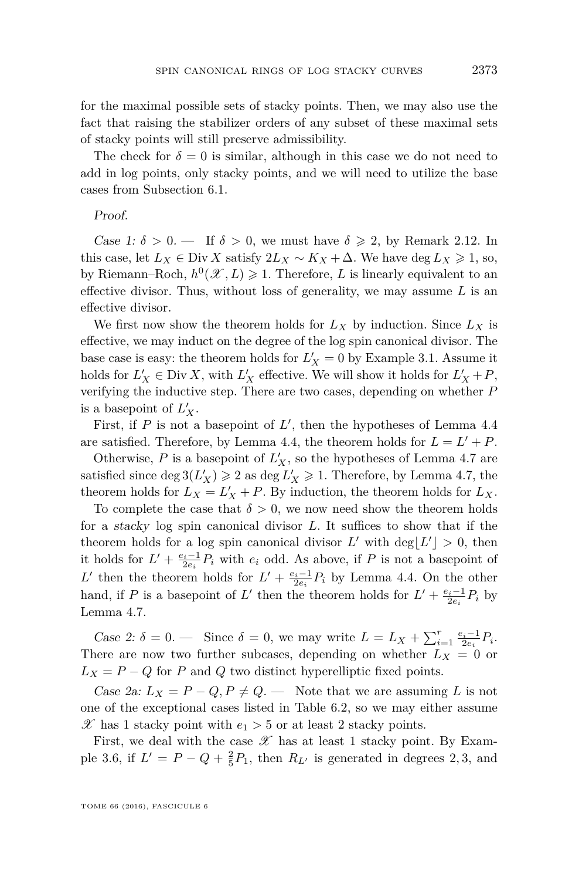for the maximal possible sets of stacky points. Then, we may also use the fact that raising the stabilizer orders of any subset of these maximal sets of stacky points will still preserve admissibility.

The check for $\delta = 0$ is similar, although in this case we do not need to add in log points, only stacky points, and we will need to utilize the base cases from Subsection 6.1.

*Proof.*

*Case 1: $\delta > 0$.* — If $\delta > 0$, we must have $\delta \geqslant 2$, by Remark 2.12. In this case, let $L_X \in \operatorname{Div} X$ satisfy $2L_X \sim K_X + \Delta$. We have $\deg L_X \geqslant 1$, so, by Riemann–Roch, $h^0(\mathscr{X}, L) \geqslant 1$. Therefore, $L$ is linearly equivalent to an effective divisor. Thus, without loss of generality, we may assume $L$ is an effective divisor.

We first now show the theorem holds for $L_X$ by induction. Since $L_X$ is effective, we may induct on the degree of the log spin canonical divisor. The base case is easy: the theorem holds for $L'_X = 0$ by Example 3.1. Assume it holds for $L'_X \in \operatorname{Div} X$, with $L'_X$ effective. We will show it holds for $L'_X + P$, verifying the inductive step. There are two cases, depending on whether $P$ is a basepoint of $L'_X$.

First, if $P$ is not a basepoint of $L'$, then the hypotheses of Lemma 4.4 are satisfied. Therefore, by Lemma 4.4, the theorem holds for $L = L' + P$.

Otherwise, $P$ is a basepoint of $L'_X$, so the hypotheses of Lemma 4.7 are satisfied since $\deg 3(L'_X) \geqslant 2$ as $\deg L'_X \geqslant 1$. Therefore, by Lemma 4.7, the theorem holds for $L_X = L'_X + P$. By induction, the theorem holds for $L_X$.

To complete the case that $\delta > 0$, we now need show the theorem holds for a *stacky* log spin canonical divisor $L$. It suffices to show that if the theorem holds for a log spin canonical divisor $L'$ with $\deg \lfloor L' \rfloor > 0$, then it holds for $L' + \frac{e_i - 1}{2e_i} P_i$ with $e_i$ odd. As above, if $P$ is not a basepoint of $L'$ then the theorem holds for $L' + \frac{e_i - 1}{2e_i} P_i$ by Lemma 4.4. On the other hand, if $P$ is a basepoint of $L'$ then the theorem holds for $L' + \frac{e_i - 1}{2e_i} P_i$ by Lemma 4.7.

*Case 2: $\delta = 0$.* — Since $\delta = 0$, we may write $L = L_X + \sum_{i=1}^{r} \frac{e_i - 1}{2e_i} P_i$. There are now two further subcases, depending on whether $L_X = 0$ or $L_X = P - Q$ for $P$ and $Q$ two distinct hyperelliptic fixed points.

*Case 2a: $L_X = P - Q, P \neq Q$.* — Note that we are assuming $L$ is not one of the exceptional cases listed in Table 6.2, so we may either assume $\mathscr{X}$ has 1 stacky point with $e_1 > 5$ or at least 2 stacky points.

First, we deal with the case $\mathscr{X}$ has at least 1 stacky point. By Example 3.6, if $L' = P - Q + \frac{2}{5} P_1$, then $R_{L'}$ is generated in degrees $2, 3$, and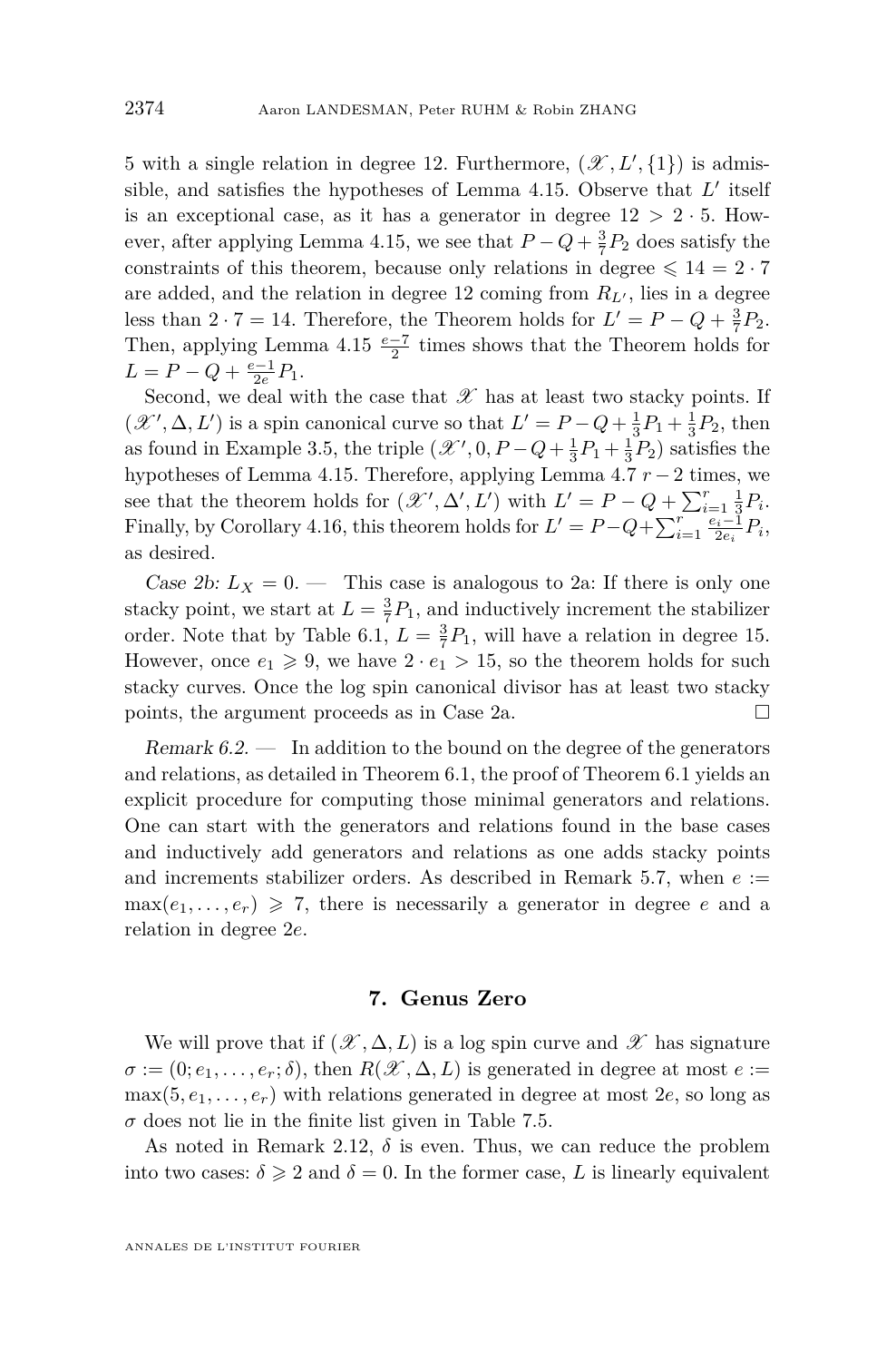5 with a single relation in degree 12. Furthermore, $(\mathscr{X}, L', \{1\})$ is admissible, and satisfies the hypotheses of Lemma 4.15. Observe that $L'$ itself is an exceptional case, as it has a generator in degree $12 > 2 \cdot 5$. However, after applying Lemma 4.15, we see that $P - Q + \frac{3}{7}P_2$ does satisfy the constraints of this theorem, because only relations in degree $\leqslant 14 = 2 \cdot 7$ are added, and the relation in degree 12 coming from $R_{L'}$, lies in a degree less than $2 \cdot 7 = 14$. Therefore, the Theorem holds for $L' = P - Q + \frac{3}{7}P_2$. Then, applying Lemma 4.15 $\frac{e-7}{2}$ times shows that the Theorem holds for $L = P - Q + \frac{e-1}{2e}P_1$.

Second, we deal with the case that $\mathscr{X}$ has at least two stacky points. If $(\mathscr{X}', \Delta, L')$ is a spin canonical curve so that $L' = P - Q + \frac{1}{3}P_1 + \frac{1}{3}P_2$, then as found in Example 3.5, the triple $(\mathscr{X}', 0, P - Q + \frac{1}{3}P_1 + \frac{1}{3}P_2)$ satisfies the hypotheses of Lemma 4.15. Therefore, applying Lemma 4.7 $r-2$ times, we see that the theorem holds for $(\mathscr{X}', \Delta', L')$ with $L' = P - Q + \sum_{i=1}^r \frac{1}{3}P_i$. Finally, by Corollary 4.16, this theorem holds for $L' = P - Q + \sum_{i=1}^r \frac{e_i - 1}{2e_i}P_i$, as desired.

*Case 2b: $L_X = 0$.* — This case is analogous to 2a: If there is only one stacky point, we start at $L = \frac{3}{7}P_1$, and inductively increment the stabilizer order. Note that by Table 6.1, $L = \frac{3}{7}P_1$, will have a relation in degree 15. However, once $e_1 \geqslant 9$, we have $2 \cdot e_1 > 15$, so the theorem holds for such stacky curves. Once the log spin canonical divisor has at least two stacky points, the argument proceeds as in Case 2a. □

*Remark 6.2.* — In addition to the bound on the degree of the generators and relations, as detailed in Theorem 6.1, the proof of Theorem 6.1 yields an explicit procedure for computing those minimal generators and relations. One can start with the generators and relations found in the base cases and inductively add generators and relations as one adds stacky points and increments stabilizer orders. As described in Remark 5.7, when $e := \max(e_1, \ldots, e_r) \geqslant 7$, there is necessarily a generator in degree $e$ and a relation in degree $2e$.

## 7. Genus Zero

We will prove that if $(\mathscr{X}, \Delta, L)$ is a log spin curve and $\mathscr{X}$ has signature $\sigma := (0; e_1, \ldots, e_r; \delta)$, then $R(\mathscr{X}, \Delta, L)$ is generated in degree at most $e := \max(5, e_1, \ldots, e_r)$ with relations generated in degree at most $2e$, so long as $\sigma$ does not lie in the finite list given in Table 7.5.

As noted in Remark 2.12, $\delta$ is even. Thus, we can reduce the problem into two cases: $\delta \geqslant 2$ and $\delta = 0$. In the former case, $L$ is linearly equivalent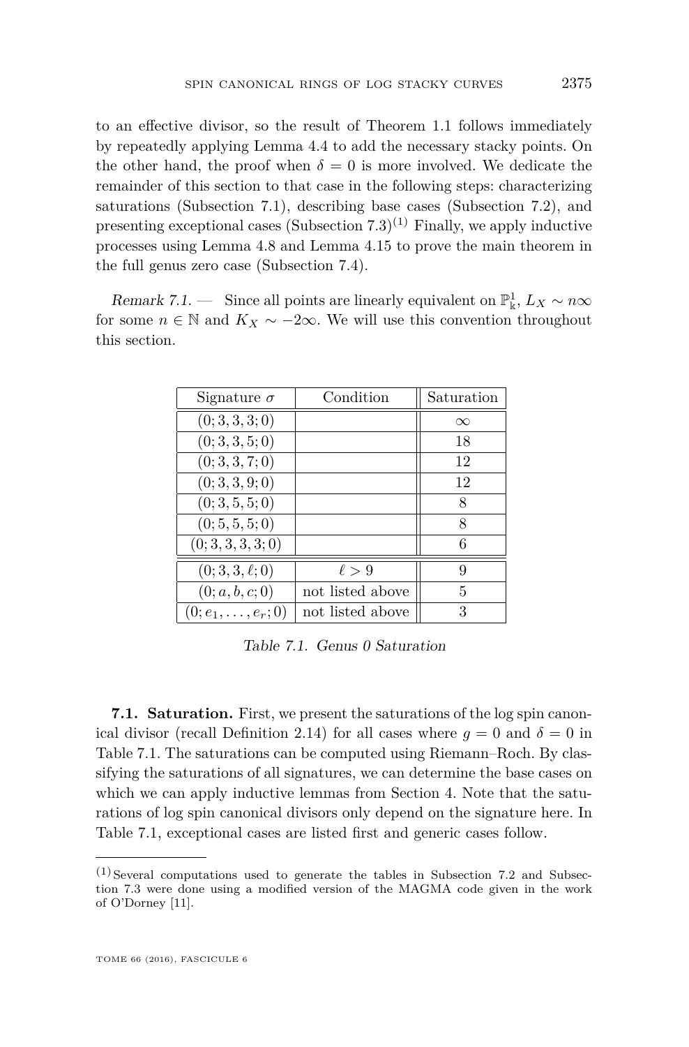to an effective divisor, so the result of Theorem 1.1 follows immediately by repeatedly applying Lemma 4.4 to add the necessary stacky points. On the other hand, the proof when $\delta = 0$ is more involved. We dedicate the remainder of this section to that case in the following steps: characterizing saturations (Subsection 7.1), describing base cases (Subsection 7.2), and presenting exceptional cases (Subsection 7.3)[1] Finally, we apply inductive processes using Lemma 4.8 and Lemma 4.15 to prove the main theorem in the full genus zero case (Subsection 7.4).

*Remark 7.1.* — Since all points are linearly equivalent on $\mathbb{P}^1_{\Bbbk}$, $L_X \sim n\infty$ for some $n \in \mathbb{N}$ and $K_X \sim -2\infty$. We will use this convention throughout this section.

| Signature $\sigma$ | Condition | Saturation |
|---|---|---|
| $(0;3,3,3;0)$ | | $\infty$ |
| $(0;3,3,5;0)$ | | 18 |
| $(0;3,3,7;0)$ | | 12 |
| $(0;3,3,9;0)$ | | 12 |
| $(0;3,5,5;0)$ | | 8 |
| $(0;5,5,5;0)$ | | 8 |
| $(0;3,3,3,3;0)$ | | 6 |
| $(0;3,3,\ell;0)$ | $\ell > 9$ | 9 |
| $(0;a,b,c;0)$ | not listed above | 5 |
| $(0;e_1,\ldots,e_r;0)$ | not listed above | 3 |

*Table 7.1. Genus 0 Saturation*

**7.1. Saturation.** First, we present the saturations of the log spin canonical divisor (recall Definition 2.14) for all cases where $g = 0$ and $\delta = 0$ in Table 7.1. The saturations can be computed using Riemann–Roch. By classifying the saturations of all signatures, we can determine the base cases on which we can apply inductive lemmas from Section 4. Note that the saturations of log spin canonical divisors only depend on the signature here. In Table 7.1, exceptional cases are listed first and generic cases follow.

[1] Several computations used to generate the tables in Subsection 7.2 and Subsection 7.3 were done using a modified version of the MAGMA code given in the work of O'Dorney [11].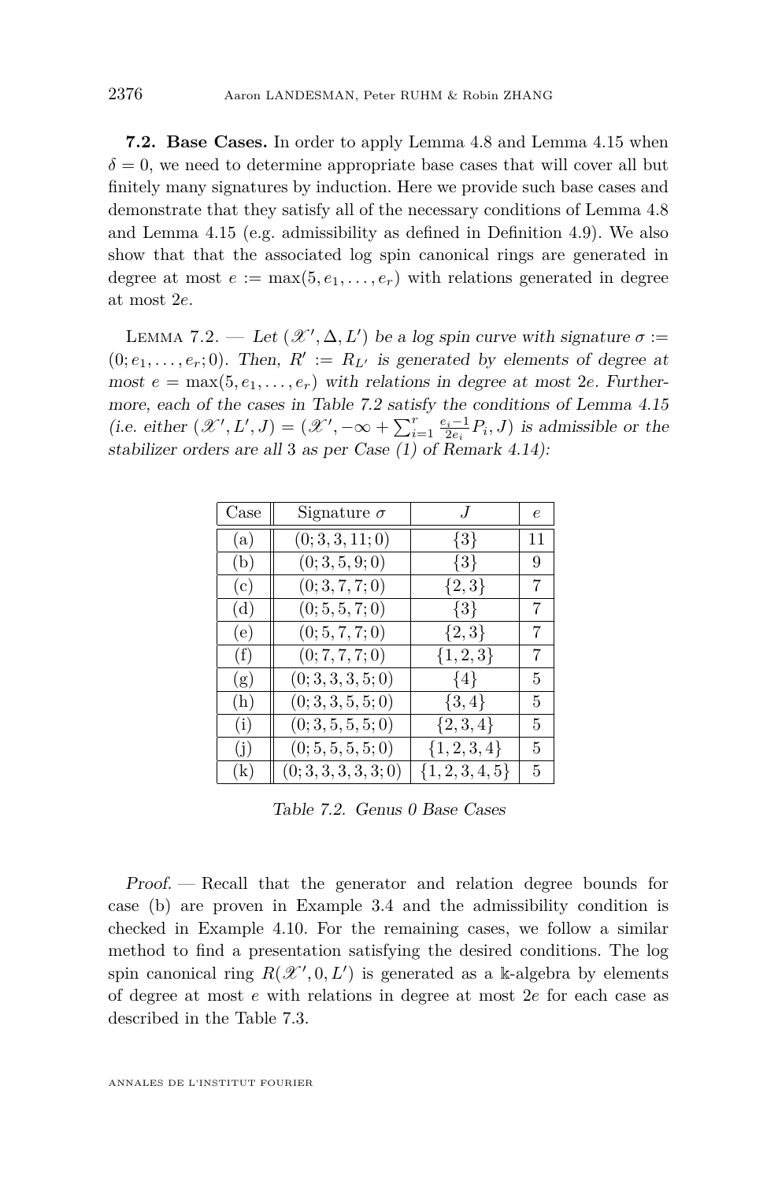**7.2. Base Cases.** In order to apply Lemma 4.8 and Lemma 4.15 when $\delta = 0$, we need to determine appropriate base cases that will cover all but finitely many signatures by induction. Here we provide such base cases and demonstrate that they satisfy all of the necessary conditions of Lemma 4.8 and Lemma 4.15 (e.g. admissibility as defined in Definition 4.9). We also show that that the associated log spin canonical rings are generated in degree at most $e := \max(5, e_1, \ldots, e_r)$ with relations generated in degree at most $2e$.

Lemma 7.2. — *Let $(\mathscr{X}', \Delta, L')$ be a log spin curve with signature $\sigma := (0; e_1, \ldots, e_r; 0)$. Then, $R' := R_{L'}$ is generated by elements of degree at most $e = \max(5, e_1, \ldots, e_r)$ with relations in degree at most $2e$. Furthermore, each of the cases in Table 7.2 satisfy the conditions of Lemma 4.15 (i.e. either $(\mathscr{X}', L', J) = (\mathscr{X}', -\infty + \sum_{i=1}^{r} \frac{e_i - 1}{2e_i} P_i, J)$ is admissible or the stabilizer orders are all 3 as per Case (1) of Remark 4.14):*

| Case | Signature $\sigma$ | $J$ | $e$ |
|---|---|---|---|
| (a) | $(0; 3, 3, 11; 0)$ | $\{3\}$ | 11 |
| (b) | $(0; 3, 5, 9; 0)$ | $\{3\}$ | 9 |
| (c) | $(0; 3, 7, 7; 0)$ | $\{2, 3\}$ | 7 |
| (d) | $(0; 5, 5, 7; 0)$ | $\{3\}$ | 7 |
| (e) | $(0; 5, 7, 7; 0)$ | $\{2, 3\}$ | 7 |
| (f) | $(0; 7, 7, 7; 0)$ | $\{1, 2, 3\}$ | 7 |
| (g) | $(0; 3, 3, 3, 5; 0)$ | $\{4\}$ | 5 |
| (h) | $(0; 3, 3, 5, 5; 0)$ | $\{3, 4\}$ | 5 |
| (i) | $(0; 3, 5, 5, 5; 0)$ | $\{2, 3, 4\}$ | 5 |
| (j) | $(0; 5, 5, 5, 5; 0)$ | $\{1, 2, 3, 4\}$ | 5 |
| (k) | $(0; 3, 3, 3, 3, 3; 0)$ | $\{1, 2, 3, 4, 5\}$ | 5 |

*Table 7.2. Genus 0 Base Cases*

*Proof.* — Recall that the generator and relation degree bounds for case (b) are proven in Example 3.4 and the admissibility condition is checked in Example 4.10. For the remaining cases, we follow a similar method to find a presentation satisfying the desired conditions. The log spin canonical ring $R(\mathscr{X}', 0, L')$ is generated as a $\mathbb{k}$-algebra by elements of degree at most $e$ with relations in degree at most $2e$ for each case as described in the Table 7.3.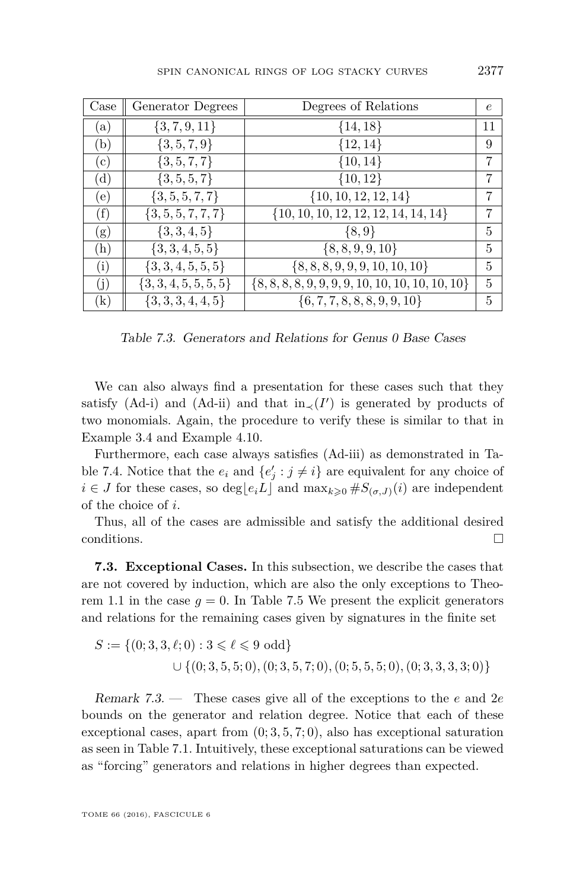| Case | Generator Degrees | Degrees of Relations | $e$ |
|---|---|---|---|
| (a) | $\{3, 7, 9, 11\}$ | $\{14, 18\}$ | 11 |
| (b) | $\{3, 5, 7, 9\}$ | $\{12, 14\}$ | 9 |
| (c) | $\{3, 5, 7, 7\}$ | $\{10, 14\}$ | 7 |
| (d) | $\{3, 5, 5, 7\}$ | $\{10, 12\}$ | 7 |
| (e) | $\{3, 5, 5, 7, 7\}$ | $\{10, 10, 12, 12, 14\}$ | 7 |
| (f) | $\{3, 5, 5, 7, 7, 7\}$ | $\{10, 10, 10, 12, 12, 12, 14, 14, 14\}$ | 7 |
| (g) | $\{3, 3, 4, 5\}$ | $\{8, 9\}$ | 5 |
| (h) | $\{3, 3, 4, 5, 5\}$ | $\{8, 8, 9, 9, 10\}$ | 5 |
| (i) | $\{3, 3, 4, 5, 5, 5\}$ | $\{8, 8, 8, 9, 9, 9, 10, 10, 10\}$ | 5 |
| (j) | $\{3, 3, 4, 5, 5, 5, 5\}$ | $\{8, 8, 8, 8, 9, 9, 9, 9, 10, 10, 10, 10, 10\}$ | 5 |
| (k) | $\{3, 3, 3, 4, 4, 5\}$ | $\{6, 7, 7, 8, 8, 8, 9, 9, 10\}$ | 5 |

*Table 7.3. Generators and Relations for Genus 0 Base Cases*

We can also always find a presentation for these cases such that they satisfy (Ad-i) and (Ad-ii) and that $\mathrm{in}_{\prec}(I')$ is generated by products of two monomials. Again, the procedure to verify these is similar to that in Example 3.4 and Example 4.10.

Furthermore, each case always satisfies (Ad-iii) as demonstrated in Table 7.4. Notice that the $e_i$ and $\{e'_j : j \neq i\}$ are equivalent for any choice of $i \in J$ for these cases, so $\deg\lfloor e_i L\rfloor$ and $\max_{k\geqslant 0} \#S_{(\sigma,J)}(i)$ are independent of the choice of $i$.

Thus, all of the cases are admissible and satisfy the additional desired conditions. □

**7.3. Exceptional Cases.** In this subsection, we describe the cases that are not covered by induction, which are also the only exceptions to Theorem 1.1 in the case $g = 0$. In Table 7.5 We present the explicit generators and relations for the remaining cases given by signatures in the finite set

$$S := \{(0; 3, 3, \ell; 0) : 3 \leqslant \ell \leqslant 9 \text{ odd}\}$$
$$\cup \{(0; 3, 5, 5; 0), (0; 3, 5, 7; 0), (0; 5, 5, 5; 0), (0; 3, 3, 3, 3; 0)\}$$

*Remark 7.3.* — These cases give all of the exceptions to the $e$ and $2e$ bounds on the generator and relation degree. Notice that each of these exceptional cases, apart from $(0; 3, 5, 7; 0)$, also has exceptional saturation as seen in Table 7.1. Intuitively, these exceptional saturations can be viewed as "forcing" generators and relations in higher degrees than expected.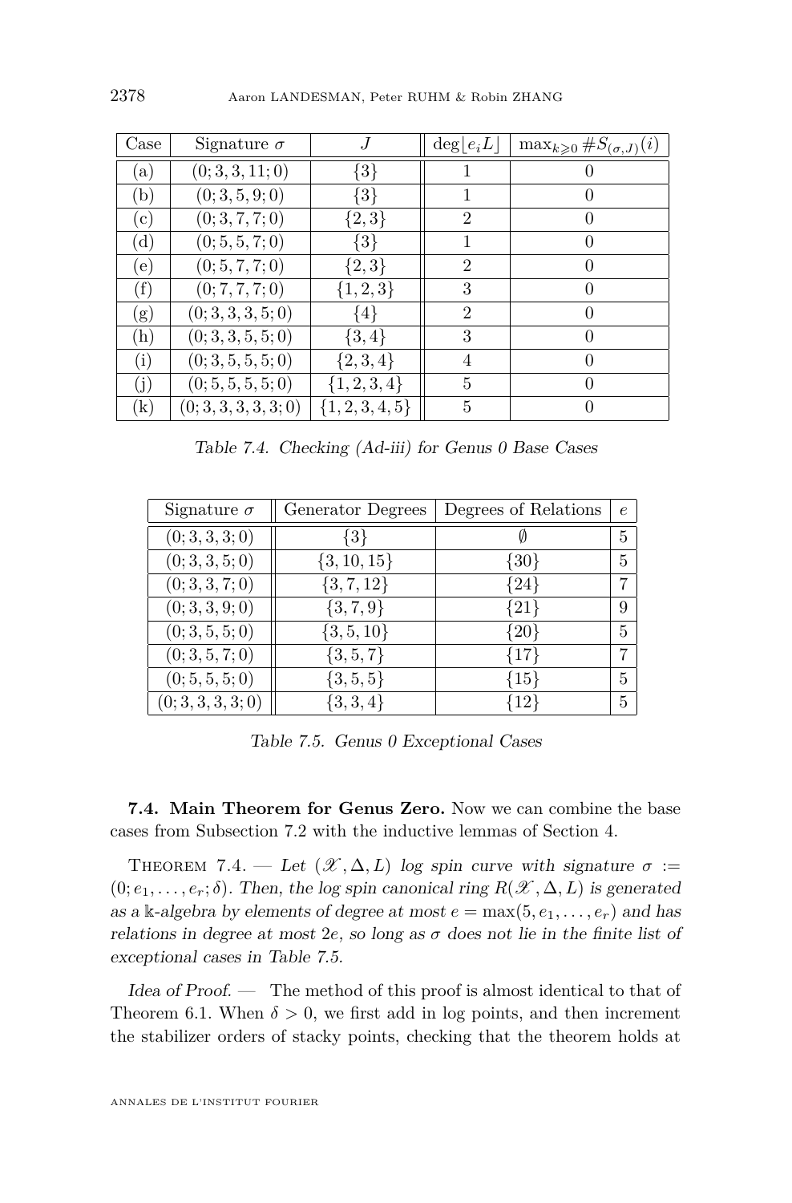| Case | Signature $\sigma$ | $J$ | $\deg\lfloor e_i L\rfloor$ | $\max_{k\geqslant 0} \#S_{(\sigma,J)}(i)$ |
|---|---|---|---|---|
| (a) | $(0;3,3,11;0)$ | $\{3\}$ | 1 | 0 |
| (b) | $(0;3,5,9;0)$ | $\{3\}$ | 1 | 0 |
| (c) | $(0;3,7,7;0)$ | $\{2,3\}$ | 2 | 0 |
| (d) | $(0;5,5,7;0)$ | $\{3\}$ | 1 | 0 |
| (e) | $(0;5,7,7;0)$ | $\{2,3\}$ | 2 | 0 |
| (f) | $(0;7,7,7;0)$ | $\{1,2,3\}$ | 3 | 0 |
| (g) | $(0;3,3,3,5;0)$ | $\{4\}$ | 2 | 0 |
| (h) | $(0;3,3,5,5;0)$ | $\{3,4\}$ | 3 | 0 |
| (i) | $(0;3,5,5,5;0)$ | $\{2,3,4\}$ | 4 | 0 |
| (j) | $(0;5,5,5,5;0)$ | $\{1,2,3,4\}$ | 5 | 0 |
| (k) | $(0;3,3,3,3,3;0)$ | $\{1,2,3,4,5\}$ | 5 | 0 |

*Table 7.4. Checking (Ad-iii) for Genus 0 Base Cases*

| Signature $\sigma$ | Generator Degrees | Degrees of Relations | $e$ |
|---|---|---|---|
| $(0;3,3,3;0)$ | $\{3\}$ | $\emptyset$ | 5 |
| $(0;3,3,5;0)$ | $\{3,10,15\}$ | $\{30\}$ | 5 |
| $(0;3,3,7;0)$ | $\{3,7,12\}$ | $\{24\}$ | 7 |
| $(0;3,3,9;0)$ | $\{3,7,9\}$ | $\{21\}$ | 9 |
| $(0;3,5,5;0)$ | $\{3,5,10\}$ | $\{20\}$ | 5 |
| $(0;3,5,7;0)$ | $\{3,5,7\}$ | $\{17\}$ | 7 |
| $(0;5,5,5;0)$ | $\{3,5,5\}$ | $\{15\}$ | 5 |
| $(0;3,3,3,3;0)$ | $\{3,3,4\}$ | $\{12\}$ | 5 |

*Table 7.5. Genus 0 Exceptional Cases*

**7.4. Main Theorem for Genus Zero.** Now we can combine the base cases from Subsection 7.2 with the inductive lemmas of Section 4.

Theorem 7.4. — *Let $(\mathscr{X},\Delta,L)$ log spin curve with signature $\sigma := (0;e_1,\dots,e_r;\delta)$. Then, the log spin canonical ring $R(\mathscr{X},\Delta,L)$ is generated as a $\Bbbk$-algebra by elements of degree at most $e = \max(5,e_1,\dots,e_r)$ and has relations in degree at most $2e$, so long as $\sigma$ does not lie in the finite list of exceptional cases in Table 7.5.*

*Idea of Proof.* — The method of this proof is almost identical to that of Theorem 6.1. When $\delta > 0$, we first add in log points, and then increment the stabilizer orders of stacky points, checking that the theorem holds at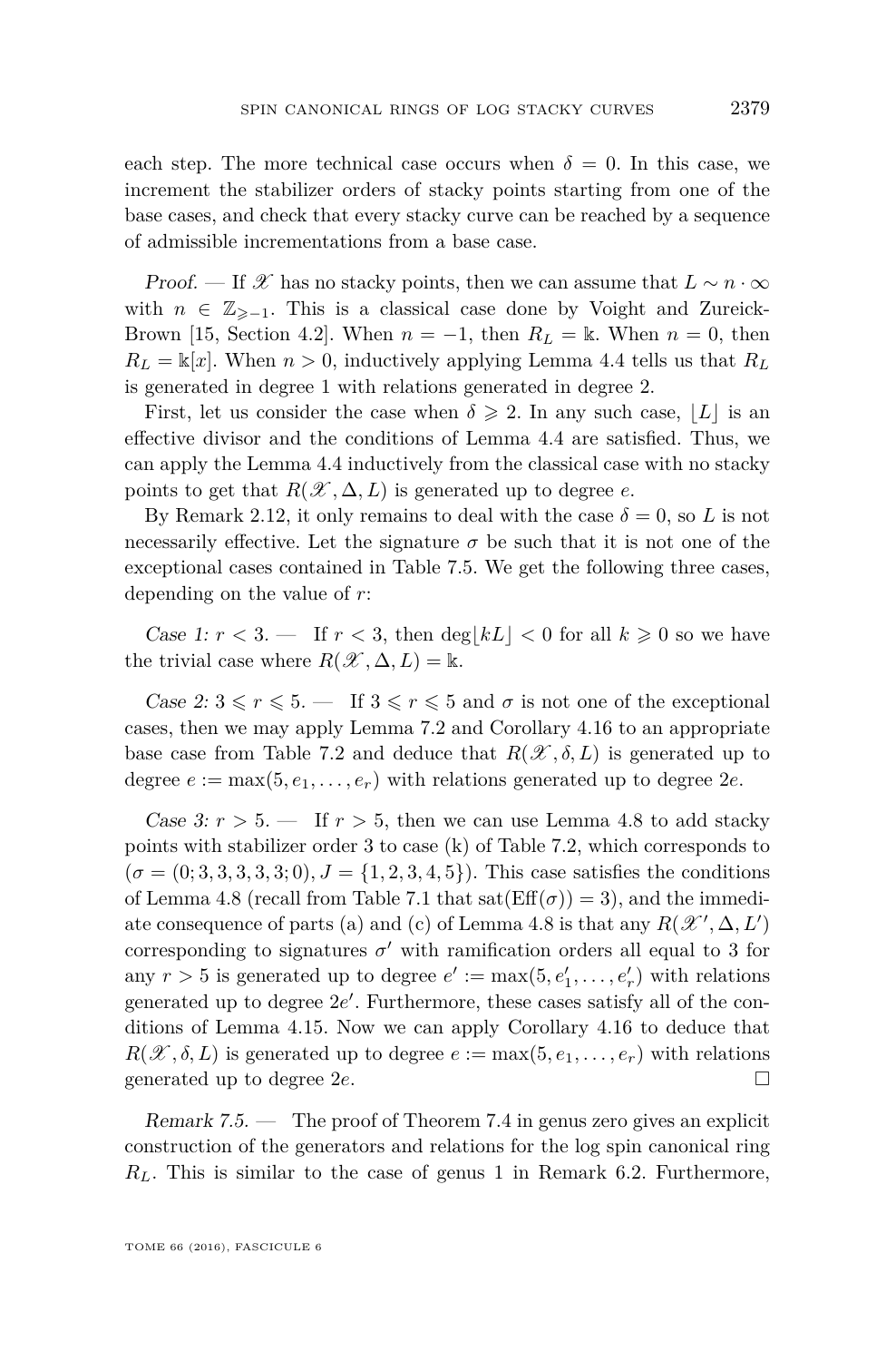each step. The more technical case occurs when $\delta = 0$. In this case, we increment the stabilizer orders of stacky points starting from one of the base cases, and check that every stacky curve can be reached by a sequence of admissible incrementations from a base case.

*Proof.* — If $\mathscr{X}$ has no stacky points, then we can assume that $L \sim n \cdot \infty$ with $n \in \mathbb{Z}_{\geqslant -1}$. This is a classical case done by Voight and Zureick-Brown [15, Section 4.2]. When $n = -1$, then $R_L = \Bbbk$. When $n = 0$, then $R_L = \Bbbk[x]$. When $n > 0$, inductively applying Lemma 4.4 tells us that $R_L$ is generated in degree 1 with relations generated in degree 2.

First, let us consider the case when $\delta \geqslant 2$. In any such case, $\lfloor L \rfloor$ is an effective divisor and the conditions of Lemma 4.4 are satisfied. Thus, we can apply the Lemma 4.4 inductively from the classical case with no stacky points to get that $R(\mathscr{X}, \Delta, L)$ is generated up to degree $e$.

By Remark 2.12, it only remains to deal with the case $\delta = 0$, so $L$ is not necessarily effective. Let the signature $\sigma$ be such that it is not one of the exceptional cases contained in Table 7.5. We get the following three cases, depending on the value of $r$:

*Case 1: $r < 3$.* — If $r < 3$, then $\deg\lfloor kL \rfloor < 0$ for all $k \geqslant 0$ so we have the trivial case where $R(\mathscr{X}, \Delta, L) = \Bbbk$.

*Case 2: $3 \leqslant r \leqslant 5$.* — If $3 \leqslant r \leqslant 5$ and $\sigma$ is not one of the exceptional cases, then we may apply Lemma 7.2 and Corollary 4.16 to an appropriate base case from Table 7.2 and deduce that $R(\mathscr{X}, \delta, L)$ is generated up to degree $e := \max(5, e_1, \dots, e_r)$ with relations generated up to degree $2e$.

*Case 3: $r > 5$.* — If $r > 5$, then we can use Lemma 4.8 to add stacky points with stabilizer order 3 to case (k) of Table 7.2, which corresponds to $(\sigma = (0; 3, 3, 3, 3, 3; 0), J = \{1, 2, 3, 4, 5\})$. This case satisfies the conditions of Lemma 4.8 (recall from Table 7.1 that $\operatorname{sat}(\operatorname{Eff}(\sigma)) = 3$), and the immediate consequence of parts (a) and (c) of Lemma 4.8 is that any $R(\mathscr{X}', \Delta, L')$ corresponding to signatures $\sigma'$ with ramification orders all equal to 3 for any $r > 5$ is generated up to degree $e' := \max(5, e'_1, \dots, e'_r)$ with relations generated up to degree $2e'$. Furthermore, these cases satisfy all of the conditions of Lemma 4.15. Now we can apply Corollary 4.16 to deduce that $R(\mathscr{X}, \delta, L)$ is generated up to degree $e := \max(5, e_1, \dots, e_r)$ with relations generated up to degree $2e$. □

*Remark 7.5.* — The proof of Theorem 7.4 in genus zero gives an explicit construction of the generators and relations for the log spin canonical ring $R_L$. This is similar to the case of genus 1 in Remark 6.2. Furthermore,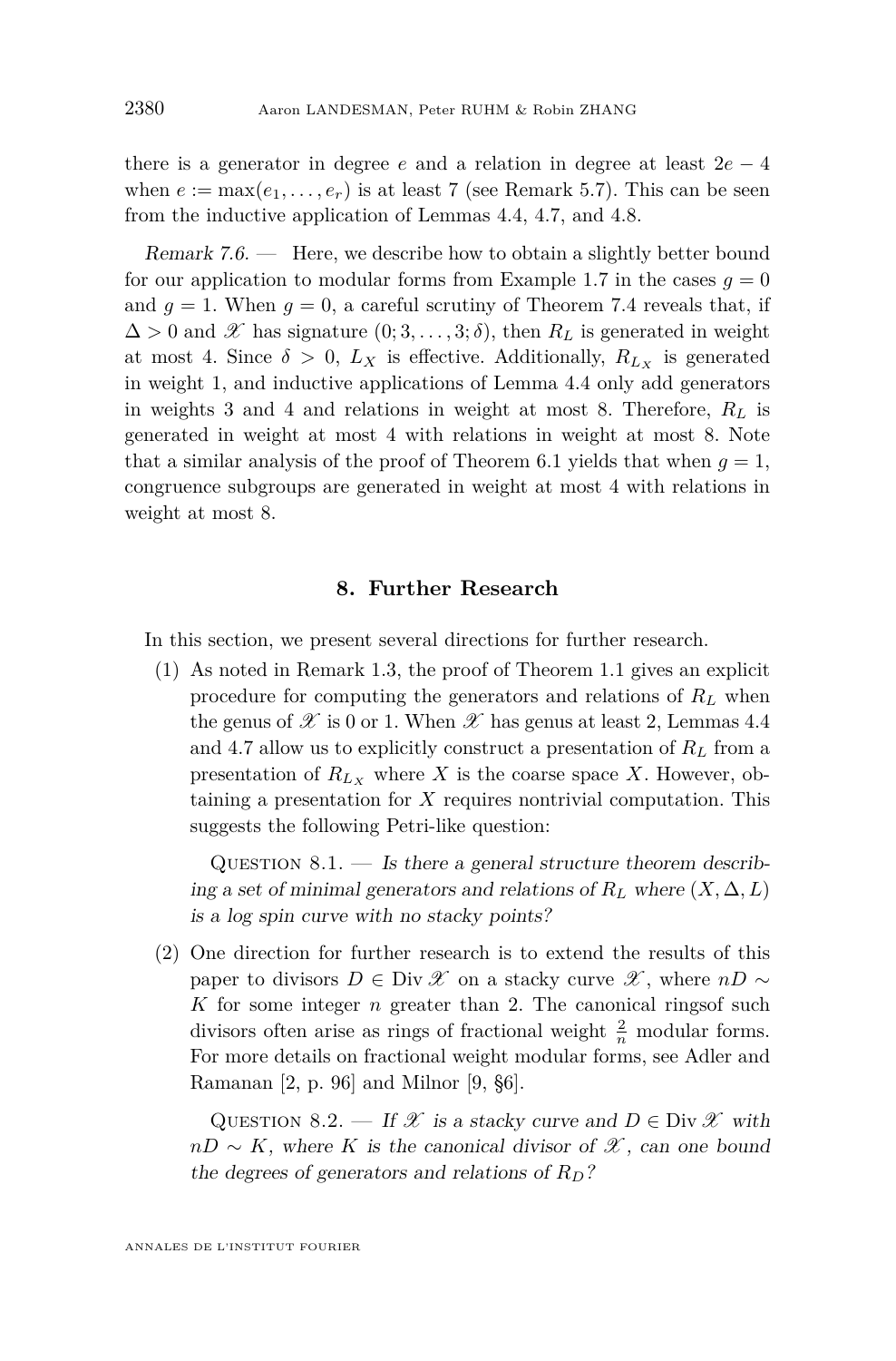there is a generator in degree $e$ and a relation in degree at least $2e - 4$ when $e := \max(e_1, \dots, e_r)$ is at least 7 (see Remark 5.7). This can be seen from the inductive application of Lemmas 4.4, 4.7, and 4.8.

*Remark 7.6.* — Here, we describe how to obtain a slightly better bound for our application to modular forms from Example 1.7 in the cases $g = 0$ and $g = 1$. When $g = 0$, a careful scrutiny of Theorem 7.4 reveals that, if $\Delta > 0$ and $\mathscr{X}$ has signature $(0; 3, \dots, 3; \delta)$, then $R_L$ is generated in weight at most 4. Since $\delta > 0$, $L_X$ is effective. Additionally, $R_{L_X}$ is generated in weight 1, and inductive applications of Lemma 4.4 only add generators in weights 3 and 4 and relations in weight at most 8. Therefore, $R_L$ is generated in weight at most 4 with relations in weight at most 8. Note that a similar analysis of the proof of Theorem 6.1 yields that when $g = 1$, congruence subgroups are generated in weight at most 4 with relations in weight at most 8.

## 8. Further Research

In this section, we present several directions for further research.

(1) As noted in Remark 1.3, the proof of Theorem 1.1 gives an explicit procedure for computing the generators and relations of $R_L$ when the genus of $\mathscr{X}$ is 0 or 1. When $\mathscr{X}$ has genus at least 2, Lemmas 4.4 and 4.7 allow us to explicitly construct a presentation of $R_L$ from a presentation of $R_{L_X}$ where $X$ is the coarse space $X$. However, obtaining a presentation for $X$ requires nontrivial computation. This suggests the following Petri-like question:

   Question 8.1. — *Is there a general structure theorem describing a set of minimal generators and relations of $R_L$ where $(X, \Delta, L)$ is a log spin curve with no stacky points?*

(2) One direction for further research is to extend the results of this paper to divisors $D \in \operatorname{Div} \mathscr{X}$ on a stacky curve $\mathscr{X}$, where $nD \sim K$ for some integer $n$ greater than 2. The canonical ringsof such divisors often arise as rings of fractional weight $\frac{2}{n}$ modular forms. For more details on fractional weight modular forms, see Adler and Ramanan [2, p. 96] and Milnor [9, §6].

   Question 8.2. — *If $\mathscr{X}$ is a stacky curve and $D \in \operatorname{Div} \mathscr{X}$ with $nD \sim K$, where $K$ is the canonical divisor of $\mathscr{X}$, can one bound the degrees of generators and relations of $R_D$?*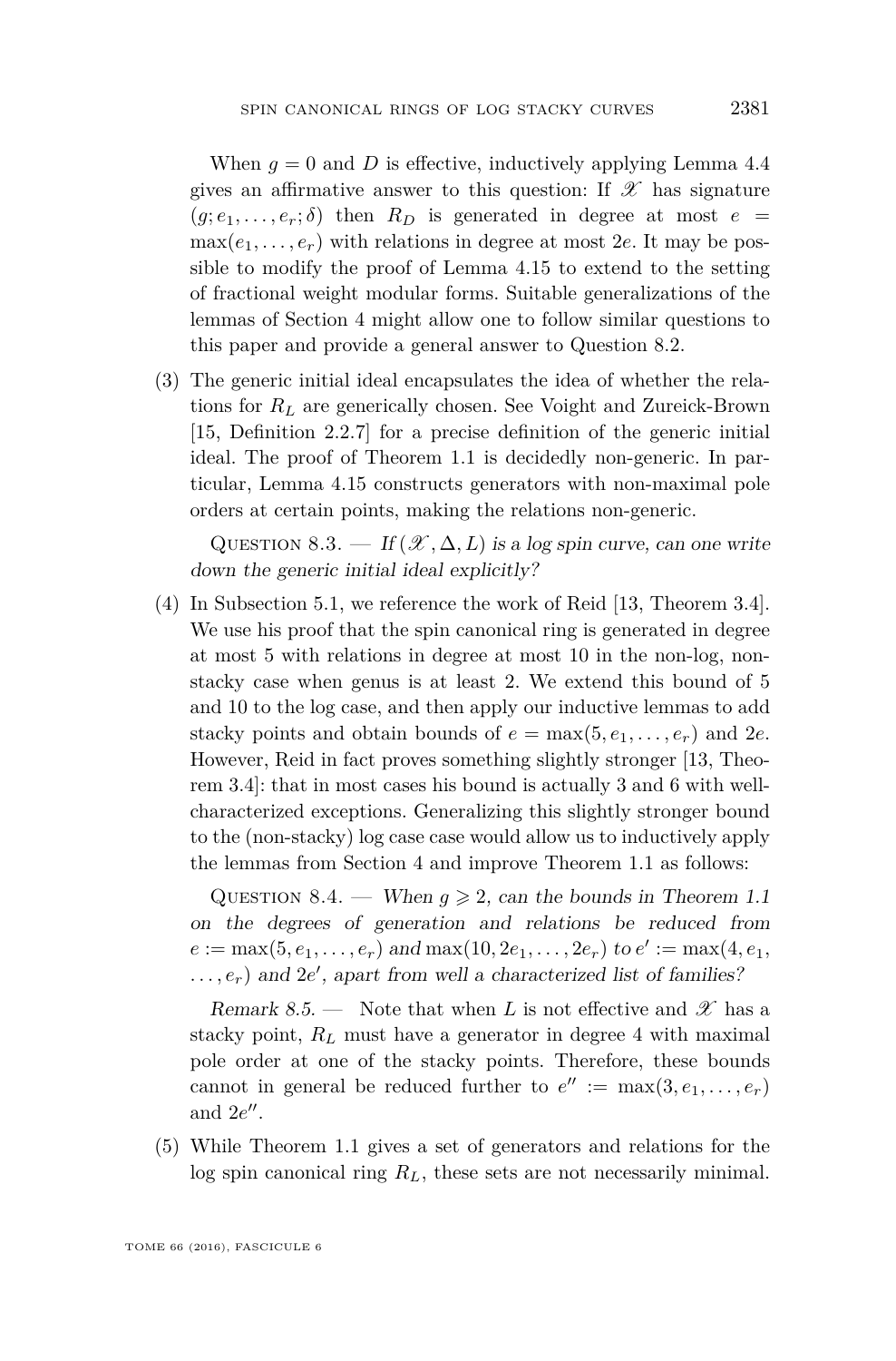When $g = 0$ and $D$ is effective, inductively applying Lemma 4.4 gives an affirmative answer to this question: If $\mathscr{X}$ has signature $(g; e_1, \ldots, e_r; \delta)$ then $R_D$ is generated in degree at most $e = \max(e_1, \ldots, e_r)$ with relations in degree at most $2e$. It may be possible to modify the proof of Lemma 4.15 to extend to the setting of fractional weight modular forms. Suitable generalizations of the lemmas of Section 4 might allow one to follow similar questions to this paper and provide a general answer to Question 8.2.

(3) The generic initial ideal encapsulates the idea of whether the relations for $R_L$ are generically chosen. See Voight and Zureick-Brown [15, Definition 2.2.7] for a precise definition of the generic initial ideal. The proof of Theorem 1.1 is decidedly non-generic. In particular, Lemma 4.15 constructs generators with non-maximal pole orders at certain points, making the relations non-generic.

Question 8.3. — *If $(\mathscr{X}, \Delta, L)$ is a log spin curve, can one write down the generic initial ideal explicitly?*

(4) In Subsection 5.1, we reference the work of Reid [13, Theorem 3.4]. We use his proof that the spin canonical ring is generated in degree at most 5 with relations in degree at most 10 in the non-log, non-stacky case when genus is at least 2. We extend this bound of 5 and 10 to the log case, and then apply our inductive lemmas to add stacky points and obtain bounds of $e = \max(5, e_1, \ldots, e_r)$ and $2e$. However, Reid in fact proves something slightly stronger [13, Theorem 3.4]: that in most cases his bound is actually 3 and 6 with well-characterized exceptions. Generalizing this slightly stronger bound to the (non-stacky) log case case would allow us to inductively apply the lemmas from Section 4 and improve Theorem 1.1 as follows:

Question 8.4. — *When $g \geqslant 2$, can the bounds in Theorem 1.1 on the degrees of generation and relations be reduced from $e := \max(5, e_1, \ldots, e_r)$ and $\max(10, 2e_1, \ldots, 2e_r)$ to $e' := \max(4, e_1, \ldots, e_r)$ and $2e'$, apart from well a characterized list of families?*

*Remark 8.5.* — Note that when $L$ is not effective and $\mathscr{X}$ has a stacky point, $R_L$ must have a generator in degree 4 with maximal pole order at one of the stacky points. Therefore, these bounds cannot in general be reduced further to $e'' := \max(3, e_1, \ldots, e_r)$ and $2e''$.

(5) While Theorem 1.1 gives a set of generators and relations for the log spin canonical ring $R_L$, these sets are not necessarily minimal.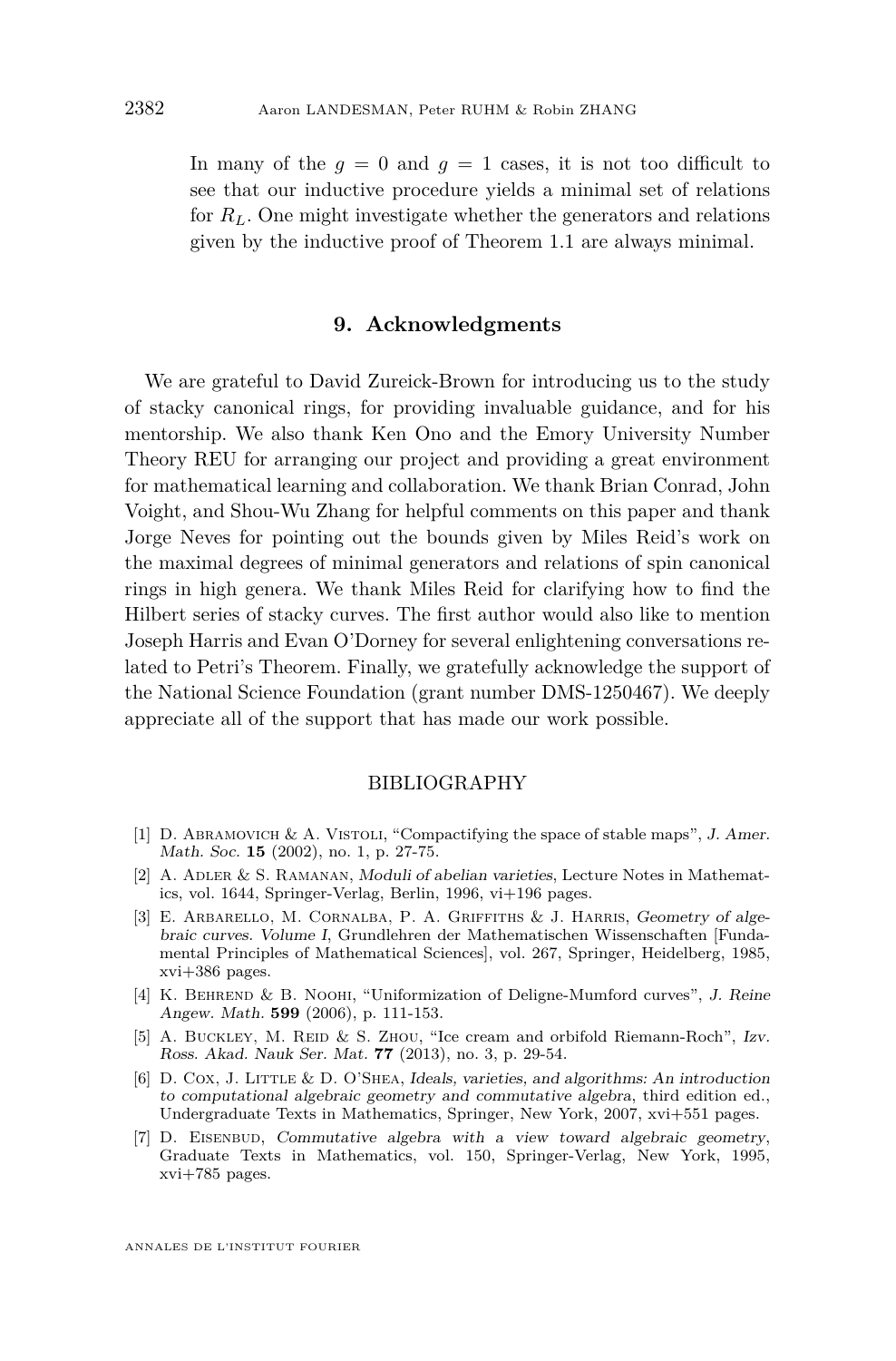In many of the $g = 0$ and $g = 1$ cases, it is not too difficult to see that our inductive procedure yields a minimal set of relations for $R_L$. One might investigate whether the generators and relations given by the inductive proof of Theorem 1.1 are always minimal.

## 9. Acknowledgments

We are grateful to David Zureick-Brown for introducing us to the study of stacky canonical rings, for providing invaluable guidance, and for his mentorship. We also thank Ken Ono and the Emory University Number Theory REU for arranging our project and providing a great environment for mathematical learning and collaboration. We thank Brian Conrad, John Voight, and Shou-Wu Zhang for helpful comments on this paper and thank Jorge Neves for pointing out the bounds given by Miles Reid's work on the maximal degrees of minimal generators and relations of spin canonical rings in high genera. We thank Miles Reid for clarifying how to find the Hilbert series of stacky curves. The first author would also like to mention Joseph Harris and Evan O'Dorney for several enlightening conversations related to Petri's Theorem. Finally, we gratefully acknowledge the support of the National Science Foundation (grant number DMS-1250467). We deeply appreciate all of the support that has made our work possible.

## BIBLIOGRAPHY

[1] D. Abramovich & A. Vistoli, "Compactifying the space of stable maps", *J. Amer. Math. Soc.* **15** (2002), no. 1, p. 27-75.

[2] A. Adler & S. Ramanan, *Moduli of abelian varieties*, Lecture Notes in Mathematics, vol. 1644, Springer-Verlag, Berlin, 1996, vi+196 pages.

[3] E. Arbarello, M. Cornalba, P. A. Griffiths & J. Harris, *Geometry of algebraic curves. Volume I*, Grundlehren der Mathematischen Wissenschaften [Fundamental Principles of Mathematical Sciences], vol. 267, Springer, Heidelberg, 1985, xvi+386 pages.

[4] K. Behrend & B. Noohi, "Uniformization of Deligne-Mumford curves", *J. Reine Angew. Math.* **599** (2006), p. 111-153.

[5] A. Buckley, M. Reid & S. Zhou, "Ice cream and orbifold Riemann-Roch", *Izv. Ross. Akad. Nauk Ser. Mat.* **77** (2013), no. 3, p. 29-54.

[6] D. Cox, J. Little & D. O'Shea, *Ideals, varieties, and algorithms: An introduction to computational algebraic geometry and commutative algebra*, third edition ed., Undergraduate Texts in Mathematics, Springer, New York, 2007, xvi+551 pages.

[7] D. Eisenbud, *Commutative algebra with a view toward algebraic geometry*, Graduate Texts in Mathematics, vol. 150, Springer-Verlag, New York, 1995, xvi+785 pages.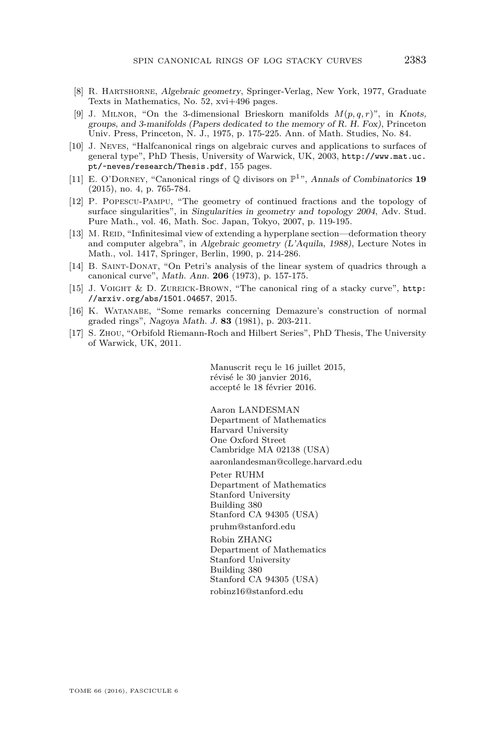[8] R. Hartshorne, *Algebraic geometry*, Springer-Verlag, New York, 1977, Graduate Texts in Mathematics, No. 52, xvi+496 pages.

[9] J. Milnor, "On the 3-dimensional Brieskorn manifolds $M(p,q,r)$", in *Knots, groups, and 3-manifolds (Papers dedicated to the memory of R. H. Fox)*, Princeton Univ. Press, Princeton, N. J., 1975, p. 175-225. Ann. of Math. Studies, No. 84.

[10] J. Neves, "Halfcanonical rings on algebraic curves and applications to surfaces of general type", PhD Thesis, University of Warwick, UK, 2003, http://www.mat.uc.pt/~neves/research/Thesis.pdf, 155 pages.

[11] E. O'Dorney, "Canonical rings of $\mathbb{Q}$ divisors on $\mathbb{P}^1$", *Annals of Combinatorics* **19** (2015), no. 4, p. 765-784.

[12] P. Popescu-Pampu, "The geometry of continued fractions and the topology of surface singularities", in *Singularities in geometry and topology 2004*, Adv. Stud. Pure Math., vol. 46, Math. Soc. Japan, Tokyo, 2007, p. 119-195.

[13] M. Reid, "Infinitesimal view of extending a hyperplane section—deformation theory and computer algebra", in *Algebraic geometry (L'Aquila, 1988)*, Lecture Notes in Math., vol. 1417, Springer, Berlin, 1990, p. 214-286.

[14] B. Saint-Donat, "On Petri's analysis of the linear system of quadrics through a canonical curve", *Math. Ann.* **206** (1973), p. 157-175.

[15] J. Voight & D. Zureick-Brown, "The canonical ring of a stacky curve", http://arxiv.org/abs/1501.04657, 2015.

[16] K. Watanabe, "Some remarks concerning Demazure's construction of normal graded rings", *Nagoya Math. J.* **83** (1981), p. 203-211.

[17] S. Zhou, "Orbifold Riemann-Roch and Hilbert Series", PhD Thesis, The University of Warwick, UK, 2011.

Manuscrit reçu le 16 juillet 2015,
révisé le 30 janvier 2016,
accepté le 18 février 2016.

Aaron LANDESMAN
Department of Mathematics
Harvard University
One Oxford Street
Cambridge MA 02138 (USA)
aaronlandesman@college.harvard.edu

Peter RUHM
Department of Mathematics
Stanford University
Building 380
Stanford CA 94305 (USA)
pruhm@stanford.edu

Robin ZHANG
Department of Mathematics
Stanford University
Building 380
Stanford CA 94305 (USA)
robinz16@stanford.edu